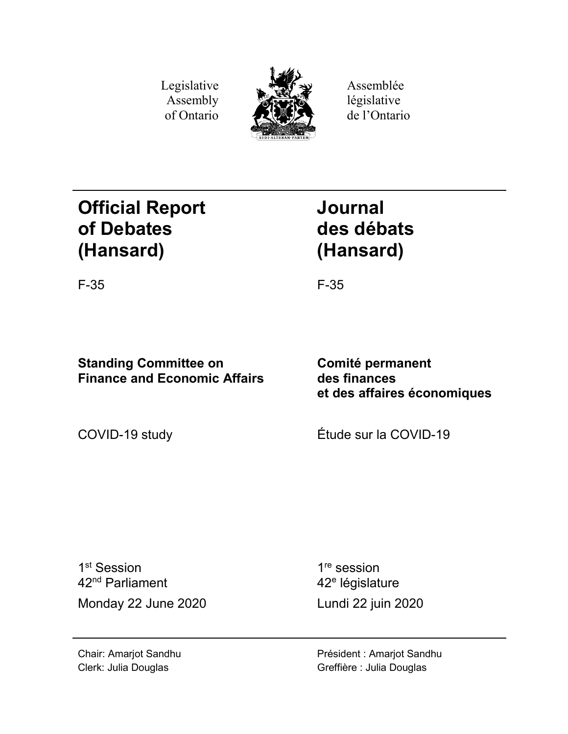Legislative Assembly of Ontario

Assemblée législative de l'Ontario

# Official Report of Debates (Hansard)

F-35

# Journal des débats (Hansard)

F-35

**Standing Committee on Finance and Economic Affairs**

**Comité permanent des finances et des affaires économiques**

COVID-19 study

Étude sur la COVID-19

1st Session
42nd Parliament
Monday 22 June 2020

1re session
42e législature
Lundi 22 juin 2020

Chair: Amarjot Sandhu
Clerk: Julia Douglas

Président : Amarjot Sandhu
Greffière : Julia Douglas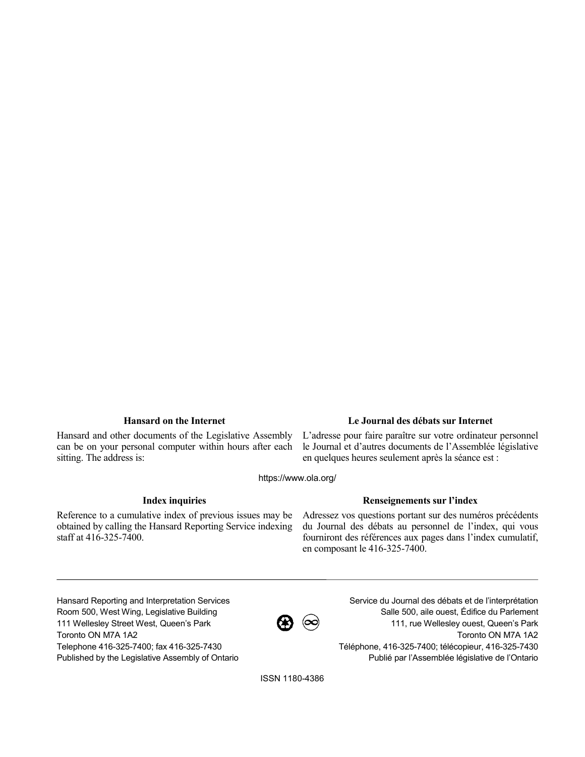### Hansard on the Internet

Hansard and other documents of the Legislative Assembly can be on your personal computer within hours after each sitting. The address is:

### Le Journal des débats sur Internet

L'adresse pour faire paraître sur votre ordinateur personnel le Journal et d'autres documents de l'Assemblée législative en quelques heures seulement après la séance est :

https://www.ola.org/

### Index inquiries

Reference to a cumulative index of previous issues may be obtained by calling the Hansard Reporting Service indexing staff at 416-325-7400.

### Renseignements sur l'index

Adressez vos questions portant sur des numéros précédents du Journal des débats au personnel de l'index, qui vous fourniront des références aux pages dans l'index cumulatif, en composant le 416-325-7400.

---

Hansard Reporting and Interpretation Services
Room 500, West Wing, Legislative Building
111 Wellesley Street West, Queen's Park
Toronto ON M7A 1A2
Telephone 416-325-7400; fax 416-325-7430
Published by the Legislative Assembly of Ontario

Service du Journal des débats et de l'interprétation
Salle 500, aile ouest, Édifice du Parlement
111, rue Wellesley ouest, Queen's Park
Toronto ON M7A 1A2
Téléphone, 416-325-7400; télécopieur, 416-325-7430
Publié par l'Assemblée législative de l'Ontario

ISSN 1180-4386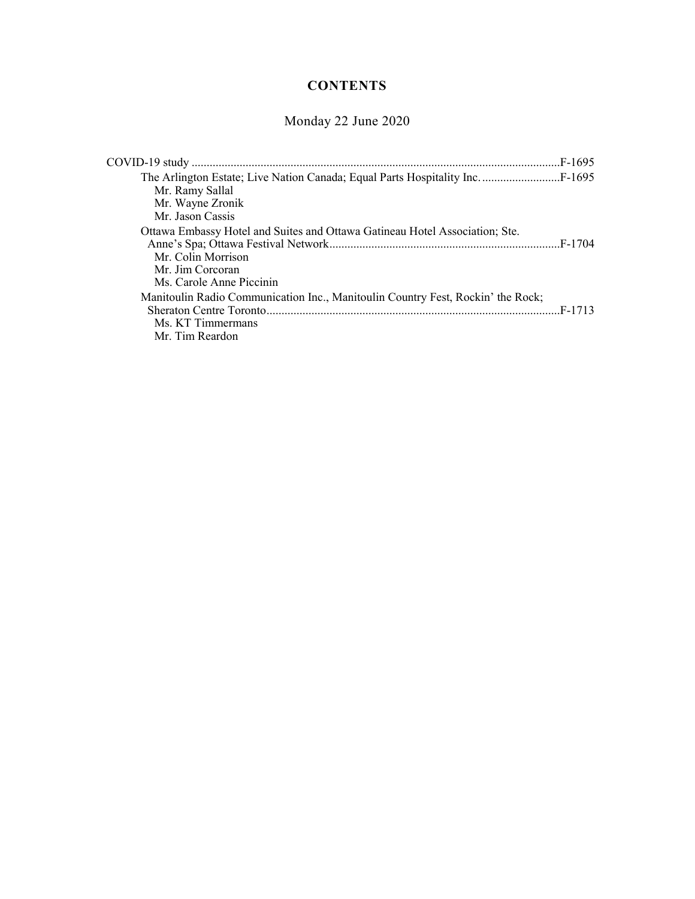# CONTENTS

Monday 22 June 2020

COVID-19 study ..........................................................................................................................F-1695

- The Arlington Estate; Live Nation Canada; Equal Parts Hospitality Inc. ..........................F-1695
  - Mr. Ramy Sallal
  - Mr. Wayne Zronik
  - Mr. Jason Cassis
- Ottawa Embassy Hotel and Suites and Ottawa Gatineau Hotel Association; Ste. Anne's Spa; Ottawa Festival Network............................................................................F-1704
  - Mr. Colin Morrison
  - Mr. Jim Corcoran
  - Ms. Carole Anne Piccinin
- Manitoulin Radio Communication Inc., Manitoulin Country Fest, Rockin' the Rock; Sheraton Centre Toronto.................................................................................................F-1713
  - Ms. KT Timmermans
  - Mr. Tim Reardon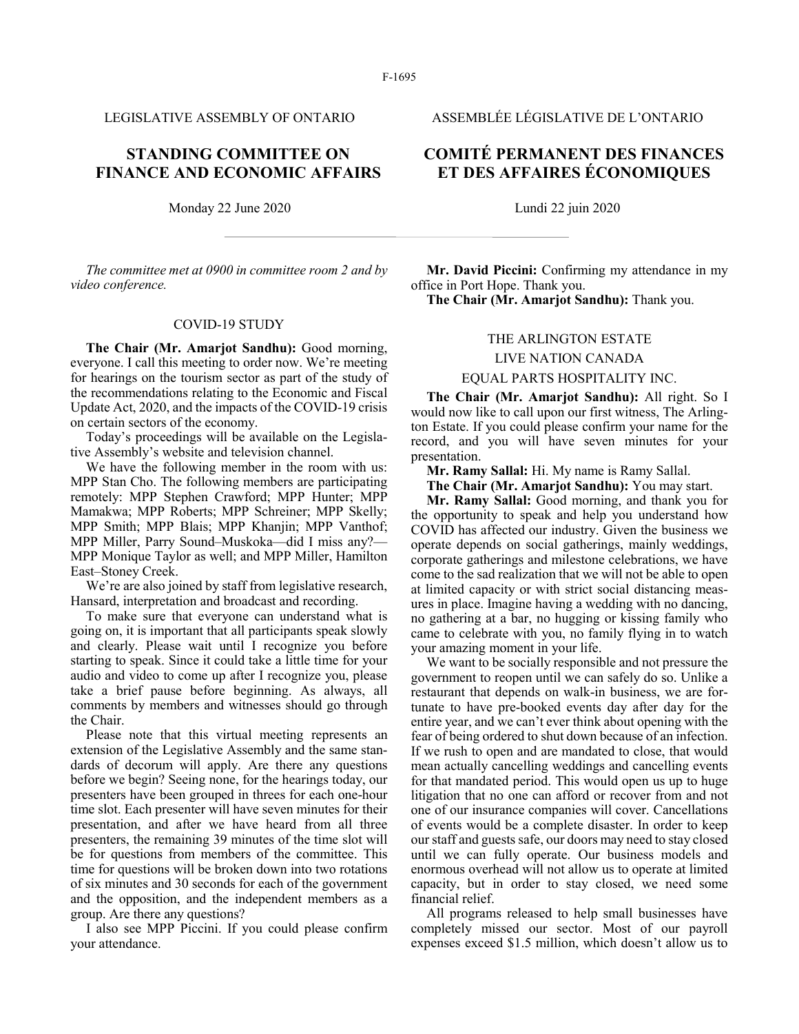LEGISLATIVE ASSEMBLY OF ONTARIO

ASSEMBLÉE LÉGISLATIVE DE L'ONTARIO

# STANDING COMMITTEE ON FINANCE AND ECONOMIC AFFAIRS

# COMITÉ PERMANENT DES FINANCES ET DES AFFAIRES ÉCONOMIQUES

Monday 22 June 2020

Lundi 22 juin 2020

*The committee met at 0900 in committee room 2 and by video conference.*

## COVID-19 STUDY

**The Chair (Mr. Amarjot Sandhu):** Good morning, everyone. I call this meeting to order now. We're meeting for hearings on the tourism sector as part of the study of the recommendations relating to the Economic and Fiscal Update Act, 2020, and the impacts of the COVID-19 crisis on certain sectors of the economy.

Today's proceedings will be available on the Legislative Assembly's website and television channel.

We have the following member in the room with us: MPP Stan Cho. The following members are participating remotely: MPP Stephen Crawford; MPP Hunter; MPP Mamakwa; MPP Roberts; MPP Schreiner; MPP Skelly; MPP Smith; MPP Blais; MPP Khanjin; MPP Vanthof; MPP Miller, Parry Sound–Muskoka—did I miss any?—MPP Monique Taylor as well; and MPP Miller, Hamilton East–Stoney Creek.

We're are also joined by staff from legislative research, Hansard, interpretation and broadcast and recording.

To make sure that everyone can understand what is going on, it is important that all participants speak slowly and clearly. Please wait until I recognize you before starting to speak. Since it could take a little time for your audio and video to come up after I recognize you, please take a brief pause before beginning. As always, all comments by members and witnesses should go through the Chair.

Please note that this virtual meeting represents an extension of the Legislative Assembly and the same standards of decorum will apply. Are there any questions before we begin? Seeing none, for the hearings today, our presenters have been grouped in threes for each one-hour time slot. Each presenter will have seven minutes for their presentation, and after we have heard from all three presenters, the remaining 39 minutes of the time slot will be for questions from members of the committee. This time for questions will be broken down into two rotations of six minutes and 30 seconds for each of the government and the opposition, and the independent members as a group. Are there any questions?

I also see MPP Piccini. If you could please confirm your attendance.

**Mr. David Piccini:** Confirming my attendance in my office in Port Hope. Thank you.

**The Chair (Mr. Amarjot Sandhu):** Thank you.

## THE ARLINGTON ESTATE
## LIVE NATION CANADA
## EQUAL PARTS HOSPITALITY INC.

**The Chair (Mr. Amarjot Sandhu):** All right. So I would now like to call upon our first witness, The Arlington Estate. If you could please confirm your name for the record, and you will have seven minutes for your presentation.

**Mr. Ramy Sallal:** Hi. My name is Ramy Sallal.

**The Chair (Mr. Amarjot Sandhu):** You may start.

**Mr. Ramy Sallal:** Good morning, and thank you for the opportunity to speak and help you understand how COVID has affected our industry. Given the business we operate depends on social gatherings, mainly weddings, corporate gatherings and milestone celebrations, we have come to the sad realization that we will not be able to open at limited capacity or with strict social distancing measures in place. Imagine having a wedding with no dancing, no gathering at a bar, no hugging or kissing family who came to celebrate with you, no family flying in to watch your amazing moment in your life.

We want to be socially responsible and not pressure the government to reopen until we can safely do so. Unlike a restaurant that depends on walk-in business, we are fortunate to have pre-booked events day after day for the entire year, and we can't ever think about opening with the fear of being ordered to shut down because of an infection. If we rush to open and are mandated to close, that would mean actually cancelling weddings and cancelling events for that mandated period. This would open us up to huge litigation that no one can afford or recover from and not one of our insurance companies will cover. Cancellations of events would be a complete disaster. In order to keep our staff and guests safe, our doors may need to stay closed until we can fully operate. Our business models and enormous overhead will not allow us to operate at limited capacity, but in order to stay closed, we need some financial relief.

All programs released to help small businesses have completely missed our sector. Most of our payroll expenses exceed $1.5 million, which doesn't allow us to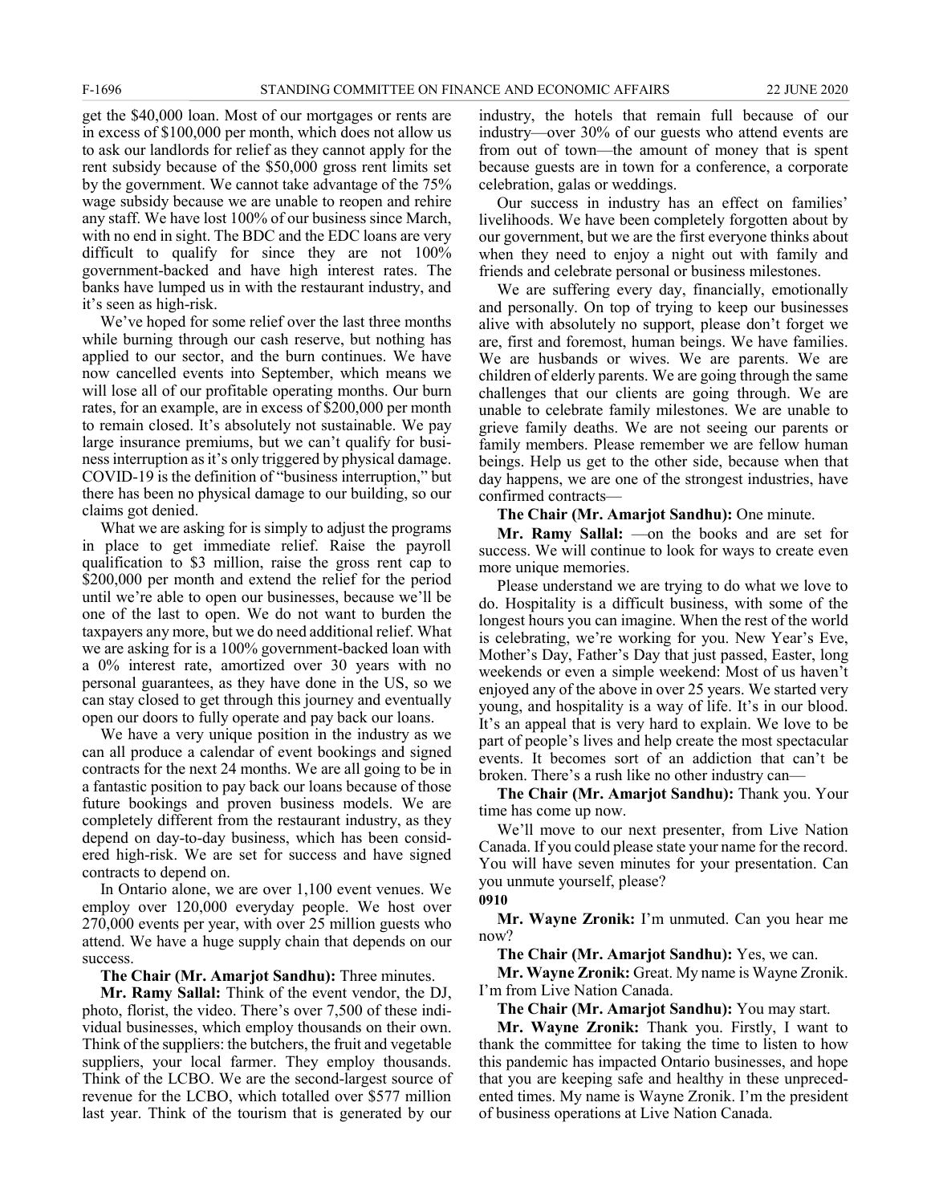get the $40,000 loan. Most of our mortgages or rents are in excess of $100,000 per month, which does not allow us to ask our landlords for relief as they cannot apply for the rent subsidy because of the $50,000 gross rent limits set by the government. We cannot take advantage of the 75% wage subsidy because we are unable to reopen and rehire any staff. We have lost 100% of our business since March, with no end in sight. The BDC and the EDC loans are very difficult to qualify for since they are not 100% government-backed and have high interest rates. The banks have lumped us in with the restaurant industry, and it's seen as high-risk.

We've hoped for some relief over the last three months while burning through our cash reserve, but nothing has applied to our sector, and the burn continues. We have now cancelled events into September, which means we will lose all of our profitable operating months. Our burn rates, for an example, are in excess of $200,000 per month to remain closed. It's absolutely not sustainable. We pay large insurance premiums, but we can't qualify for business interruption as it's only triggered by physical damage. COVID-19 is the definition of "business interruption," but there has been no physical damage to our building, so our claims got denied.

What we are asking for is simply to adjust the programs in place to get immediate relief. Raise the payroll qualification to $3 million, raise the gross rent cap to $200,000 per month and extend the relief for the period until we're able to open our businesses, because we'll be one of the last to open. We do not want to burden the taxpayers any more, but we do need additional relief. What we are asking for is a 100% government-backed loan with a 0% interest rate, amortized over 30 years with no personal guarantees, as they have done in the US, so we can stay closed to get through this journey and eventually open our doors to fully operate and pay back our loans.

We have a very unique position in the industry as we can all produce a calendar of event bookings and signed contracts for the next 24 months. We are all going to be in a fantastic position to pay back our loans because of those future bookings and proven business models. We are completely different from the restaurant industry, as they depend on day-to-day business, which has been considered high-risk. We are set for success and have signed contracts to depend on.

In Ontario alone, we are over 1,100 event venues. We employ over 120,000 everyday people. We host over 270,000 events per year, with over 25 million guests who attend. We have a huge supply chain that depends on our success.

**The Chair (Mr. Amarjot Sandhu):** Three minutes.

**Mr. Ramy Sallal:** Think of the event vendor, the DJ, photo, florist, the video. There's over 7,500 of these individual businesses, which employ thousands on their own. Think of the suppliers: the butchers, the fruit and vegetable suppliers, your local farmer. They employ thousands. Think of the LCBO. We are the second-largest source of revenue for the LCBO, which totalled over $577 million last year. Think of the tourism that is generated by our industry, the hotels that remain full because of our industry—over 30% of our guests who attend events are from out of town—the amount of money that is spent because guests are in town for a conference, a corporate celebration, galas or weddings.

Our success in industry has an effect on families' livelihoods. We have been completely forgotten about by our government, but we are the first everyone thinks about when they need to enjoy a night out with family and friends and celebrate personal or business milestones.

We are suffering every day, financially, emotionally and personally. On top of trying to keep our businesses alive with absolutely no support, please don't forget we are, first and foremost, human beings. We have families. We are husbands or wives. We are parents. We are children of elderly parents. We are going through the same challenges that our clients are going through. We are unable to celebrate family milestones. We are unable to grieve family deaths. We are not seeing our parents or family members. Please remember we are fellow human beings. Help us get to the other side, because when that day happens, we are one of the strongest industries, have confirmed contracts—

**The Chair (Mr. Amarjot Sandhu):** One minute.

**Mr. Ramy Sallal:** —on the books and are set for success. We will continue to look for ways to create even more unique memories.

Please understand we are trying to do what we love to do. Hospitality is a difficult business, with some of the longest hours you can imagine. When the rest of the world is celebrating, we're working for you. New Year's Eve, Mother's Day, Father's Day that just passed, Easter, long weekends or even a simple weekend: Most of us haven't enjoyed any of the above in over 25 years. We started very young, and hospitality is a way of life. It's in our blood. It's an appeal that is very hard to explain. We love to be part of people's lives and help create the most spectacular events. It becomes sort of an addiction that can't be broken. There's a rush like no other industry can—

**The Chair (Mr. Amarjot Sandhu):** Thank you. Your time has come up now.

We'll move to our next presenter, from Live Nation Canada. If you could please state your name for the record. You will have seven minutes for your presentation. Can you unmute yourself, please?

**0910**

**Mr. Wayne Zronik:** I'm unmuted. Can you hear me now?

**The Chair (Mr. Amarjot Sandhu):** Yes, we can.

**Mr. Wayne Zronik:** Great. My name is Wayne Zronik. I'm from Live Nation Canada.

**The Chair (Mr. Amarjot Sandhu):** You may start.

**Mr. Wayne Zronik:** Thank you. Firstly, I want to thank the committee for taking the time to listen to how this pandemic has impacted Ontario businesses, and hope that you are keeping safe and healthy in these unprecedented times. My name is Wayne Zronik. I'm the president of business operations at Live Nation Canada.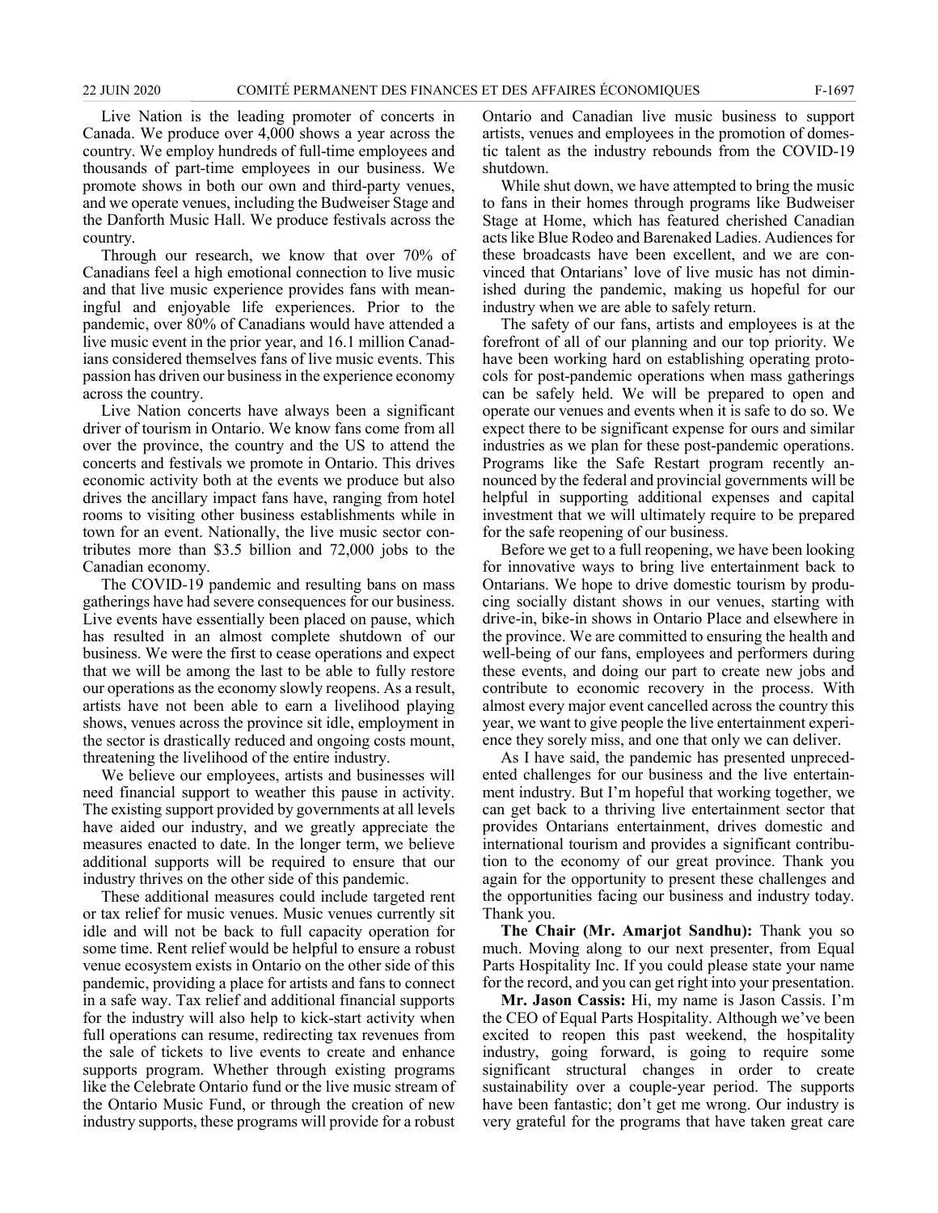Live Nation is the leading promoter of concerts in Canada. We produce over 4,000 shows a year across the country. We employ hundreds of full-time employees and thousands of part-time employees in our business. We promote shows in both our own and third-party venues, and we operate venues, including the Budweiser Stage and the Danforth Music Hall. We produce festivals across the country.

Through our research, we know that over 70% of Canadians feel a high emotional connection to live music and that live music experience provides fans with meaningful and enjoyable life experiences. Prior to the pandemic, over 80% of Canadians would have attended a live music event in the prior year, and 16.1 million Canadians considered themselves fans of live music events. This passion has driven our business in the experience economy across the country.

Live Nation concerts have always been a significant driver of tourism in Ontario. We know fans come from all over the province, the country and the US to attend the concerts and festivals we promote in Ontario. This drives economic activity both at the events we produce but also drives the ancillary impact fans have, ranging from hotel rooms to visiting other business establishments while in town for an event. Nationally, the live music sector contributes more than $3.5 billion and 72,000 jobs to the Canadian economy.

The COVID-19 pandemic and resulting bans on mass gatherings have had severe consequences for our business. Live events have essentially been placed on pause, which has resulted in an almost complete shutdown of our business. We were the first to cease operations and expect that we will be among the last to be able to fully restore our operations as the economy slowly reopens. As a result, artists have not been able to earn a livelihood playing shows, venues across the province sit idle, employment in the sector is drastically reduced and ongoing costs mount, threatening the livelihood of the entire industry.

We believe our employees, artists and businesses will need financial support to weather this pause in activity. The existing support provided by governments at all levels have aided our industry, and we greatly appreciate the measures enacted to date. In the longer term, we believe additional supports will be required to ensure that our industry thrives on the other side of this pandemic.

These additional measures could include targeted rent or tax relief for music venues. Music venues currently sit idle and will not be back to full capacity operation for some time. Rent relief would be helpful to ensure a robust venue ecosystem exists in Ontario on the other side of this pandemic, providing a place for artists and fans to connect in a safe way. Tax relief and additional financial supports for the industry will also help to kick-start activity when full operations can resume, redirecting tax revenues from the sale of tickets to live events to create and enhance supports program. Whether through existing programs like the Celebrate Ontario fund or the live music stream of the Ontario Music Fund, or through the creation of new industry supports, these programs will provide for a robust Ontario and Canadian live music business to support artists, venues and employees in the promotion of domestic talent as the industry rebounds from the COVID-19 shutdown.

While shut down, we have attempted to bring the music to fans in their homes through programs like Budweiser Stage at Home, which has featured cherished Canadian acts like Blue Rodeo and Barenaked Ladies. Audiences for these broadcasts have been excellent, and we are convinced that Ontarians' love of live music has not diminished during the pandemic, making us hopeful for our industry when we are able to safely return.

The safety of our fans, artists and employees is at the forefront of all of our planning and our top priority. We have been working hard on establishing operating protocols for post-pandemic operations when mass gatherings can be safely held. We will be prepared to open and operate our venues and events when it is safe to do so. We expect there to be significant expense for ours and similar industries as we plan for these post-pandemic operations. Programs like the Safe Restart program recently announced by the federal and provincial governments will be helpful in supporting additional expenses and capital investment that we will ultimately require to be prepared for the safe reopening of our business.

Before we get to a full reopening, we have been looking for innovative ways to bring live entertainment back to Ontarians. We hope to drive domestic tourism by producing socially distant shows in our venues, starting with drive-in, bike-in shows in Ontario Place and elsewhere in the province. We are committed to ensuring the health and well-being of our fans, employees and performers during these events, and doing our part to create new jobs and contribute to economic recovery in the process. With almost every major event cancelled across the country this year, we want to give people the live entertainment experience they sorely miss, and one that only we can deliver.

As I have said, the pandemic has presented unprecedented challenges for our business and the live entertainment industry. But I'm hopeful that working together, we can get back to a thriving live entertainment sector that provides Ontarians entertainment, drives domestic and international tourism and provides a significant contribution to the economy of our great province. Thank you again for the opportunity to present these challenges and the opportunities facing our business and industry today. Thank you.

**The Chair (Mr. Amarjot Sandhu):** Thank you so much. Moving along to our next presenter, from Equal Parts Hospitality Inc. If you could please state your name for the record, and you can get right into your presentation.

**Mr. Jason Cassis:** Hi, my name is Jason Cassis. I'm the CEO of Equal Parts Hospitality. Although we've been excited to reopen this past weekend, the hospitality industry, going forward, is going to require some significant structural changes in order to create sustainability over a couple-year period. The supports have been fantastic; don't get me wrong. Our industry is very grateful for the programs that have taken great care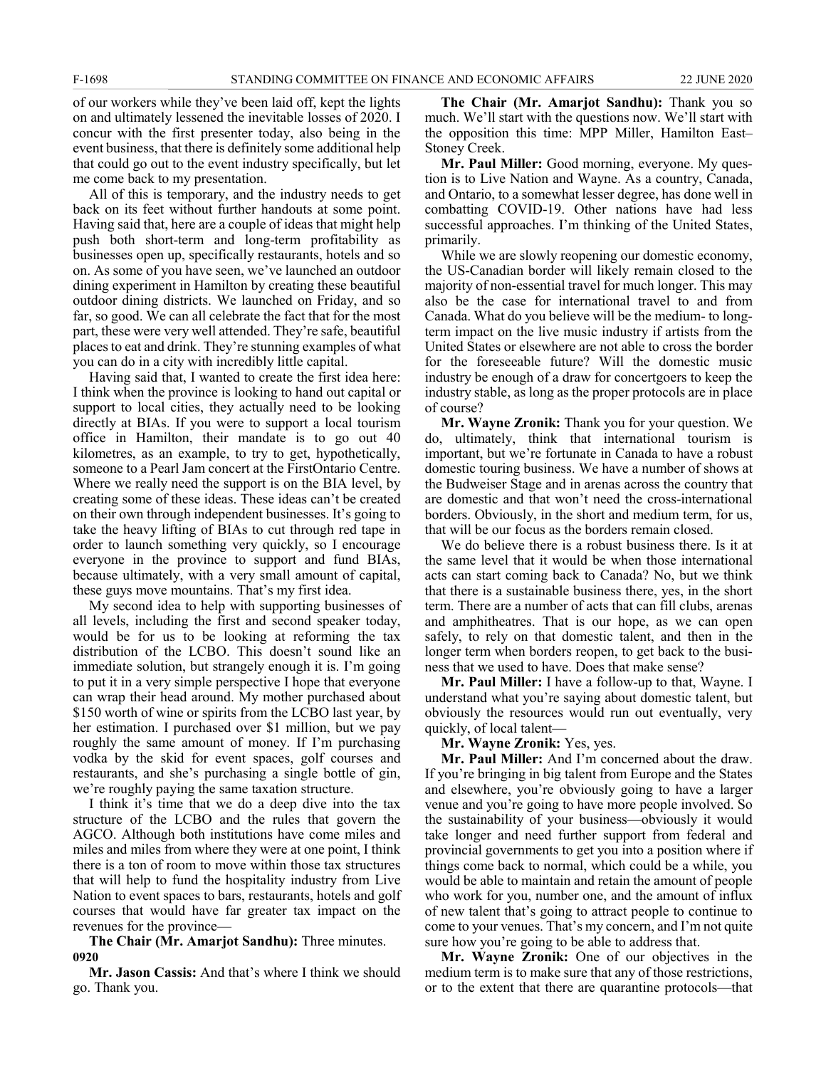of our workers while they've been laid off, kept the lights on and ultimately lessened the inevitable losses of 2020. I concur with the first presenter today, also being in the event business, that there is definitely some additional help that could go out to the event industry specifically, but let me come back to my presentation.

All of this is temporary, and the industry needs to get back on its feet without further handouts at some point. Having said that, here are a couple of ideas that might help push both short-term and long-term profitability as businesses open up, specifically restaurants, hotels and so on. As some of you have seen, we've launched an outdoor dining experiment in Hamilton by creating these beautiful outdoor dining districts. We launched on Friday, and so far, so good. We can all celebrate the fact that for the most part, these were very well attended. They're safe, beautiful places to eat and drink. They're stunning examples of what you can do in a city with incredibly little capital.

Having said that, I wanted to create the first idea here: I think when the province is looking to hand out capital or support to local cities, they actually need to be looking directly at BIAs. If you were to support a local tourism office in Hamilton, their mandate is to go out 40 kilometres, as an example, to try to get, hypothetically, someone to a Pearl Jam concert at the FirstOntario Centre. Where we really need the support is on the BIA level, by creating some of these ideas. These ideas can't be created on their own through independent businesses. It's going to take the heavy lifting of BIAs to cut through red tape in order to launch something very quickly, so I encourage everyone in the province to support and fund BIAs, because ultimately, with a very small amount of capital, these guys move mountains. That's my first idea.

My second idea to help with supporting businesses of all levels, including the first and second speaker today, would be for us to be looking at reforming the tax distribution of the LCBO. This doesn't sound like an immediate solution, but strangely enough it is. I'm going to put it in a very simple perspective I hope that everyone can wrap their head around. My mother purchased about $150 worth of wine or spirits from the LCBO last year, by her estimation. I purchased over $1 million, but we pay roughly the same amount of money. If I'm purchasing vodka by the skid for event spaces, golf courses and restaurants, and she's purchasing a single bottle of gin, we're roughly paying the same taxation structure.

I think it's time that we do a deep dive into the tax structure of the LCBO and the rules that govern the AGCO. Although both institutions have come miles and miles and miles from where they were at one point, I think there is a ton of room to move within those tax structures that will help to fund the hospitality industry from Live Nation to event spaces to bars, restaurants, hotels and golf courses that would have far greater tax impact on the revenues for the province—

**The Chair (Mr. Amarjot Sandhu):** Three minutes.

**0920**

**Mr. Jason Cassis:** And that's where I think we should go. Thank you.

**The Chair (Mr. Amarjot Sandhu):** Thank you so much. We'll start with the questions now. We'll start with the opposition this time: MPP Miller, Hamilton East–Stoney Creek.

**Mr. Paul Miller:** Good morning, everyone. My question is to Live Nation and Wayne. As a country, Canada, and Ontario, to a somewhat lesser degree, has done well in combatting COVID-19. Other nations have had less successful approaches. I'm thinking of the United States, primarily.

While we are slowly reopening our domestic economy, the US-Canadian border will likely remain closed to the majority of non-essential travel for much longer. This may also be the case for international travel to and from Canada. What do you believe will be the medium- to long-term impact on the live music industry if artists from the United States or elsewhere are not able to cross the border for the foreseeable future? Will the domestic music industry be enough of a draw for concertgoers to keep the industry stable, as long as the proper protocols are in place of course?

**Mr. Wayne Zronik:** Thank you for your question. We do, ultimately, think that international tourism is important, but we're fortunate in Canada to have a robust domestic touring business. We have a number of shows at the Budweiser Stage and in arenas across the country that are domestic and that won't need the cross-international borders. Obviously, in the short and medium term, for us, that will be our focus as the borders remain closed.

We do believe there is a robust business there. Is it at the same level that it would be when those international acts can start coming back to Canada? No, but we think that there is a sustainable business there, yes, in the short term. There are a number of acts that can fill clubs, arenas and amphitheatres. That is our hope, as we can open safely, to rely on that domestic talent, and then in the longer term when borders reopen, to get back to the business that we used to have. Does that make sense?

**Mr. Paul Miller:** I have a follow-up to that, Wayne. I understand what you're saying about domestic talent, but obviously the resources would run out eventually, very quickly, of local talent—

**Mr. Wayne Zronik:** Yes, yes.

**Mr. Paul Miller:** And I'm concerned about the draw. If you're bringing in big talent from Europe and the States and elsewhere, you're obviously going to have a larger venue and you're going to have more people involved. So the sustainability of your business—obviously it would take longer and need further support from federal and provincial governments to get you into a position where if things come back to normal, which could be a while, you would be able to maintain and retain the amount of people who work for you, number one, and the amount of influx of new talent that's going to attract people to continue to come to your venues. That's my concern, and I'm not quite sure how you're going to be able to address that.

**Mr. Wayne Zronik:** One of our objectives in the medium term is to make sure that any of those restrictions, or to the extent that there are quarantine protocols—that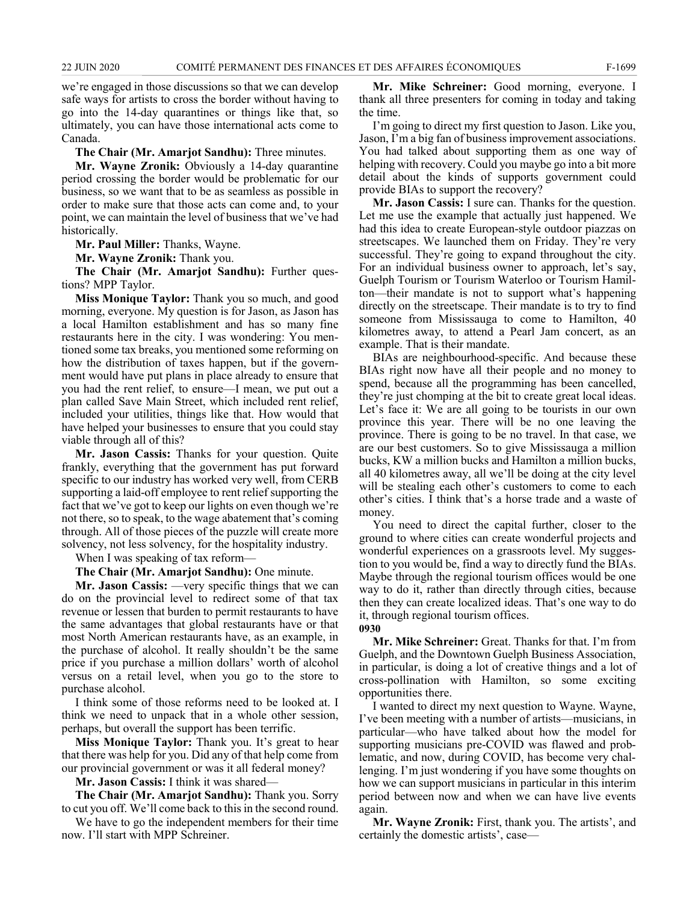we're engaged in those discussions so that we can develop safe ways for artists to cross the border without having to go into the 14-day quarantines or things like that, so ultimately, you can have those international acts come to Canada.

**The Chair (Mr. Amarjot Sandhu):** Three minutes.

**Mr. Wayne Zronik:** Obviously a 14-day quarantine period crossing the border would be problematic for our business, so we want that to be as seamless as possible in order to make sure that those acts can come and, to your point, we can maintain the level of business that we've had historically.

**Mr. Paul Miller:** Thanks, Wayne.

**Mr. Wayne Zronik:** Thank you.

**The Chair (Mr. Amarjot Sandhu):** Further questions? MPP Taylor.

**Miss Monique Taylor:** Thank you so much, and good morning, everyone. My question is for Jason, as Jason has a local Hamilton establishment and has so many fine restaurants here in the city. I was wondering: You mentioned some tax breaks, you mentioned some reforming on how the distribution of taxes happen, but if the government would have put plans in place already to ensure that you had the rent relief, to ensure—I mean, we put out a plan called Save Main Street, which included rent relief, included your utilities, things like that. How would that have helped your businesses to ensure that you could stay viable through all of this?

**Mr. Jason Cassis:** Thanks for your question. Quite frankly, everything that the government has put forward specific to our industry has worked very well, from CERB supporting a laid-off employee to rent relief supporting the fact that we've got to keep our lights on even though we're not there, so to speak, to the wage abatement that's coming through. All of those pieces of the puzzle will create more solvency, not less solvency, for the hospitality industry.

When I was speaking of tax reform—

**The Chair (Mr. Amarjot Sandhu):** One minute.

**Mr. Jason Cassis:** —very specific things that we can do on the provincial level to redirect some of that tax revenue or lessen that burden to permit restaurants to have the same advantages that global restaurants have or that most North American restaurants have, as an example, in the purchase of alcohol. It really shouldn't be the same price if you purchase a million dollars' worth of alcohol versus on a retail level, when you go to the store to purchase alcohol.

I think some of those reforms need to be looked at. I think we need to unpack that in a whole other session, perhaps, but overall the support has been terrific.

**Miss Monique Taylor:** Thank you. It's great to hear that there was help for you. Did any of that help come from our provincial government or was it all federal money?

**Mr. Jason Cassis:** I think it was shared—

**The Chair (Mr. Amarjot Sandhu):** Thank you. Sorry to cut you off. We'll come back to this in the second round.

We have to go the independent members for their time now. I'll start with MPP Schreiner.

**Mr. Mike Schreiner:** Good morning, everyone. I thank all three presenters for coming in today and taking the time.

I'm going to direct my first question to Jason. Like you, Jason, I'm a big fan of business improvement associations. You had talked about supporting them as one way of helping with recovery. Could you maybe go into a bit more detail about the kinds of supports government could provide BIAs to support the recovery?

**Mr. Jason Cassis:** I sure can. Thanks for the question. Let me use the example that actually just happened. We had this idea to create European-style outdoor piazzas on streetscapes. We launched them on Friday. They're very successful. They're going to expand throughout the city. For an individual business owner to approach, let's say, Guelph Tourism or Tourism Waterloo or Tourism Hamilton—their mandate is not to support what's happening directly on the streetscape. Their mandate is to try to find someone from Mississauga to come to Hamilton, 40 kilometres away, to attend a Pearl Jam concert, as an example. That is their mandate.

BIAs are neighbourhood-specific. And because these BIAs right now have all their people and no money to spend, because all the programming has been cancelled, they're just chomping at the bit to create great local ideas. Let's face it: We are all going to be tourists in our own province this year. There will be no one leaving the province. There is going to be no travel. In that case, we are our best customers. So to give Mississauga a million bucks, KW a million bucks and Hamilton a million bucks, all 40 kilometres away, all we'll be doing at the city level will be stealing each other's customers to come to each other's cities. I think that's a horse trade and a waste of money.

You need to direct the capital further, closer to the ground to where cities can create wonderful projects and wonderful experiences on a grassroots level. My suggestion to you would be, find a way to directly fund the BIAs. Maybe through the regional tourism offices would be one way to do it, rather than directly through cities, because then they can create localized ideas. That's one way to do it, through regional tourism offices.

**0930**

**Mr. Mike Schreiner:** Great. Thanks for that. I'm from Guelph, and the Downtown Guelph Business Association, in particular, is doing a lot of creative things and a lot of cross-pollination with Hamilton, so some exciting opportunities there.

I wanted to direct my next question to Wayne. Wayne, I've been meeting with a number of artists—musicians, in particular—who have talked about how the model for supporting musicians pre-COVID was flawed and problematic, and now, during COVID, has become very challenging. I'm just wondering if you have some thoughts on how we can support musicians in particular in this interim period between now and when we can have live events again.

**Mr. Wayne Zronik:** First, thank you. The artists', and certainly the domestic artists', case—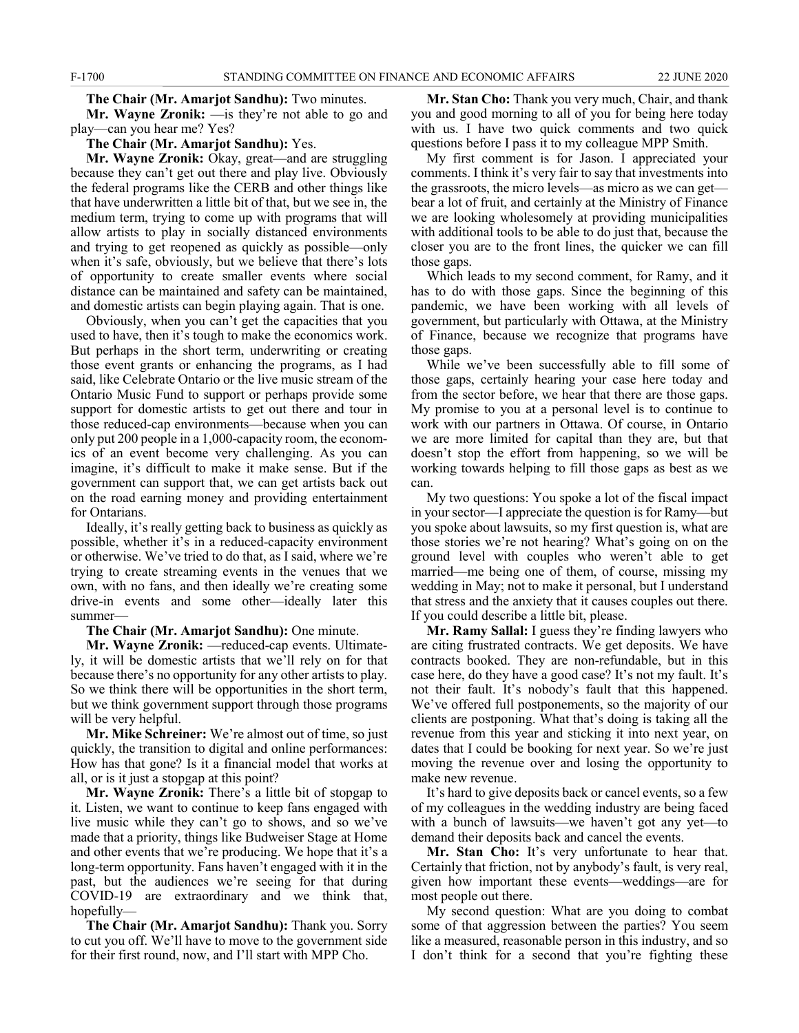**The Chair (Mr. Amarjot Sandhu):** Two minutes.

**Mr. Wayne Zronik:** —is they're not able to go and play—can you hear me? Yes?

**The Chair (Mr. Amarjot Sandhu):** Yes.

**Mr. Wayne Zronik:** Okay, great—and are struggling because they can't get out there and play live. Obviously the federal programs like the CERB and other things like that have underwritten a little bit of that, but we see in, the medium term, trying to come up with programs that will allow artists to play in socially distanced environments and trying to get reopened as quickly as possible—only when it's safe, obviously, but we believe that there's lots of opportunity to create smaller events where social distance can be maintained and safety can be maintained, and domestic artists can begin playing again. That is one.

Obviously, when you can't get the capacities that you used to have, then it's tough to make the economics work. But perhaps in the short term, underwriting or creating those event grants or enhancing the programs, as I had said, like Celebrate Ontario or the live music stream of the Ontario Music Fund to support or perhaps provide some support for domestic artists to get out there and tour in those reduced-cap environments—because when you can only put 200 people in a 1,000-capacity room, the economics of an event become very challenging. As you can imagine, it's difficult to make it make sense. But if the government can support that, we can get artists back out on the road earning money and providing entertainment for Ontarians.

Ideally, it's really getting back to business as quickly as possible, whether it's in a reduced-capacity environment or otherwise. We've tried to do that, as I said, where we're trying to create streaming events in the venues that we own, with no fans, and then ideally we're creating some drive-in events and some other—ideally later this summer—

**The Chair (Mr. Amarjot Sandhu):** One minute.

**Mr. Wayne Zronik:** —reduced-cap events. Ultimately, it will be domestic artists that we'll rely on for that because there's no opportunity for any other artists to play. So we think there will be opportunities in the short term, but we think government support through those programs will be very helpful.

**Mr. Mike Schreiner:** We're almost out of time, so just quickly, the transition to digital and online performances: How has that gone? Is it a financial model that works at all, or is it just a stopgap at this point?

**Mr. Wayne Zronik:** There's a little bit of stopgap to it. Listen, we want to continue to keep fans engaged with live music while they can't go to shows, and so we've made that a priority, things like Budweiser Stage at Home and other events that we're producing. We hope that it's a long-term opportunity. Fans haven't engaged with it in the past, but the audiences we're seeing for that during COVID-19 are extraordinary and we think that, hopefully—

**The Chair (Mr. Amarjot Sandhu):** Thank you. Sorry to cut you off. We'll have to move to the government side for their first round, now, and I'll start with MPP Cho.

**Mr. Stan Cho:** Thank you very much, Chair, and thank you and good morning to all of you for being here today with us. I have two quick comments and two quick questions before I pass it to my colleague MPP Smith.

My first comment is for Jason. I appreciated your comments. I think it's very fair to say that investments into the grassroots, the micro levels—as micro as we can get—bear a lot of fruit, and certainly at the Ministry of Finance we are looking wholesomely at providing municipalities with additional tools to be able to do just that, because the closer you are to the front lines, the quicker we can fill those gaps.

Which leads to my second comment, for Ramy, and it has to do with those gaps. Since the beginning of this pandemic, we have been working with all levels of government, but particularly with Ottawa, at the Ministry of Finance, because we recognize that programs have those gaps.

While we've been successfully able to fill some of those gaps, certainly hearing your case here today and from the sector before, we hear that there are those gaps. My promise to you at a personal level is to continue to work with our partners in Ottawa. Of course, in Ontario we are more limited for capital than they are, but that doesn't stop the effort from happening, so we will be working towards helping to fill those gaps as best as we can.

My two questions: You spoke a lot of the fiscal impact in your sector—I appreciate the question is for Ramy—but you spoke about lawsuits, so my first question is, what are those stories we're not hearing? What's going on on the ground level with couples who weren't able to get married—me being one of them, of course, missing my wedding in May; not to make it personal, but I understand that stress and the anxiety that it causes couples out there. If you could describe a little bit, please.

**Mr. Ramy Sallal:** I guess they're finding lawyers who are citing frustrated contracts. We get deposits. We have contracts booked. They are non-refundable, but in this case here, do they have a good case? It's not my fault. It's not their fault. It's nobody's fault that this happened. We've offered full postponements, so the majority of our clients are postponing. What that's doing is taking all the revenue from this year and sticking it into next year, on dates that I could be booking for next year. So we're just moving the revenue over and losing the opportunity to make new revenue.

It's hard to give deposits back or cancel events, so a few of my colleagues in the wedding industry are being faced with a bunch of lawsuits—we haven't got any yet—to demand their deposits back and cancel the events.

**Mr. Stan Cho:** It's very unfortunate to hear that. Certainly that friction, not by anybody's fault, is very real, given how important these events—weddings—are for most people out there.

My second question: What are you doing to combat some of that aggression between the parties? You seem like a measured, reasonable person in this industry, and so I don't think for a second that you're fighting these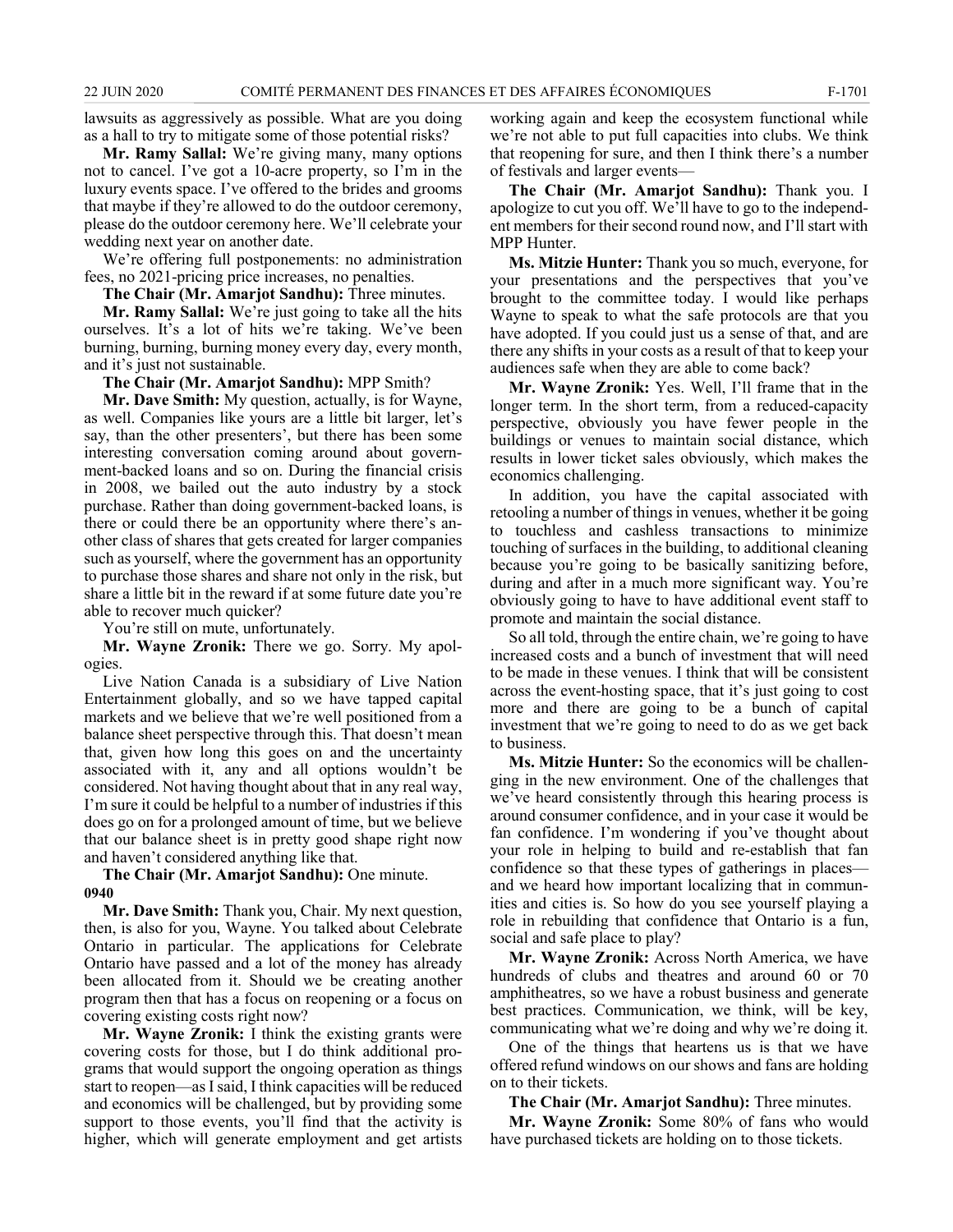lawsuits as aggressively as possible. What are you doing as a hall to try to mitigate some of those potential risks?

**Mr. Ramy Sallal:** We're giving many, many options not to cancel. I've got a 10-acre property, so I'm in the luxury events space. I've offered to the brides and grooms that maybe if they're allowed to do the outdoor ceremony, please do the outdoor ceremony here. We'll celebrate your wedding next year on another date.

We're offering full postponements: no administration fees, no 2021-pricing price increases, no penalties.

**The Chair (Mr. Amarjot Sandhu):** Three minutes.

**Mr. Ramy Sallal:** We're just going to take all the hits ourselves. It's a lot of hits we're taking. We've been burning, burning, burning money every day, every month, and it's just not sustainable.

**The Chair (Mr. Amarjot Sandhu):** MPP Smith?

**Mr. Dave Smith:** My question, actually, is for Wayne, as well. Companies like yours are a little bit larger, let's say, than the other presenters', but there has been some interesting conversation coming around about government-backed loans and so on. During the financial crisis in 2008, we bailed out the auto industry by a stock purchase. Rather than doing government-backed loans, is there or could there be an opportunity where there's another class of shares that gets created for larger companies such as yourself, where the government has an opportunity to purchase those shares and share not only in the risk, but share a little bit in the reward if at some future date you're able to recover much quicker?

You're still on mute, unfortunately.

**Mr. Wayne Zronik:** There we go. Sorry. My apologies.

Live Nation Canada is a subsidiary of Live Nation Entertainment globally, and so we have tapped capital markets and we believe that we're well positioned from a balance sheet perspective through this. That doesn't mean that, given how long this goes on and the uncertainty associated with it, any and all options wouldn't be considered. Not having thought about that in any real way, I'm sure it could be helpful to a number of industries if this does go on for a prolonged amount of time, but we believe that our balance sheet is in pretty good shape right now and haven't considered anything like that.

**The Chair (Mr. Amarjot Sandhu):** One minute.

**0940**

**Mr. Dave Smith:** Thank you, Chair. My next question, then, is also for you, Wayne. You talked about Celebrate Ontario in particular. The applications for Celebrate Ontario have passed and a lot of the money has already been allocated from it. Should we be creating another program then that has a focus on reopening or a focus on covering existing costs right now?

**Mr. Wayne Zronik:** I think the existing grants were covering costs for those, but I do think additional programs that would support the ongoing operation as things start to reopen—as I said, I think capacities will be reduced and economics will be challenged, but by providing some support to those events, you'll find that the activity is higher, which will generate employment and get artists working again and keep the ecosystem functional while we're not able to put full capacities into clubs. We think that reopening for sure, and then I think there's a number of festivals and larger events—

**The Chair (Mr. Amarjot Sandhu):** Thank you. I apologize to cut you off. We'll have to go to the independent members for their second round now, and I'll start with MPP Hunter.

**Ms. Mitzie Hunter:** Thank you so much, everyone, for your presentations and the perspectives that you've brought to the committee today. I would like perhaps Wayne to speak to what the safe protocols are that you have adopted. If you could just us a sense of that, and are there any shifts in your costs as a result of that to keep your audiences safe when they are able to come back?

**Mr. Wayne Zronik:** Yes. Well, I'll frame that in the longer term. In the short term, from a reduced-capacity perspective, obviously you have fewer people in the buildings or venues to maintain social distance, which results in lower ticket sales obviously, which makes the economics challenging.

In addition, you have the capital associated with retooling a number of things in venues, whether it be going to touchless and cashless transactions to minimize touching of surfaces in the building, to additional cleaning because you're going to be basically sanitizing before, during and after in a much more significant way. You're obviously going to have to have additional event staff to promote and maintain the social distance.

So all told, through the entire chain, we're going to have increased costs and a bunch of investment that will need to be made in these venues. I think that will be consistent across the event-hosting space, that it's just going to cost more and there are going to be a bunch of capital investment that we're going to need to do as we get back to business.

**Ms. Mitzie Hunter:** So the economics will be challenging in the new environment. One of the challenges that we've heard consistently through this hearing process is around consumer confidence, and in your case it would be fan confidence. I'm wondering if you've thought about your role in helping to build and re-establish that fan confidence so that these types of gatherings in places—and we heard how important localizing that in communities and cities is. So how do you see yourself playing a role in rebuilding that confidence that Ontario is a fun, social and safe place to play?

**Mr. Wayne Zronik:** Across North America, we have hundreds of clubs and theatres and around 60 or 70 amphitheatres, so we have a robust business and generate best practices. Communication, we think, will be key, communicating what we're doing and why we're doing it.

One of the things that heartens us is that we have offered refund windows on our shows and fans are holding on to their tickets.

**The Chair (Mr. Amarjot Sandhu):** Three minutes.

**Mr. Wayne Zronik:** Some 80% of fans who would have purchased tickets are holding on to those tickets.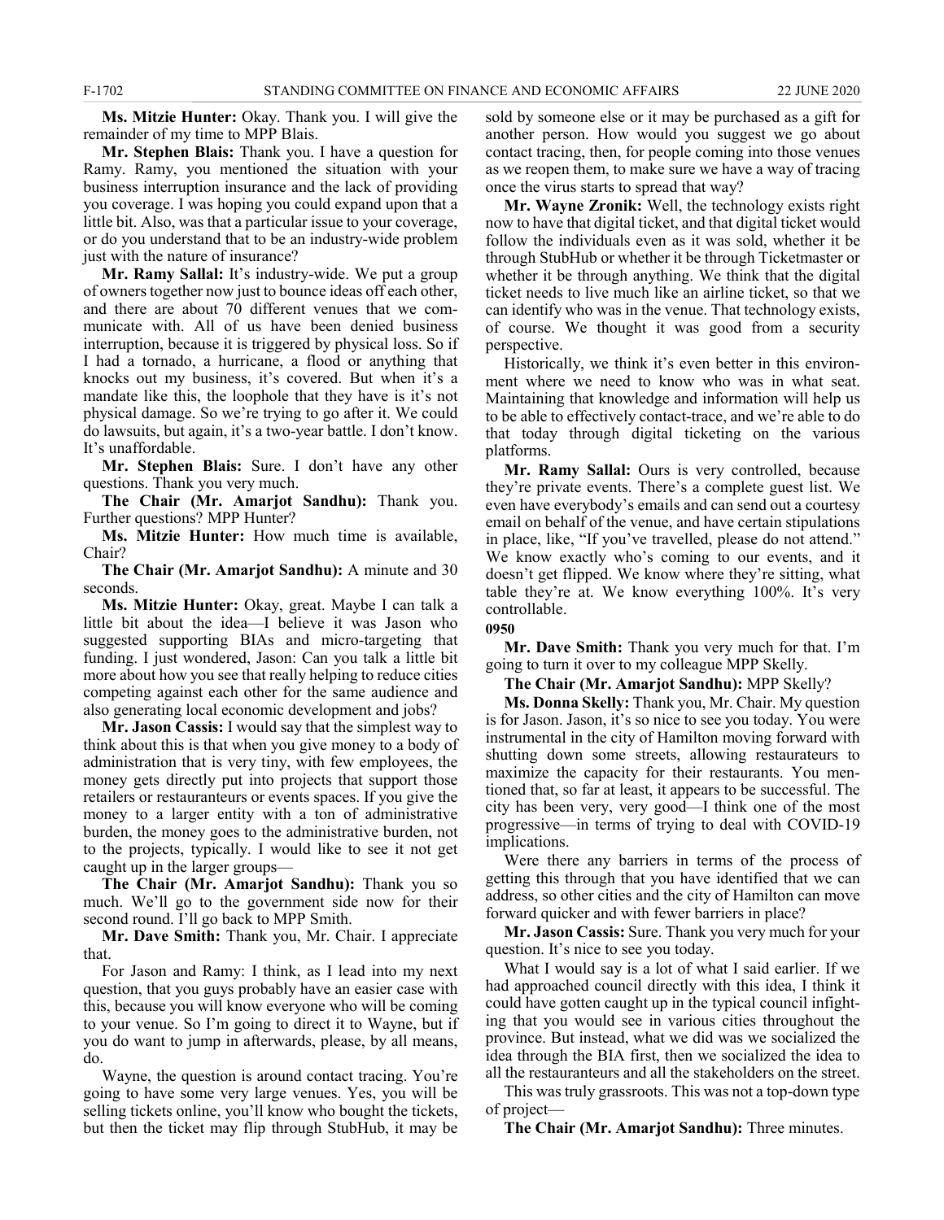**Ms. Mitzie Hunter:** Okay. Thank you. I will give the remainder of my time to MPP Blais.

**Mr. Stephen Blais:** Thank you. I have a question for Ramy. Ramy, you mentioned the situation with your business interruption insurance and the lack of providing you coverage. I was hoping you could expand upon that a little bit. Also, was that a particular issue to your coverage, or do you understand that to be an industry-wide problem just with the nature of insurance?

**Mr. Ramy Sallal:** It's industry-wide. We put a group of owners together now just to bounce ideas off each other, and there are about 70 different venues that we communicate with. All of us have been denied business interruption, because it is triggered by physical loss. So if I had a tornado, a hurricane, a flood or anything that knocks out my business, it's covered. But when it's a mandate like this, the loophole that they have is it's not physical damage. So we're trying to go after it. We could do lawsuits, but again, it's a two-year battle. I don't know. It's unaffordable.

**Mr. Stephen Blais:** Sure. I don't have any other questions. Thank you very much.

**The Chair (Mr. Amarjot Sandhu):** Thank you. Further questions? MPP Hunter?

**Ms. Mitzie Hunter:** How much time is available, Chair?

**The Chair (Mr. Amarjot Sandhu):** A minute and 30 seconds.

**Ms. Mitzie Hunter:** Okay, great. Maybe I can talk a little bit about the idea—I believe it was Jason who suggested supporting BIAs and micro-targeting that funding. I just wondered, Jason: Can you talk a little bit more about how you see that really helping to reduce cities competing against each other for the same audience and also generating local economic development and jobs?

**Mr. Jason Cassis:** I would say that the simplest way to think about this is that when you give money to a body of administration that is very tiny, with few employees, the money gets directly put into projects that support those retailers or restaurateurs or events spaces. If you give the money to a larger entity with a ton of administrative burden, the money goes to the administrative burden, not to the projects, typically. I would like to see it not get caught up in the larger groups—

**The Chair (Mr. Amarjot Sandhu):** Thank you so much. We'll go to the government side now for their second round. I'll go back to MPP Smith.

**Mr. Dave Smith:** Thank you, Mr. Chair. I appreciate that.

For Jason and Ramy: I think, as I lead into my next question, that you guys probably have an easier case with this, because you will know everyone who will be coming to your venue. So I'm going to direct it to Wayne, but if you do want to jump in afterwards, please, by all means, do.

Wayne, the question is around contact tracing. You're going to have some very large venues. Yes, you will be selling tickets online, you'll know who bought the tickets, but then the ticket may flip through StubHub, it may be sold by someone else or it may be purchased as a gift for another person. How would you suggest we go about contact tracing, then, for people coming into those venues as we reopen them, to make sure we have a way of tracing once the virus starts to spread that way?

**Mr. Wayne Zronik:** Well, the technology exists right now to have that digital ticket, and that digital ticket would follow the individuals even as it was sold, whether it be through StubHub or whether it be through Ticketmaster or whether it be through anything. We think that the digital ticket needs to live much like an airline ticket, so that we can identify who was in the venue. That technology exists, of course. We thought it was good from a security perspective.

Historically, we think it's even better in this environment where we need to know who was in what seat. Maintaining that knowledge and information will help us to be able to effectively contact-trace, and we're able to do that today through digital ticketing on the various platforms.

**Mr. Ramy Sallal:** Ours is very controlled, because they're private events. There's a complete guest list. We even have everybody's emails and can send out a courtesy email on behalf of the venue, and have certain stipulations in place, like, "If you've travelled, please do not attend." We know exactly who's coming to our events, and it doesn't get flipped. We know where they're sitting, what table they're at. We know everything 100%. It's very controllable.

**0950**

**Mr. Dave Smith:** Thank you very much for that. I'm going to turn it over to my colleague MPP Skelly.

**The Chair (Mr. Amarjot Sandhu):** MPP Skelly?

**Ms. Donna Skelly:** Thank you, Mr. Chair. My question is for Jason. Jason, it's so nice to see you today. You were instrumental in the city of Hamilton moving forward with shutting down some streets, allowing restaurateurs to maximize the capacity for their restaurants. You mentioned that, so far at least, it appears to be successful. The city has been very, very good—I think one of the most progressive—in terms of trying to deal with COVID-19 implications.

Were there any barriers in terms of the process of getting this through that you have identified that we can address, so other cities and the city of Hamilton can move forward quicker and with fewer barriers in place?

**Mr. Jason Cassis:** Sure. Thank you very much for your question. It's nice to see you today.

What I would say is a lot of what I said earlier. If we had approached council directly with this idea, I think it could have gotten caught up in the typical council infighting that you would see in various cities throughout the province. But instead, what we did was we socialized the idea through the BIA first, then we socialized the idea to all the restaurateurs and all the stakeholders on the street.

This was truly grassroots. This was not a top-down type of project—

**The Chair (Mr. Amarjot Sandhu):** Three minutes.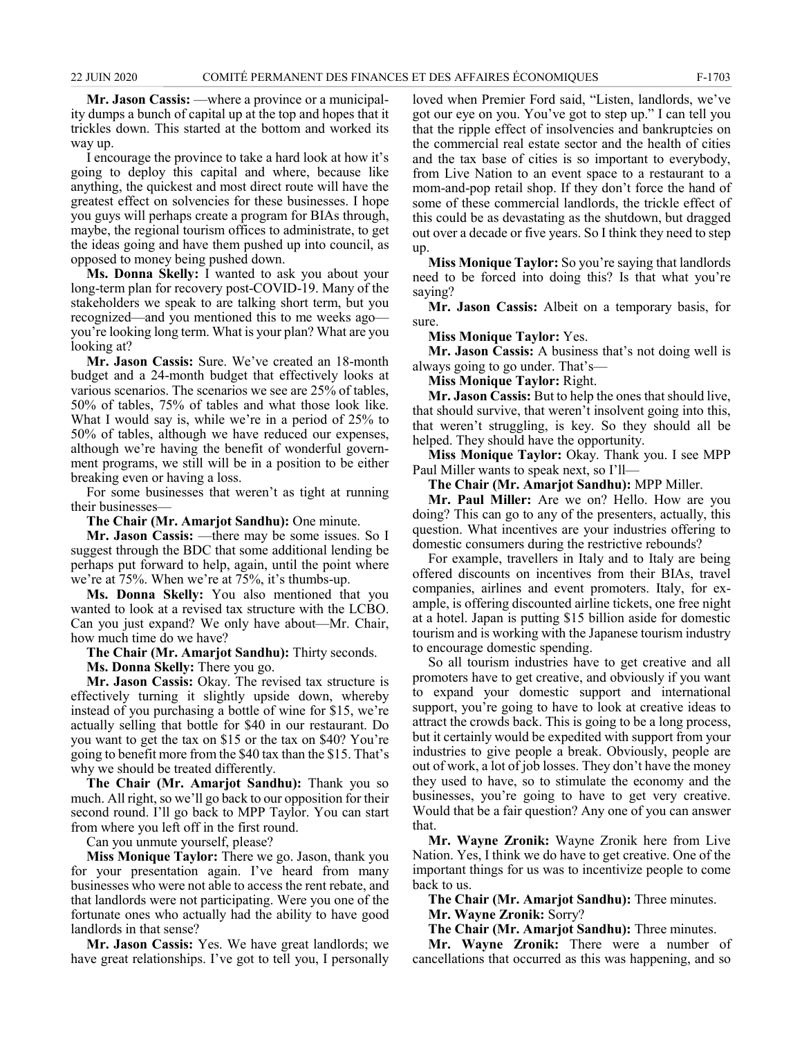**Mr. Jason Cassis:** —where a province or a municipality dumps a bunch of capital up at the top and hopes that it trickles down. This started at the bottom and worked its way up.

I encourage the province to take a hard look at how it's going to deploy this capital and where, because like anything, the quickest and most direct route will have the greatest effect on solvencies for these businesses. I hope you guys will perhaps create a program for BIAs through, maybe, the regional tourism offices to administrate, to get the ideas going and have them pushed up into council, as opposed to money being pushed down.

**Ms. Donna Skelly:** I wanted to ask you about your long-term plan for recovery post-COVID-19. Many of the stakeholders we speak to are talking short term, but you recognized—and you mentioned this to me weeks ago—you're looking long term. What is your plan? What are you looking at?

**Mr. Jason Cassis:** Sure. We've created an 18-month budget and a 24-month budget that effectively looks at various scenarios. The scenarios we see are 25% of tables, 50% of tables, 75% of tables and what those look like. What I would say is, while we're in a period of 25% to 50% of tables, although we have reduced our expenses, although we're having the benefit of wonderful government programs, we still will be in a position to be either breaking even or having a loss.

For some businesses that weren't as tight at running their businesses—

**The Chair (Mr. Amarjot Sandhu):** One minute.

**Mr. Jason Cassis:** —there may be some issues. So I suggest through the BDC that some additional lending be perhaps put forward to help, again, until the point where we're at 75%. When we're at 75%, it's thumbs-up.

**Ms. Donna Skelly:** You also mentioned that you wanted to look at a revised tax structure with the LCBO. Can you just expand? We only have about—Mr. Chair, how much time do we have?

**The Chair (Mr. Amarjot Sandhu):** Thirty seconds.

**Ms. Donna Skelly:** There you go.

**Mr. Jason Cassis:** Okay. The revised tax structure is effectively turning it slightly upside down, whereby instead of you purchasing a bottle of wine for $15, we're actually selling that bottle for $40 in our restaurant. Do you want to get the tax on $15 or the tax on $40? You're going to benefit more from the $40 tax than the $15. That's why we should be treated differently.

**The Chair (Mr. Amarjot Sandhu):** Thank you so much. All right, so we'll go back to our opposition for their second round. I'll go back to MPP Taylor. You can start from where you left off in the first round.

Can you unmute yourself, please?

**Miss Monique Taylor:** There we go. Jason, thank you for your presentation again. I've heard from many businesses who were not able to access the rent rebate, and that landlords were not participating. Were you one of the fortunate ones who actually had the ability to have good landlords in that sense?

**Mr. Jason Cassis:** Yes. We have great landlords; we have great relationships. I've got to tell you, I personally loved when Premier Ford said, "Listen, landlords, we've got our eye on you. You've got to step up." I can tell you that the ripple effect of insolvencies and bankruptcies on the commercial real estate sector and the health of cities and the tax base of cities is so important to everybody, from Live Nation to an event space to a restaurant to a mom-and-pop retail shop. If they don't force the hand of some of these commercial landlords, the trickle effect of this could be as devastating as the shutdown, but dragged out over a decade or five years. So I think they need to step up.

**Miss Monique Taylor:** So you're saying that landlords need to be forced into doing this? Is that what you're saying?

**Mr. Jason Cassis:** Albeit on a temporary basis, for sure.

**Miss Monique Taylor:** Yes.

**Mr. Jason Cassis:** A business that's not doing well is always going to go under. That's—

**Miss Monique Taylor:** Right.

**Mr. Jason Cassis:** But to help the ones that should live, that should survive, that weren't insolvent going into this, that weren't struggling, is key. So they should all be helped. They should have the opportunity.

**Miss Monique Taylor:** Okay. Thank you. I see MPP Paul Miller wants to speak next, so I'll—

**The Chair (Mr. Amarjot Sandhu):** MPP Miller.

**Mr. Paul Miller:** Are we on? Hello. How are you doing? This can go to any of the presenters, actually, this question. What incentives are your industries offering to domestic consumers during the restrictive rebounds?

For example, travellers in Italy and to Italy are being offered discounts on incentives from their BIAs, travel companies, airlines and event promoters. Italy, for example, is offering discounted airline tickets, one free night at a hotel. Japan is putting $15 billion aside for domestic tourism and is working with the Japanese tourism industry to encourage domestic spending.

So all tourism industries have to get creative and all promoters have to get creative, and obviously if you want to expand your domestic support and international support, you're going to have to look at creative ideas to attract the crowds back. This is going to be a long process, but it certainly would be expedited with support from your industries to give people a break. Obviously, people are out of work, a lot of job losses. They don't have the money they used to have, so to stimulate the economy and the businesses, you're going to have to get very creative. Would that be a fair question? Any one of you can answer that.

**Mr. Wayne Zronik:** Wayne Zronik here from Live Nation. Yes, I think we do have to get creative. One of the important things for us was to incentivize people to come back to us.

**The Chair (Mr. Amarjot Sandhu):** Three minutes.

**Mr. Wayne Zronik:** Sorry?

**The Chair (Mr. Amarjot Sandhu):** Three minutes.

**Mr. Wayne Zronik:** There were a number of cancellations that occurred as this was happening, and so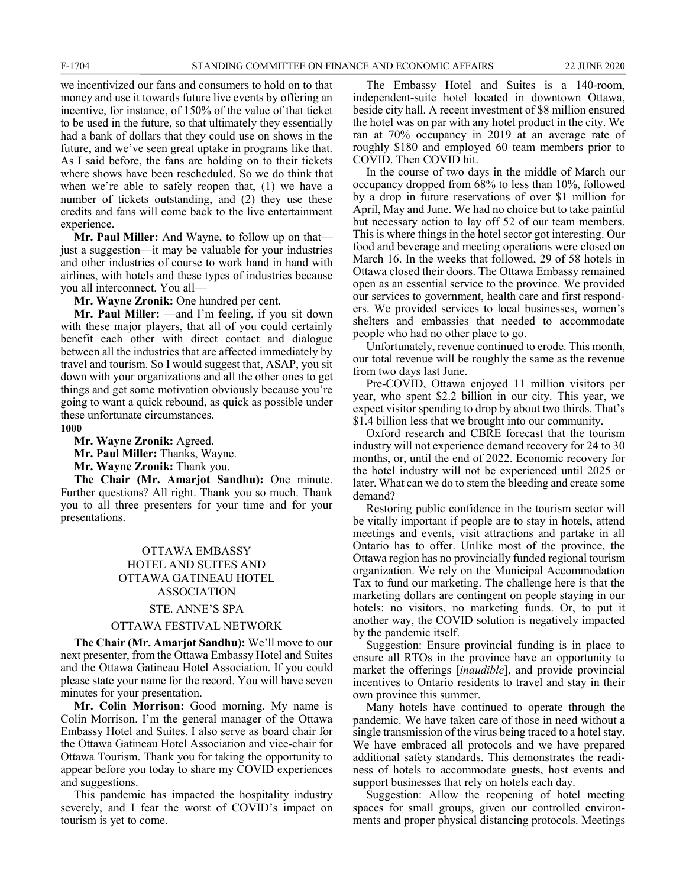we incentivized our fans and consumers to hold on to that money and use it towards future live events by offering an incentive, for instance, of 150% of the value of that ticket to be used in the future, so that ultimately they essentially had a bank of dollars that they could use on shows in the future, and we've seen great uptake in programs like that. As I said before, the fans are holding on to their tickets where shows have been rescheduled. So we do think that when we're able to safely reopen that, (1) we have a number of tickets outstanding, and (2) they use these credits and fans will come back to the live entertainment experience.

**Mr. Paul Miller:** And Wayne, to follow up on that—just a suggestion—it may be valuable for your industries and other industries of course to work hand in hand with airlines, with hotels and these types of industries because you all interconnect. You all—

**Mr. Wayne Zronik:** One hundred per cent.

**Mr. Paul Miller:** —and I'm feeling, if you sit down with these major players, that all of you could certainly benefit each other with direct contact and dialogue between all the industries that are affected immediately by travel and tourism. So I would suggest that, ASAP, you sit down with your organizations and all the other ones to get things and get some motivation obviously because you're going to want a quick rebound, as quick as possible under these unfortunate circumstances.

**1000**

**Mr. Wayne Zronik:** Agreed.

**Mr. Paul Miller:** Thanks, Wayne.

**Mr. Wayne Zronik:** Thank you.

**The Chair (Mr. Amarjot Sandhu):** One minute. Further questions? All right. Thank you so much. Thank you to all three presenters for your time and for your presentations.

## OTTAWA EMBASSY HOTEL AND SUITES AND OTTAWA GATINEAU HOTEL ASSOCIATION

## STE. ANNE'S SPA

## OTTAWA FESTIVAL NETWORK

**The Chair (Mr. Amarjot Sandhu):** We'll move to our next presenter, from the Ottawa Embassy Hotel and Suites and the Ottawa Gatineau Hotel Association. If you could please state your name for the record. You will have seven minutes for your presentation.

**Mr. Colin Morrison:** Good morning. My name is Colin Morrison. I'm the general manager of the Ottawa Embassy Hotel and Suites. I also serve as board chair for the Ottawa Gatineau Hotel Association and vice-chair for Ottawa Tourism. Thank you for taking the opportunity to appear before you today to share my COVID experiences and suggestions.

This pandemic has impacted the hospitality industry severely, and I fear the worst of COVID's impact on tourism is yet to come.

The Embassy Hotel and Suites is a 140-room, independent-suite hotel located in downtown Ottawa, beside city hall. A recent investment of $8 million ensured the hotel was on par with any hotel product in the city. We ran at 70% occupancy in 2019 at an average rate of roughly $180 and employed 60 team members prior to COVID. Then COVID hit.

In the course of two days in the middle of March our occupancy dropped from 68% to less than 10%, followed by a drop in future reservations of over $1 million for April, May and June. We had no choice but to take painful but necessary action to lay off 52 of our team members. This is where things in the hotel sector got interesting. Our food and beverage and meeting operations were closed on March 16. In the weeks that followed, 29 of 58 hotels in Ottawa closed their doors. The Ottawa Embassy remained open as an essential service to the province. We provided our services to government, health care and first responders. We provided services to local businesses, women's shelters and embassies that needed to accommodate people who had no other place to go.

Unfortunately, revenue continued to erode. This month, our total revenue will be roughly the same as the revenue from two days last June.

Pre-COVID, Ottawa enjoyed 11 million visitors per year, who spent $2.2 billion in our city. This year, we expect visitor spending to drop by about two thirds. That's $1.4 billion less that we brought into our community.

Oxford research and CBRE forecast that the tourism industry will not experience demand recovery for 24 to 30 months, or, until the end of 2022. Economic recovery for the hotel industry will not be experienced until 2025 or later. What can we do to stem the bleeding and create some demand?

Restoring public confidence in the tourism sector will be vitally important if people are to stay in hotels, attend meetings and events, visit attractions and partake in all Ontario has to offer. Unlike most of the province, the Ottawa region has no provincially funded regional tourism organization. We rely on the Municipal Accommodation Tax to fund our marketing. The challenge here is that the marketing dollars are contingent on people staying in our hotels: no visitors, no marketing funds. Or, to put it another way, the COVID solution is negatively impacted by the pandemic itself.

Suggestion: Ensure provincial funding is in place to ensure all RTOs in the province have an opportunity to market the offerings [*inaudible*], and provide provincial incentives to Ontario residents to travel and stay in their own province this summer.

Many hotels have continued to operate through the pandemic. We have taken care of those in need without a single transmission of the virus being traced to a hotel stay. We have embraced all protocols and we have prepared additional safety standards. This demonstrates the readiness of hotels to accommodate guests, host events and support businesses that rely on hotels each day.

Suggestion: Allow the reopening of hotel meeting spaces for small groups, given our controlled environments and proper physical distancing protocols. Meetings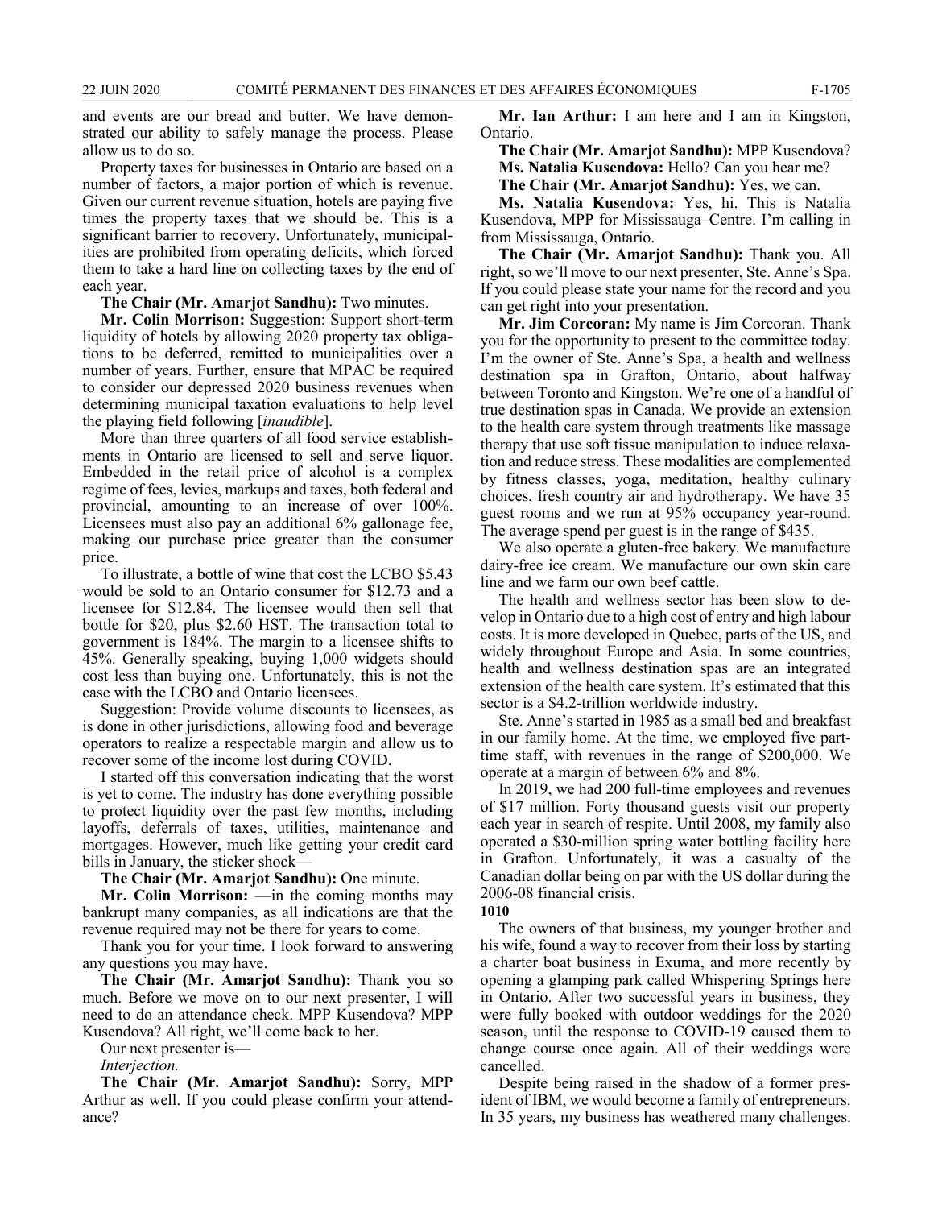and events are our bread and butter. We have demonstrated our ability to safely manage the process. Please allow us to do so.

Property taxes for businesses in Ontario are based on a number of factors, a major portion of which is revenue. Given our current revenue situation, hotels are paying five times the property taxes that we should be. This is a significant barrier to recovery. Unfortunately, municipalities are prohibited from operating deficits, which forced them to take a hard line on collecting taxes by the end of each year.

**The Chair (Mr. Amarjot Sandhu):** Two minutes.

**Mr. Colin Morrison:** Suggestion: Support short-term liquidity of hotels by allowing 2020 property tax obligations to be deferred, remitted to municipalities over a number of years. Further, ensure that MPAC be required to consider our depressed 2020 business revenues when determining municipal taxation evaluations to help level the playing field following [*inaudible*].

More than three quarters of all food service establishments in Ontario are licensed to sell and serve liquor. Embedded in the retail price of alcohol is a complex regime of fees, levies, markups and taxes, both federal and provincial, amounting to an increase of over 100%. Licensees must also pay an additional 6% gallonage fee, making our purchase price greater than the consumer price.

To illustrate, a bottle of wine that cost the LCBO $5.43 would be sold to an Ontario consumer for $12.73 and a licensee for $12.84. The licensee would then sell that bottle for $20, plus $2.60 HST. The transaction total to government is 184%. The margin to a licensee shifts to 45%. Generally speaking, buying 1,000 widgets should cost less than buying one. Unfortunately, this is not the case with the LCBO and Ontario licensees.

Suggestion: Provide volume discounts to licensees, as is done in other jurisdictions, allowing food and beverage operators to realize a respectable margin and allow us to recover some of the income lost during COVID.

I started off this conversation indicating that the worst is yet to come. The industry has done everything possible to protect liquidity over the past few months, including layoffs, deferrals of taxes, utilities, maintenance and mortgages. However, much like getting your credit card bills in January, the sticker shock—

**The Chair (Mr. Amarjot Sandhu):** One minute.

**Mr. Colin Morrison:** —in the coming months may bankrupt many companies, as all indications are that the revenue required may not be there for years to come.

Thank you for your time. I look forward to answering any questions you may have.

**The Chair (Mr. Amarjot Sandhu):** Thank you so much. Before we move on to our next presenter, I will need to do an attendance check. MPP Kusendova? MPP Kusendova? All right, we'll come back to her.

Our next presenter is—

*Interjection.*

**The Chair (Mr. Amarjot Sandhu):** Sorry, MPP Arthur as well. If you could please confirm your attendance?

**Mr. Ian Arthur:** I am here and I am in Kingston, Ontario.

**The Chair (Mr. Amarjot Sandhu):** MPP Kusendova?

**Ms. Natalia Kusendova:** Hello? Can you hear me?

**The Chair (Mr. Amarjot Sandhu):** Yes, we can.

**Ms. Natalia Kusendova:** Yes, hi. This is Natalia Kusendova, MPP for Mississauga–Centre. I'm calling in from Mississauga, Ontario.

**The Chair (Mr. Amarjot Sandhu):** Thank you. All right, so we'll move to our next presenter, Ste. Anne's Spa. If you could please state your name for the record and you can get right into your presentation.

**Mr. Jim Corcoran:** My name is Jim Corcoran. Thank you for the opportunity to present to the committee today. I'm the owner of Ste. Anne's Spa, a health and wellness destination spa in Grafton, Ontario, about halfway between Toronto and Kingston. We're one of a handful of true destination spas in Canada. We provide an extension to the health care system through treatments like massage therapy that use soft tissue manipulation to induce relaxation and reduce stress. These modalities are complemented by fitness classes, yoga, meditation, healthy culinary choices, fresh country air and hydrotherapy. We have 35 guest rooms and we run at 95% occupancy year-round. The average spend per guest is in the range of $435.

We also operate a gluten-free bakery. We manufacture dairy-free ice cream. We manufacture our own skin care line and we farm our own beef cattle.

The health and wellness sector has been slow to develop in Ontario due to a high cost of entry and high labour costs. It is more developed in Quebec, parts of the US, and widely throughout Europe and Asia. In some countries, health and wellness destination spas are an integrated extension of the health care system. It's estimated that this sector is a $4.2-trillion worldwide industry.

Ste. Anne's started in 1985 as a small bed and breakfast in our family home. At the time, we employed five part-time staff, with revenues in the range of $200,000. We operate at a margin of between 6% and 8%.

In 2019, we had 200 full-time employees and revenues of $17 million. Forty thousand guests visit our property each year in search of respite. Until 2008, my family also operated a $30-million spring water bottling facility here in Grafton. Unfortunately, it was a casualty of the Canadian dollar being on par with the US dollar during the 2006-08 financial crisis.

1010

The owners of that business, my younger brother and his wife, found a way to recover from their loss by starting a charter boat business in Exuma, and more recently by opening a glamping park called Whispering Springs here in Ontario. After two successful years in business, they were fully booked with outdoor weddings for the 2020 season, until the response to COVID-19 caused them to change course once again. All of their weddings were cancelled.

Despite being raised in the shadow of a former president of IBM, we would become a family of entrepreneurs. In 35 years, my business has weathered many challenges.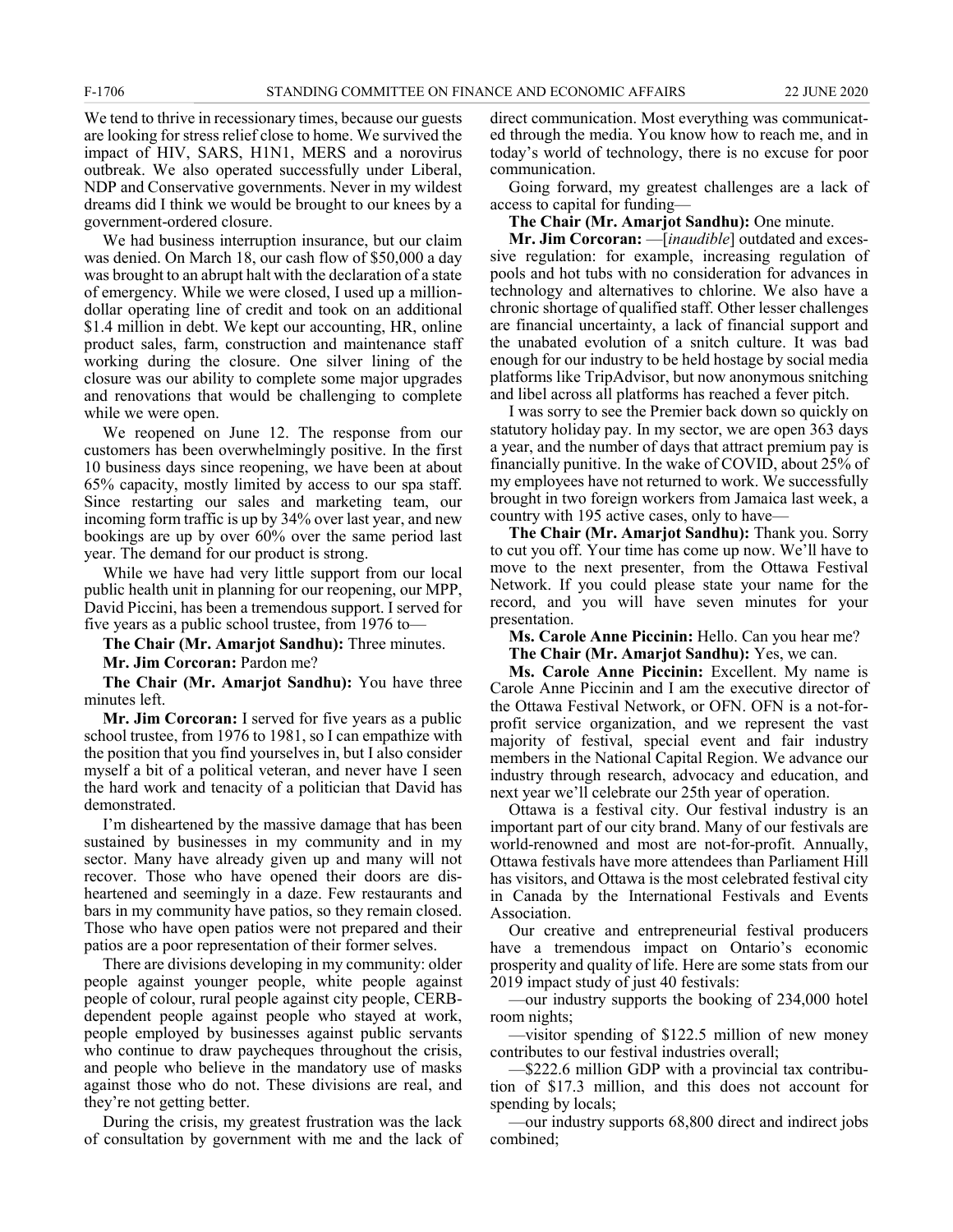We tend to thrive in recessionary times, because our guests are looking for stress relief close to home. We survived the impact of HIV, SARS, H1N1, MERS and a norovirus outbreak. We also operated successfully under Liberal, NDP and Conservative governments. Never in my wildest dreams did I think we would be brought to our knees by a government-ordered closure.

We had business interruption insurance, but our claim was denied. On March 18, our cash flow of $50,000 a day was brought to an abrupt halt with the declaration of a state of emergency. While we were closed, I used up a million-dollar operating line of credit and took on an additional $1.4 million in debt. We kept our accounting, HR, online product sales, farm, construction and maintenance staff working during the closure. One silver lining of the closure was our ability to complete some major upgrades and renovations that would be challenging to complete while we were open.

We reopened on June 12. The response from our customers has been overwhelmingly positive. In the first 10 business days since reopening, we have been at about 65% capacity, mostly limited by access to our spa staff. Since restarting our sales and marketing team, our incoming form traffic is up by 34% over last year, and new bookings are up by over 60% over the same period last year. The demand for our product is strong.

While we have had very little support from our local public health unit in planning for our reopening, our MPP, David Piccini, has been a tremendous support. I served for five years as a public school trustee, from 1976 to—

**The Chair (Mr. Amarjot Sandhu):** Three minutes.

**Mr. Jim Corcoran:** Pardon me?

**The Chair (Mr. Amarjot Sandhu):** You have three minutes left.

**Mr. Jim Corcoran:** I served for five years as a public school trustee, from 1976 to 1981, so I can empathize with the position that you find yourselves in, but I also consider myself a bit of a political veteran, and never have I seen the hard work and tenacity of a politician that David has demonstrated.

I'm disheartened by the massive damage that has been sustained by businesses in my community and in my sector. Many have already given up and many will not recover. Those who have opened their doors are disheartened and seemingly in a daze. Few restaurants and bars in my community have patios, so they remain closed. Those who have open patios were not prepared and their patios are a poor representation of their former selves.

There are divisions developing in my community: older people against younger people, white people against people of colour, rural people against city people, CERB-dependent people against people who stayed at work, people employed by businesses against public servants who continue to draw paycheques throughout the crisis, and people who believe in the mandatory use of masks against those who do not. These divisions are real, and they're not getting better.

During the crisis, my greatest frustration was the lack of consultation by government with me and the lack of direct communication. Most everything was communicated through the media. You know how to reach me, and in today's world of technology, there is no excuse for poor communication.

Going forward, my greatest challenges are a lack of access to capital for funding—

**The Chair (Mr. Amarjot Sandhu):** One minute.

**Mr. Jim Corcoran:** —[*inaudible*] outdated and excessive regulation: for example, increasing regulation of pools and hot tubs with no consideration for advances in technology and alternatives to chlorine. We also have a chronic shortage of qualified staff. Other lesser challenges are financial uncertainty, a lack of financial support and the unabated evolution of a snitch culture. It was bad enough for our industry to be held hostage by social media platforms like TripAdvisor, but now anonymous snitching and libel across all platforms has reached a fever pitch.

I was sorry to see the Premier back down so quickly on statutory holiday pay. In my sector, we are open 363 days a year, and the number of days that attract premium pay is financially punitive. In the wake of COVID, about 25% of my employees have not returned to work. We successfully brought in two foreign workers from Jamaica last week, a country with 195 active cases, only to have—

**The Chair (Mr. Amarjot Sandhu):** Thank you. Sorry to cut you off. Your time has come up now. We'll have to move to the next presenter, from the Ottawa Festival Network. If you could please state your name for the record, and you will have seven minutes for your presentation.

**Ms. Carole Anne Piccinin:** Hello. Can you hear me?

**The Chair (Mr. Amarjot Sandhu):** Yes, we can.

**Ms. Carole Anne Piccinin:** Excellent. My name is Carole Anne Piccinin and I am the executive director of the Ottawa Festival Network, or OFN. OFN is a not-for-profit service organization, and we represent the vast majority of festival, special event and fair industry members in the National Capital Region. We advance our industry through research, advocacy and education, and next year we'll celebrate our 25th year of operation.

Ottawa is a festival city. Our festival industry is an important part of our city brand. Many of our festivals are world-renowned and most are not-for-profit. Annually, Ottawa festivals have more attendees than Parliament Hill has visitors, and Ottawa is the most celebrated festival city in Canada by the International Festivals and Events Association.

Our creative and entrepreneurial festival producers have a tremendous impact on Ontario's economic prosperity and quality of life. Here are some stats from our 2019 impact study of just 40 festivals:

—our industry supports the booking of 234,000 hotel room nights;

—visitor spending of $122.5 million of new money contributes to our festival industries overall;

—$222.6 million GDP with a provincial tax contribution of $17.3 million, and this does not account for spending by locals;

—our industry supports 68,800 direct and indirect jobs combined;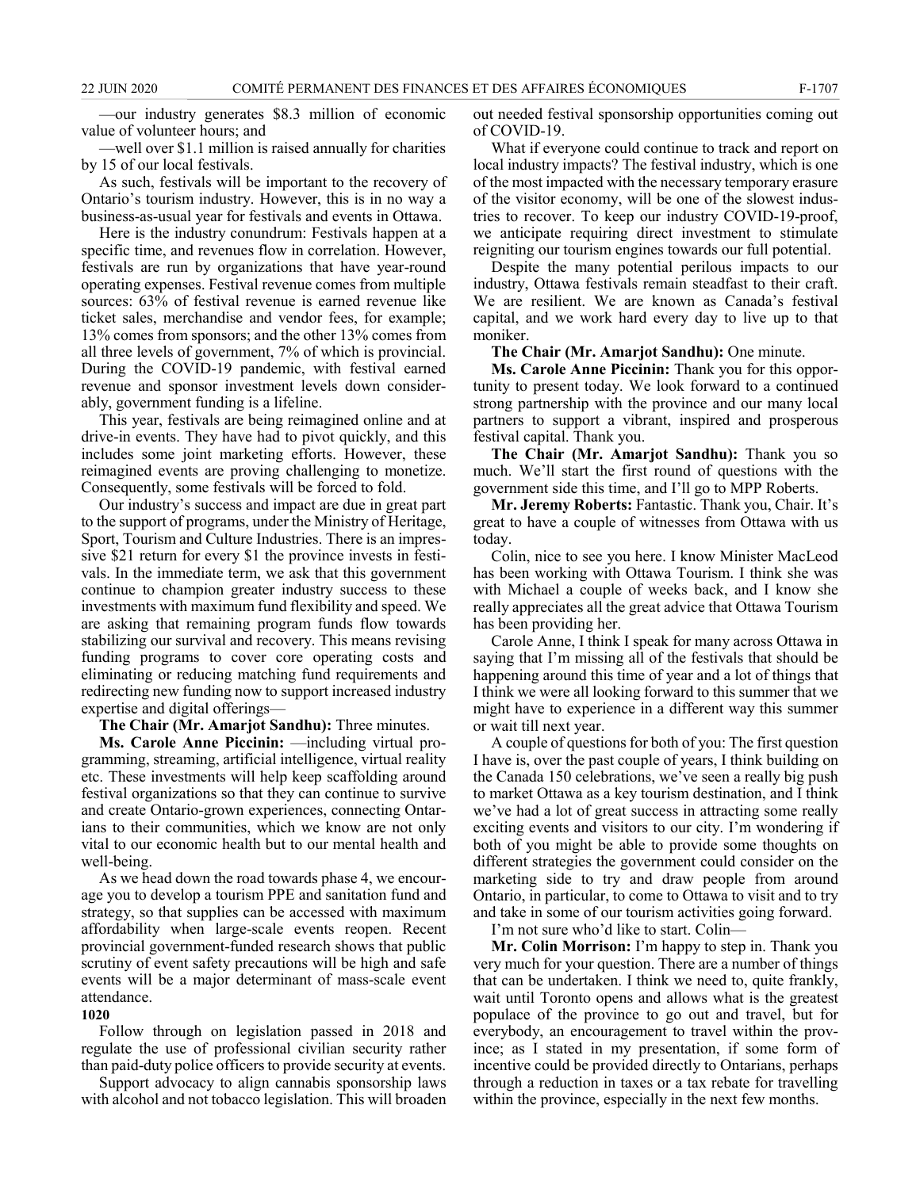—our industry generates $8.3 million of economic value of volunteer hours; and

—well over $1.1 million is raised annually for charities by 15 of our local festivals.

As such, festivals will be important to the recovery of Ontario's tourism industry. However, this is in no way a business-as-usual year for festivals and events in Ottawa.

Here is the industry conundrum: Festivals happen at a specific time, and revenues flow in correlation. However, festivals are run by organizations that have year-round operating expenses. Festival revenue comes from multiple sources: 63% of festival revenue is earned revenue like ticket sales, merchandise and vendor fees, for example; 13% comes from sponsors; and the other 13% comes from all three levels of government, 7% of which is provincial. During the COVID-19 pandemic, with festival earned revenue and sponsor investment levels down considerably, government funding is a lifeline.

This year, festivals are being reimagined online and at drive-in events. They have had to pivot quickly, and this includes some joint marketing efforts. However, these reimagined events are proving challenging to monetize. Consequently, some festivals will be forced to fold.

Our industry's success and impact are due in great part to the support of programs, under the Ministry of Heritage, Sport, Tourism and Culture Industries. There is an impressive $21 return for every $1 the province invests in festivals. In the immediate term, we ask that this government continue to champion greater industry success to these investments with maximum fund flexibility and speed. We are asking that remaining program funds flow towards stabilizing our survival and recovery. This means revising funding programs to cover core operating costs and eliminating or reducing matching fund requirements and redirecting new funding now to support increased industry expertise and digital offerings—

**The Chair (Mr. Amarjot Sandhu):** Three minutes.

**Ms. Carole Anne Piccinin:** —including virtual programming, streaming, artificial intelligence, virtual reality etc. These investments will help keep scaffolding around festival organizations so that they can continue to survive and create Ontario-grown experiences, connecting Ontarians to their communities, which we know are not only vital to our economic health but to our mental health and well-being.

As we head down the road towards phase 4, we encourage you to develop a tourism PPE and sanitation fund and strategy, so that supplies can be accessed with maximum affordability when large-scale events reopen. Recent provincial government-funded research shows that public scrutiny of event safety precautions will be high and safe events will be a major determinant of mass-scale event attendance.

**1020**

Follow through on legislation passed in 2018 and regulate the use of professional civilian security rather than paid-duty police officers to provide security at events.

Support advocacy to align cannabis sponsorship laws with alcohol and not tobacco legislation. This will broaden out needed festival sponsorship opportunities coming out of COVID-19.

What if everyone could continue to track and report on local industry impacts? The festival industry, which is one of the most impacted with the necessary temporary erasure of the visitor economy, will be one of the slowest industries to recover. To keep our industry COVID-19-proof, we anticipate requiring direct investment to stimulate reigniting our tourism engines towards our full potential.

Despite the many potential perilous impacts to our industry, Ottawa festivals remain steadfast to their craft. We are resilient. We are known as Canada's festival capital, and we work hard every day to live up to that moniker.

**The Chair (Mr. Amarjot Sandhu):** One minute.

**Ms. Carole Anne Piccinin:** Thank you for this opportunity to present today. We look forward to a continued strong partnership with the province and our many local partners to support a vibrant, inspired and prosperous festival capital. Thank you.

**The Chair (Mr. Amarjot Sandhu):** Thank you so much. We'll start the first round of questions with the government side this time, and I'll go to MPP Roberts.

**Mr. Jeremy Roberts:** Fantastic. Thank you, Chair. It's great to have a couple of witnesses from Ottawa with us today.

Colin, nice to see you here. I know Minister MacLeod has been working with Ottawa Tourism. I think she was with Michael a couple of weeks back, and I know she really appreciates all the great advice that Ottawa Tourism has been providing her.

Carole Anne, I think I speak for many across Ottawa in saying that I'm missing all of the festivals that should be happening around this time of year and a lot of things that I think we were all looking forward to this summer that we might have to experience in a different way this summer or wait till next year.

A couple of questions for both of you: The first question I have is, over the past couple of years, I think building on the Canada 150 celebrations, we've seen a really big push to market Ottawa as a key tourism destination, and I think we've had a lot of great success in attracting some really exciting events and visitors to our city. I'm wondering if both of you might be able to provide some thoughts on different strategies the government could consider on the marketing side to try and draw people from around Ontario, in particular, to come to Ottawa to visit and to try and take in some of our tourism activities going forward.

I'm not sure who'd like to start. Colin—

**Mr. Colin Morrison:** I'm happy to step in. Thank you very much for your question. There are a number of things that can be undertaken. I think we need to, quite frankly, wait until Toronto opens and allows what is the greatest populace of the province to go out and travel, but for everybody, an encouragement to travel within the province; as I stated in my presentation, if some form of incentive could be provided directly to Ontarians, perhaps through a reduction in taxes or a tax rebate for travelling within the province, especially in the next few months.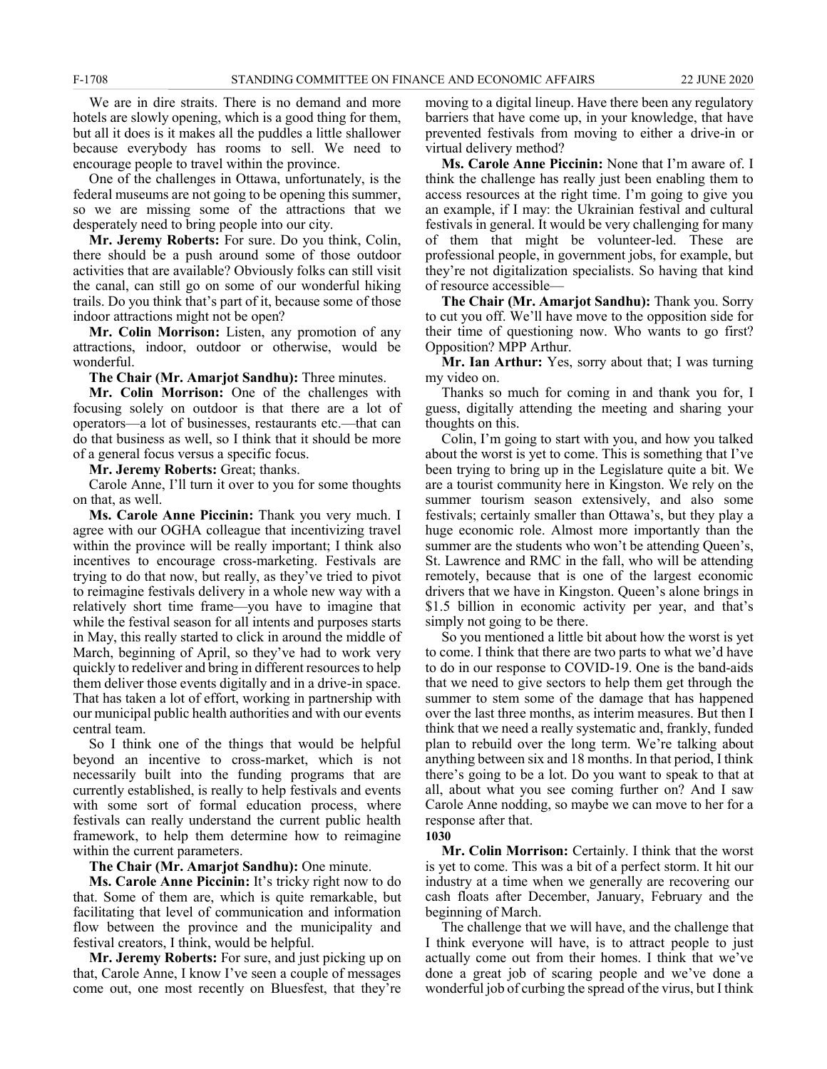We are in dire straits. There is no demand and more hotels are slowly opening, which is a good thing for them, but all it does is it makes all the puddles a little shallower because everybody has rooms to sell. We need to encourage people to travel within the province.

One of the challenges in Ottawa, unfortunately, is the federal museums are not going to be opening this summer, so we are missing some of the attractions that we desperately need to bring people into our city.

**Mr. Jeremy Roberts:** For sure. Do you think, Colin, there should be a push around some of those outdoor activities that are available? Obviously folks can still visit the canal, can still go on some of our wonderful hiking trails. Do you think that's part of it, because some of those indoor attractions might not be open?

**Mr. Colin Morrison:** Listen, any promotion of any attractions, indoor, outdoor or otherwise, would be wonderful.

**The Chair (Mr. Amarjot Sandhu):** Three minutes.

**Mr. Colin Morrison:** One of the challenges with focusing solely on outdoor is that there are a lot of operators—a lot of businesses, restaurants etc.—that can do that business as well, so I think that it should be more of a general focus versus a specific focus.

**Mr. Jeremy Roberts:** Great; thanks.

Carole Anne, I'll turn it over to you for some thoughts on that, as well.

**Ms. Carole Anne Piccinin:** Thank you very much. I agree with our OGHA colleague that incentivizing travel within the province will be really important; I think also incentives to encourage cross-marketing. Festivals are trying to do that now, but really, as they've tried to pivot to reimagine festivals delivery in a whole new way with a relatively short time frame—you have to imagine that while the festival season for all intents and purposes starts in May, this really started to click in around the middle of March, beginning of April, so they've had to work very quickly to redeliver and bring in different resources to help them deliver those events digitally and in a drive-in space. That has taken a lot of effort, working in partnership with our municipal public health authorities and with our events central team.

So I think one of the things that would be helpful beyond an incentive to cross-market, which is not necessarily built into the funding programs that are currently established, is really to help festivals and events with some sort of formal education process, where festivals can really understand the current public health framework, to help them determine how to reimagine within the current parameters.

**The Chair (Mr. Amarjot Sandhu):** One minute.

**Ms. Carole Anne Piccinin:** It's tricky right now to do that. Some of them are, which is quite remarkable, but facilitating that level of communication and information flow between the province and the municipality and festival creators, I think, would be helpful.

**Mr. Jeremy Roberts:** For sure, and just picking up on that, Carole Anne, I know I've seen a couple of messages come out, one most recently on Bluesfest, that they're moving to a digital lineup. Have there been any regulatory barriers that have come up, in your knowledge, that have prevented festivals from moving to either a drive-in or virtual delivery method?

**Ms. Carole Anne Piccinin:** None that I'm aware of. I think the challenge has really just been enabling them to access resources at the right time. I'm going to give you an example, if I may: the Ukrainian festival and cultural festivals in general. It would be very challenging for many of them that might be volunteer-led. These are professional people, in government jobs, for example, but they're not digitalization specialists. So having that kind of resource accessible—

**The Chair (Mr. Amarjot Sandhu):** Thank you. Sorry to cut you off. We'll have move to the opposition side for their time of questioning now. Who wants to go first? Opposition? MPP Arthur.

**Mr. Ian Arthur:** Yes, sorry about that; I was turning my video on.

Thanks so much for coming in and thank you for, I guess, digitally attending the meeting and sharing your thoughts on this.

Colin, I'm going to start with you, and how you talked about the worst is yet to come. This is something that I've been trying to bring up in the Legislature quite a bit. We are a tourist community here in Kingston. We rely on the summer tourism season extensively, and also some festivals; certainly smaller than Ottawa's, but they play a huge economic role. Almost more importantly than the summer are the students who won't be attending Queen's, St. Lawrence and RMC in the fall, who will be attending remotely, because that is one of the largest economic drivers that we have in Kingston. Queen's alone brings in $1.5 billion in economic activity per year, and that's simply not going to be there.

So you mentioned a little bit about how the worst is yet to come. I think that there are two parts to what we'd have to do in our response to COVID-19. One is the band-aids that we need to give sectors to help them get through the summer to stem some of the damage that has happened over the last three months, as interim measures. But then I think that we need a really systematic and, frankly, funded plan to rebuild over the long term. We're talking about anything between six and 18 months. In that period, I think there's going to be a lot. Do you want to speak to that at all, about what you see coming further on? And I saw Carole Anne nodding, so maybe we can move to her for a response after that.

**1030**

**Mr. Colin Morrison:** Certainly. I think that the worst is yet to come. This was a bit of a perfect storm. It hit our industry at a time when we generally are recovering our cash floats after December, January, February and the beginning of March.

The challenge that we will have, and the challenge that I think everyone will have, is to attract people to just actually come out from their homes. I think that we've done a great job of scaring people and we've done a wonderful job of curbing the spread of the virus, but I think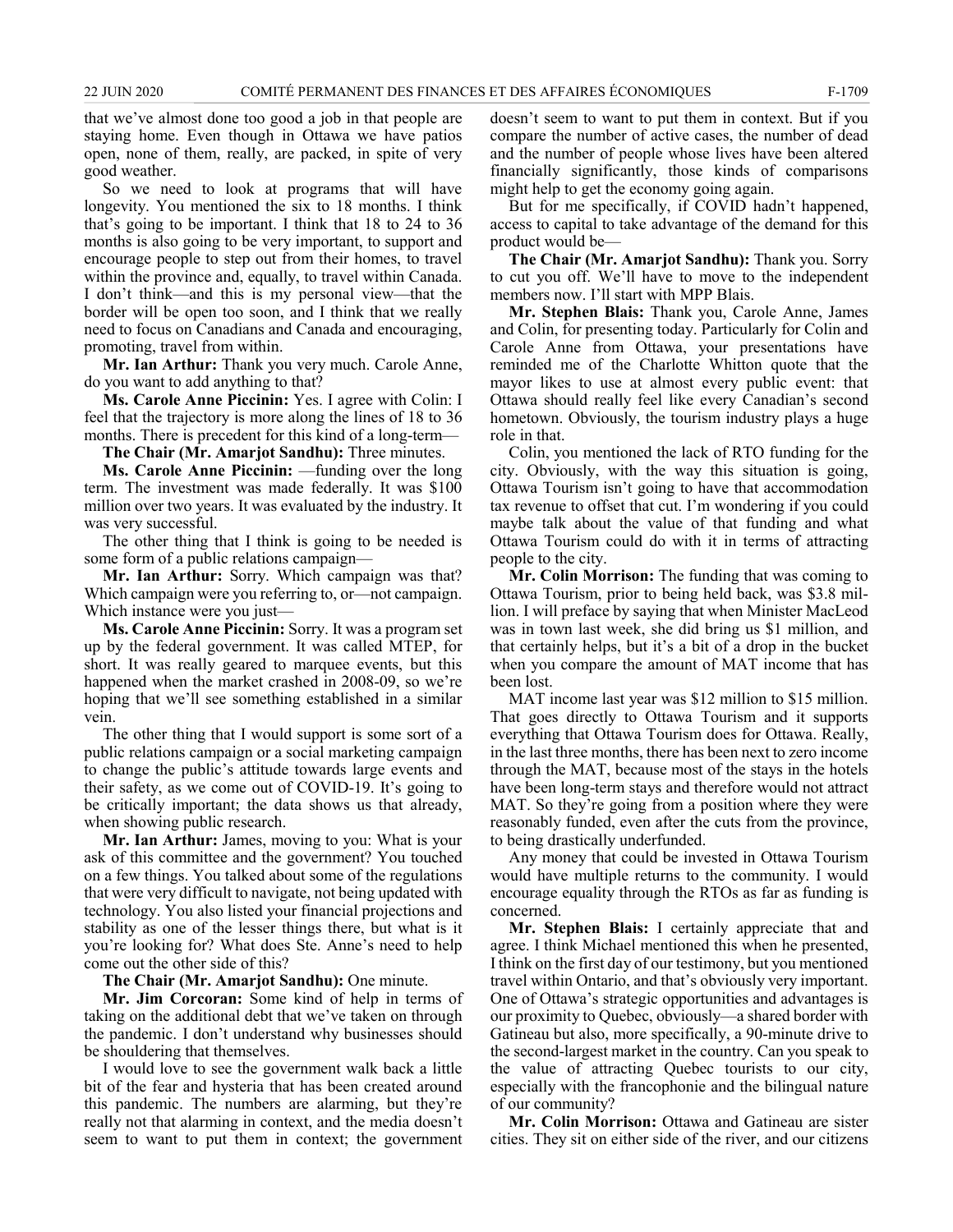that we've almost done too good a job in that people are staying home. Even though in Ottawa we have patios open, none of them, really, are packed, in spite of very good weather.

So we need to look at programs that will have longevity. You mentioned the six to 18 months. I think that's going to be important. I think that 18 to 24 to 36 months is also going to be very important, to support and encourage people to step out from their homes, to travel within the province and, equally, to travel within Canada. I don't think—and this is my personal view—that the border will be open too soon, and I think that we really need to focus on Canadians and Canada and encouraging, promoting, travel from within.

**Mr. Ian Arthur:** Thank you very much. Carole Anne, do you want to add anything to that?

**Ms. Carole Anne Piccinin:** Yes. I agree with Colin: I feel that the trajectory is more along the lines of 18 to 36 months. There is precedent for this kind of a long-term—

**The Chair (Mr. Amarjot Sandhu):** Three minutes.

**Ms. Carole Anne Piccinin:** —funding over the long term. The investment was made federally. It was $100 million over two years. It was evaluated by the industry. It was very successful.

The other thing that I think is going to be needed is some form of a public relations campaign—

**Mr. Ian Arthur:** Sorry. Which campaign was that? Which campaign were you referring to, or—not campaign. Which instance were you just—

**Ms. Carole Anne Piccinin:** Sorry. It was a program set up by the federal government. It was called MTEP, for short. It was really geared to marquee events, but this happened when the market crashed in 2008-09, so we're hoping that we'll see something established in a similar vein.

The other thing that I would support is some sort of a public relations campaign or a social marketing campaign to change the public's attitude towards large events and their safety, as we come out of COVID-19. It's going to be critically important; the data shows us that already, when showing public research.

**Mr. Ian Arthur:** James, moving to you: What is your ask of this committee and the government? You touched on a few things. You talked about some of the regulations that were very difficult to navigate, not being updated with technology. You also listed your financial projections and stability as one of the lesser things there, but what is it you're looking for? What does Ste. Anne's need to help come out the other side of this?

**The Chair (Mr. Amarjot Sandhu):** One minute.

**Mr. Jim Corcoran:** Some kind of help in terms of taking on the additional debt that we've taken on through the pandemic. I don't understand why businesses should be shouldering that themselves.

I would love to see the government walk back a little bit of the fear and hysteria that has been created around this pandemic. The numbers are alarming, but they're really not that alarming in context, and the media doesn't seem to want to put them in context; the government doesn't seem to want to put them in context. But if you compare the number of active cases, the number of dead and the number of people whose lives have been altered financially significantly, those kinds of comparisons might help to get the economy going again.

But for me specifically, if COVID hadn't happened, access to capital to take advantage of the demand for this product would be—

**The Chair (Mr. Amarjot Sandhu):** Thank you. Sorry to cut you off. We'll have to move to the independent members now. I'll start with MPP Blais.

**Mr. Stephen Blais:** Thank you, Carole Anne, James and Colin, for presenting today. Particularly for Colin and Carole Anne from Ottawa, your presentations have reminded me of the Charlotte Whitton quote that the mayor likes to use at almost every public event: that Ottawa should really feel like every Canadian's second hometown. Obviously, the tourism industry plays a huge role in that.

Colin, you mentioned the lack of RTO funding for the city. Obviously, with the way this situation is going, Ottawa Tourism isn't going to have that accommodation tax revenue to offset that cut. I'm wondering if you could maybe talk about the value of that funding and what Ottawa Tourism could do with it in terms of attracting people to the city.

**Mr. Colin Morrison:** The funding that was coming to Ottawa Tourism, prior to being held back, was $3.8 million. I will preface by saying that when Minister MacLeod was in town last week, she did bring us $1 million, and that certainly helps, but it's a bit of a drop in the bucket when you compare the amount of MAT income that has been lost.

MAT income last year was $12 million to $15 million. That goes directly to Ottawa Tourism and it supports everything that Ottawa Tourism does for Ottawa. Really, in the last three months, there has been next to zero income through the MAT, because most of the stays in the hotels have been long-term stays and therefore would not attract MAT. So they're going from a position where they were reasonably funded, even after the cuts from the province, to being drastically underfunded.

Any money that could be invested in Ottawa Tourism would have multiple returns to the community. I would encourage equality through the RTOs as far as funding is concerned.

**Mr. Stephen Blais:** I certainly appreciate that and agree. I think Michael mentioned this when he presented, I think on the first day of our testimony, but you mentioned travel within Ontario, and that's obviously very important. One of Ottawa's strategic opportunities and advantages is our proximity to Quebec, obviously—a shared border with Gatineau but also, more specifically, a 90-minute drive to the second-largest market in the country. Can you speak to the value of attracting Quebec tourists to our city, especially with the francophonie and the bilingual nature of our community?

**Mr. Colin Morrison:** Ottawa and Gatineau are sister cities. They sit on either side of the river, and our citizens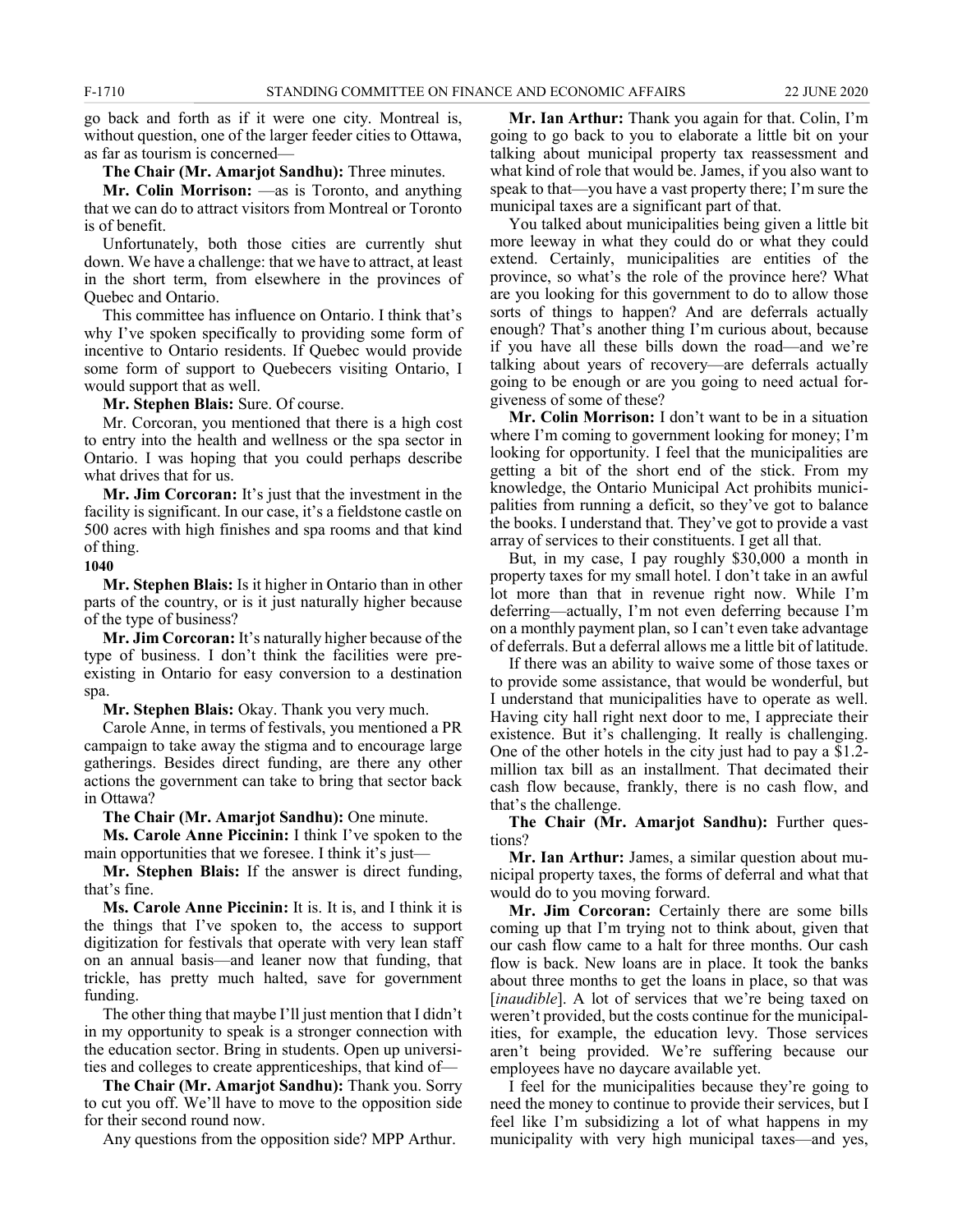go back and forth as if it were one city. Montreal is, without question, one of the larger feeder cities to Ottawa, as far as tourism is concerned—

**The Chair (Mr. Amarjot Sandhu):** Three minutes.

**Mr. Colin Morrison:** —as is Toronto, and anything that we can do to attract visitors from Montreal or Toronto is of benefit.

Unfortunately, both those cities are currently shut down. We have a challenge: that we have to attract, at least in the short term, from elsewhere in the provinces of Quebec and Ontario.

This committee has influence on Ontario. I think that's why I've spoken specifically to providing some form of incentive to Ontario residents. If Quebec would provide some form of support to Quebecers visiting Ontario, I would support that as well.

**Mr. Stephen Blais:** Sure. Of course.

Mr. Corcoran, you mentioned that there is a high cost to entry into the health and wellness or the spa sector in Ontario. I was hoping that you could perhaps describe what drives that for us.

**Mr. Jim Corcoran:** It's just that the investment in the facility is significant. In our case, it's a fieldstone castle on 500 acres with high finishes and spa rooms and that kind of thing.

**1040**

**Mr. Stephen Blais:** Is it higher in Ontario than in other parts of the country, or is it just naturally higher because of the type of business?

**Mr. Jim Corcoran:** It's naturally higher because of the type of business. I don't think the facilities were pre-existing in Ontario for easy conversion to a destination spa.

**Mr. Stephen Blais:** Okay. Thank you very much.

Carole Anne, in terms of festivals, you mentioned a PR campaign to take away the stigma and to encourage large gatherings. Besides direct funding, are there any other actions the government can take to bring that sector back in Ottawa?

**The Chair (Mr. Amarjot Sandhu):** One minute.

**Ms. Carole Anne Piccinin:** I think I've spoken to the main opportunities that we foresee. I think it's just—

**Mr. Stephen Blais:** If the answer is direct funding, that's fine.

**Ms. Carole Anne Piccinin:** It is. It is, and I think it is the things that I've spoken to, the access to support digitization for festivals that operate with very lean staff on an annual basis—and leaner now that funding, that trickle, has pretty much halted, save for government funding.

The other thing that maybe I'll just mention that I didn't in my opportunity to speak is a stronger connection with the education sector. Bring in students. Open up universities and colleges to create apprenticeships, that kind of—

**The Chair (Mr. Amarjot Sandhu):** Thank you. Sorry to cut you off. We'll have to move to the opposition side for their second round now.

Any questions from the opposition side? MPP Arthur.

**Mr. Ian Arthur:** Thank you again for that. Colin, I'm going to go back to you to elaborate a little bit on your talking about municipal property tax reassessment and what kind of role that would be. James, if you also want to speak to that—you have a vast property there; I'm sure the municipal taxes are a significant part of that.

You talked about municipalities being given a little bit more leeway in what they could do or what they could extend. Certainly, municipalities are entities of the province, so what's the role of the province here? What are you looking for this government to do to allow those sorts of things to happen? And are deferrals actually enough? That's another thing I'm curious about, because if you have all these bills down the road—and we're talking about years of recovery—are deferrals actually going to be enough or are you going to need actual forgiveness of some of these?

**Mr. Colin Morrison:** I don't want to be in a situation where I'm coming to government looking for money; I'm looking for opportunity. I feel that the municipalities are getting a bit of the short end of the stick. From my knowledge, the Ontario Municipal Act prohibits municipalities from running a deficit, so they've got to balance the books. I understand that. They've got to provide a vast array of services to their constituents. I get all that.

But, in my case, I pay roughly $30,000 a month in property taxes for my small hotel. I don't take in an awful lot more than that in revenue right now. While I'm deferring—actually, I'm not even deferring because I'm on a monthly payment plan, so I can't even take advantage of deferrals. But a deferral allows me a little bit of latitude.

If there was an ability to waive some of those taxes or to provide some assistance, that would be wonderful, but I understand that municipalities have to operate as well. Having city hall right next door to me, I appreciate their existence. But it's challenging. It really is challenging. One of the other hotels in the city just had to pay a $1.2-million tax bill as an installment. That decimated their cash flow because, frankly, there is no cash flow, and that's the challenge.

**The Chair (Mr. Amarjot Sandhu):** Further questions?

**Mr. Ian Arthur:** James, a similar question about municipal property taxes, the forms of deferral and what that would do to you moving forward.

**Mr. Jim Corcoran:** Certainly there are some bills coming up that I'm trying not to think about, given that our cash flow came to a halt for three months. Our cash flow is back. New loans are in place. It took the banks about three months to get the loans in place, so that was [*inaudible*]. A lot of services that we're being taxed on weren't provided, but the costs continue for the municipalities, for example, the education levy. Those services aren't being provided. We're suffering because our employees have no daycare available yet.

I feel for the municipalities because they're going to need the money to continue to provide their services, but I feel like I'm subsidizing a lot of what happens in my municipality with very high municipal taxes—and yes,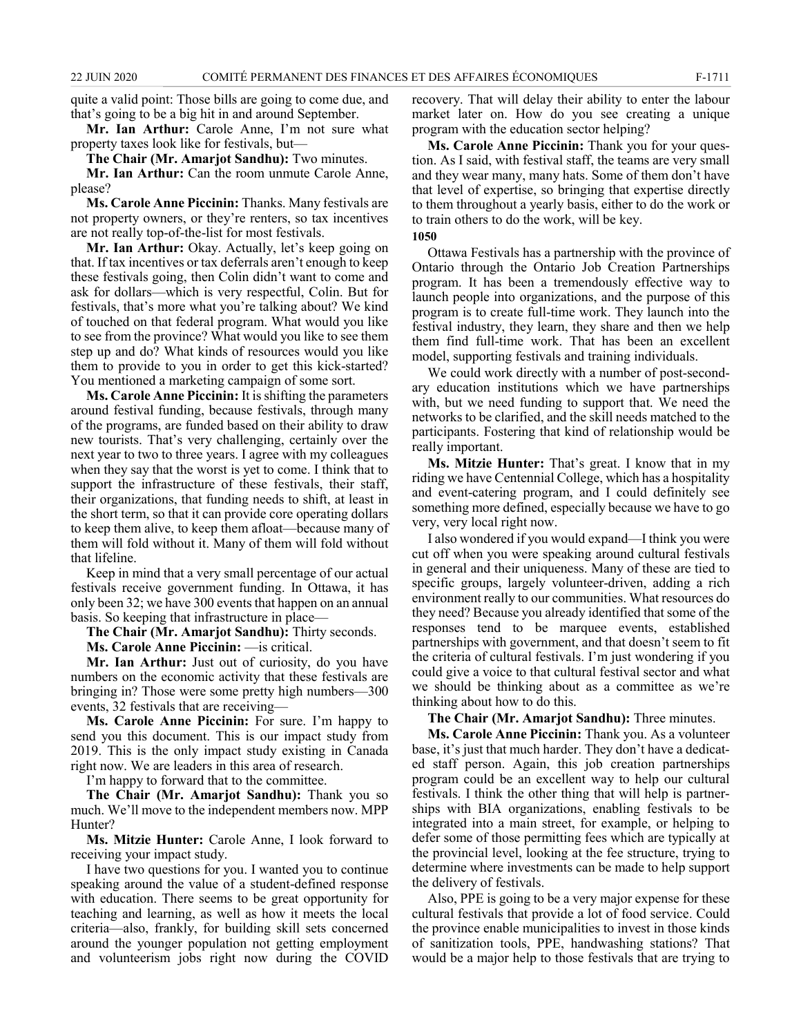quite a valid point: Those bills are going to come due, and that's going to be a big hit in and around September.

**Mr. Ian Arthur:** Carole Anne, I'm not sure what property taxes look like for festivals, but—

**The Chair (Mr. Amarjot Sandhu):** Two minutes.

**Mr. Ian Arthur:** Can the room unmute Carole Anne, please?

**Ms. Carole Anne Piccinin:** Thanks. Many festivals are not property owners, or they're renters, so tax incentives are not really top-of-the-list for most festivals.

**Mr. Ian Arthur:** Okay. Actually, let's keep going on that. If tax incentives or tax deferrals aren't enough to keep these festivals going, then Colin didn't want to come and ask for dollars—which is very respectful, Colin. But for festivals, that's more what you're talking about? We kind of touched on that federal program. What would you like to see from the province? What would you like to see them step up and do? What kinds of resources would you like them to provide to you in order to get this kick-started? You mentioned a marketing campaign of some sort.

**Ms. Carole Anne Piccinin:** It is shifting the parameters around festival funding, because festivals, through many of the programs, are funded based on their ability to draw new tourists. That's very challenging, certainly over the next year to two to three years. I agree with my colleagues when they say that the worst is yet to come. I think that to support the infrastructure of these festivals, their staff, their organizations, that funding needs to shift, at least in the short term, so that it can provide core operating dollars to keep them alive, to keep them afloat—because many of them will fold without it. Many of them will fold without that lifeline.

Keep in mind that a very small percentage of our actual festivals receive government funding. In Ottawa, it has only been 32; we have 300 events that happen on an annual basis. So keeping that infrastructure in place—

**The Chair (Mr. Amarjot Sandhu):** Thirty seconds.

**Ms. Carole Anne Piccinin:** —is critical.

**Mr. Ian Arthur:** Just out of curiosity, do you have numbers on the economic activity that these festivals are bringing in? Those were some pretty high numbers—300 events, 32 festivals that are receiving—

**Ms. Carole Anne Piccinin:** For sure. I'm happy to send you this document. This is our impact study from 2019. This is the only impact study existing in Canada right now. We are leaders in this area of research.

I'm happy to forward that to the committee.

**The Chair (Mr. Amarjot Sandhu):** Thank you so much. We'll move to the independent members now. MPP Hunter?

**Ms. Mitzie Hunter:** Carole Anne, I look forward to receiving your impact study.

I have two questions for you. I wanted you to continue speaking around the value of a student-defined response with education. There seems to be great opportunity for teaching and learning, as well as how it meets the local criteria—also, frankly, for building skill sets concerned around the younger population not getting employment and volunteerism jobs right now during the COVID recovery. That will delay their ability to enter the labour market later on. How do you see creating a unique program with the education sector helping?

**Ms. Carole Anne Piccinin:** Thank you for your question. As I said, with festival staff, the teams are very small and they wear many, many hats. Some of them don't have that level of expertise, so bringing that expertise directly to them throughout a yearly basis, either to do the work or to train others to do the work, will be key.

**1050**

Ottawa Festivals has a partnership with the province of Ontario through the Ontario Job Creation Partnerships program. It has been a tremendously effective way to launch people into organizations, and the purpose of this program is to create full-time work. They launch into the festival industry, they learn, they share and then we help them find full-time work. That has been an excellent model, supporting festivals and training individuals.

We could work directly with a number of post-secondary education institutions which we have partnerships with, but we need funding to support that. We need the networks to be clarified, and the skill needs matched to the participants. Fostering that kind of relationship would be really important.

**Ms. Mitzie Hunter:** That's great. I know that in my riding we have Centennial College, which has a hospitality and event-catering program, and I could definitely see something more defined, especially because we have to go very, very local right now.

I also wondered if you would expand—I think you were cut off when you were speaking around cultural festivals in general and their uniqueness. Many of these are tied to specific groups, largely volunteer-driven, adding a rich environment really to our communities. What resources do they need? Because you already identified that some of the responses tend to be marquee events, established partnerships with government, and that doesn't seem to fit the criteria of cultural festivals. I'm just wondering if you could give a voice to that cultural festival sector and what we should be thinking about as a committee as we're thinking about how to do this.

**The Chair (Mr. Amarjot Sandhu):** Three minutes.

**Ms. Carole Anne Piccinin:** Thank you. As a volunteer base, it's just that much harder. They don't have a dedicated staff person. Again, this job creation partnerships program could be an excellent way to help our cultural festivals. I think the other thing that will help is partnerships with BIA organizations, enabling festivals to be integrated into a main street, for example, or helping to defer some of those permitting fees which are typically at the provincial level, looking at the fee structure, trying to determine where investments can be made to help support the delivery of festivals.

Also, PPE is going to be a very major expense for these cultural festivals that provide a lot of food service. Could the province enable municipalities to invest in those kinds of sanitization tools, PPE, handwashing stations? That would be a major help to those festivals that are trying to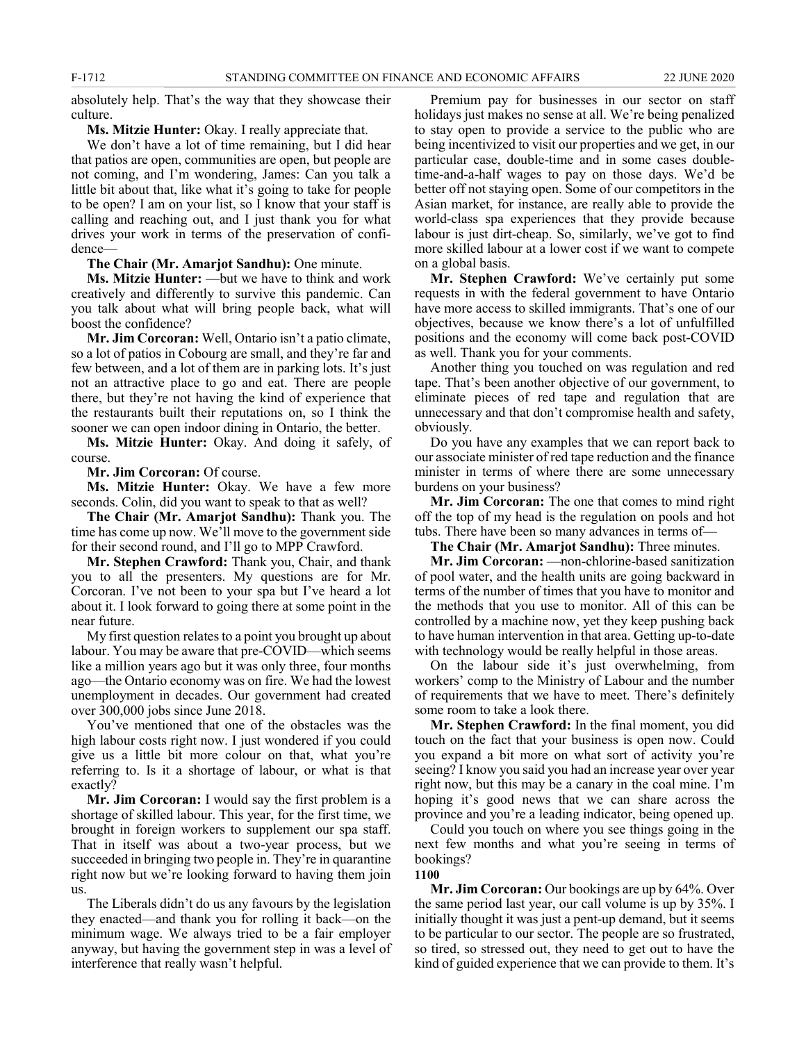absolutely help. That's the way that they showcase their culture.

**Ms. Mitzie Hunter:** Okay. I really appreciate that.

We don't have a lot of time remaining, but I did hear that patios are open, communities are open, but people are not coming, and I'm wondering, James: Can you talk a little bit about that, like what it's going to take for people to be open? I am on your list, so I know that your staff is calling and reaching out, and I just thank you for what drives your work in terms of the preservation of confidence—

**The Chair (Mr. Amarjot Sandhu):** One minute.

**Ms. Mitzie Hunter:** —but we have to think and work creatively and differently to survive this pandemic. Can you talk about what will bring people back, what will boost the confidence?

**Mr. Jim Corcoran:** Well, Ontario isn't a patio climate, so a lot of patios in Cobourg are small, and they're far and few between, and a lot of them are in parking lots. It's just not an attractive place to go and eat. There are people there, but they're not having the kind of experience that the restaurants built their reputations on, so I think the sooner we can open indoor dining in Ontario, the better.

**Ms. Mitzie Hunter:** Okay. And doing it safely, of course.

**Mr. Jim Corcoran:** Of course.

**Ms. Mitzie Hunter:** Okay. We have a few more seconds. Colin, did you want to speak to that as well?

**The Chair (Mr. Amarjot Sandhu):** Thank you. The time has come up now. We'll move to the government side for their second round, and I'll go to MPP Crawford.

**Mr. Stephen Crawford:** Thank you, Chair, and thank you to all the presenters. My questions are for Mr. Corcoran. I've not been to your spa but I've heard a lot about it. I look forward to going there at some point in the near future.

My first question relates to a point you brought up about labour. You may be aware that pre-COVID—which seems like a million years ago but it was only three, four months ago—the Ontario economy was on fire. We had the lowest unemployment in decades. Our government had created over 300,000 jobs since June 2018.

You've mentioned that one of the obstacles was the high labour costs right now. I just wondered if you could give us a little bit more colour on that, what you're referring to. Is it a shortage of labour, or what is that exactly?

**Mr. Jim Corcoran:** I would say the first problem is a shortage of skilled labour. This year, for the first time, we brought in foreign workers to supplement our spa staff. That in itself was about a two-year process, but we succeeded in bringing two people in. They're in quarantine right now but we're looking forward to having them join us.

The Liberals didn't do us any favours by the legislation they enacted—and thank you for rolling it back—on the minimum wage. We always tried to be a fair employer anyway, but having the government step in was a level of interference that really wasn't helpful.

Premium pay for businesses in our sector on staff holidays just makes no sense at all. We're being penalized to stay open to provide a service to the public who are being incentivized to visit our properties and we get, in our particular case, double-time and in some cases double-time-and-a-half wages to pay on those days. We'd be better off not staying open. Some of our competitors in the Asian market, for instance, are really able to provide the world-class spa experiences that they provide because labour is just dirt-cheap. So, similarly, we've got to find more skilled labour at a lower cost if we want to compete on a global basis.

**Mr. Stephen Crawford:** We've certainly put some requests in with the federal government to have Ontario have more access to skilled immigrants. That's one of our objectives, because we know there's a lot of unfulfilled positions and the economy will come back post-COVID as well. Thank you for your comments.

Another thing you touched on was regulation and red tape. That's been another objective of our government, to eliminate pieces of red tape and regulation that are unnecessary and that don't compromise health and safety, obviously.

Do you have any examples that we can report back to our associate minister of red tape reduction and the finance minister in terms of where there are some unnecessary burdens on your business?

**Mr. Jim Corcoran:** The one that comes to mind right off the top of my head is the regulation on pools and hot tubs. There have been so many advances in terms of—

**The Chair (Mr. Amarjot Sandhu):** Three minutes.

**Mr. Jim Corcoran:** —non-chlorine-based sanitization of pool water, and the health units are going backward in terms of the number of times that you have to monitor and the methods that you use to monitor. All of this can be controlled by a machine now, yet they keep pushing back to have human intervention in that area. Getting up-to-date with technology would be really helpful in those areas.

On the labour side it's just overwhelming, from workers' comp to the Ministry of Labour and the number of requirements that we have to meet. There's definitely some room to take a look there.

**Mr. Stephen Crawford:** In the final moment, you did touch on the fact that your business is open now. Could you expand a bit more on what sort of activity you're seeing? I know you said you had an increase year over year right now, but this may be a canary in the coal mine. I'm hoping it's good news that we can share across the province and you're a leading indicator, being opened up.

Could you touch on where you see things going in the next few months and what you're seeing in terms of bookings?

**1100**

**Mr. Jim Corcoran:** Our bookings are up by 64%. Over the same period last year, our call volume is up by 35%. I initially thought it was just a pent-up demand, but it seems to be particular to our sector. The people are so frustrated, so tired, so stressed out, they need to get out to have the kind of guided experience that we can provide to them. It's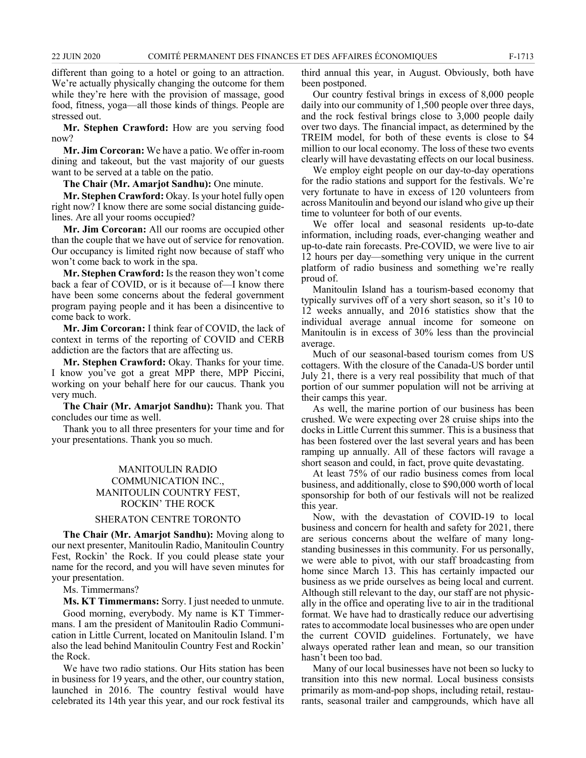different than going to a hotel or going to an attraction. We're actually physically changing the outcome for them while they're here with the provision of massage, good food, fitness, yoga—all those kinds of things. People are stressed out.

**Mr. Stephen Crawford:** How are you serving food now?

**Mr. Jim Corcoran:** We have a patio. We offer in-room dining and takeout, but the vast majority of our guests want to be served at a table on the patio.

**The Chair (Mr. Amarjot Sandhu):** One minute.

**Mr. Stephen Crawford:** Okay. Is your hotel fully open right now? I know there are some social distancing guidelines. Are all your rooms occupied?

**Mr. Jim Corcoran:** All our rooms are occupied other than the couple that we have out of service for renovation. Our occupancy is limited right now because of staff who won't come back to work in the spa.

**Mr. Stephen Crawford:** Is the reason they won't come back a fear of COVID, or is it because of—I know there have been some concerns about the federal government program paying people and it has been a disincentive to come back to work.

**Mr. Jim Corcoran:** I think fear of COVID, the lack of context in terms of the reporting of COVID and CERB addiction are the factors that are affecting us.

**Mr. Stephen Crawford:** Okay. Thanks for your time. I know you've got a great MPP there, MPP Piccini, working on your behalf here for our caucus. Thank you very much.

**The Chair (Mr. Amarjot Sandhu):** Thank you. That concludes our time as well.

Thank you to all three presenters for your time and for your presentations. Thank you so much.

## MANITOULIN RADIO COMMUNICATION INC., MANITOULIN COUNTRY FEST, ROCKIN' THE ROCK

## SHERATON CENTRE TORONTO

**The Chair (Mr. Amarjot Sandhu):** Moving along to our next presenter, Manitoulin Radio, Manitoulin Country Fest, Rockin' the Rock. If you could please state your name for the record, and you will have seven minutes for your presentation.

Ms. Timmermans?

**Ms. KT Timmermans:** Sorry. I just needed to unmute.

Good morning, everybody. My name is KT Timmermans. I am the president of Manitoulin Radio Communication in Little Current, located on Manitoulin Island. I'm also the lead behind Manitoulin Country Fest and Rockin' the Rock.

We have two radio stations. Our Hits station has been in business for 19 years, and the other, our country station, launched in 2016. The country festival would have celebrated its 14th year this year, and our rock festival its third annual this year, in August. Obviously, both have been postponed.

Our country festival brings in excess of 8,000 people daily into our community of 1,500 people over three days, and the rock festival brings close to 3,000 people daily over two days. The financial impact, as determined by the TREIM model, for both of these events is close to $4 million to our local economy. The loss of these two events clearly will have devastating effects on our local business.

We employ eight people on our day-to-day operations for the radio stations and support for the festivals. We're very fortunate to have in excess of 120 volunteers from across Manitoulin and beyond our island who give up their time to volunteer for both of our events.

We offer local and seasonal residents up-to-date information, including roads, ever-changing weather and up-to-date rain forecasts. Pre-COVID, we were live to air 12 hours per day—something very unique in the current platform of radio business and something we're really proud of.

Manitoulin Island has a tourism-based economy that typically survives off of a very short season, so it's 10 to 12 weeks annually, and 2016 statistics show that the individual average annual income for someone on Manitoulin is in excess of 30% less than the provincial average.

Much of our seasonal-based tourism comes from US cottagers. With the closure of the Canada-US border until July 21, there is a very real possibility that much of that portion of our summer population will not be arriving at their camps this year.

As well, the marine portion of our business has been crushed. We were expecting over 28 cruise ships into the docks in Little Current this summer. This is a business that has been fostered over the last several years and has been ramping up annually. All of these factors will ravage a short season and could, in fact, prove quite devastating.

At least 75% of our radio business comes from local business, and additionally, close to $90,000 worth of local sponsorship for both of our festivals will not be realized this year.

Now, with the devastation of COVID-19 to local business and concern for health and safety for 2021, there are serious concerns about the welfare of many long-standing businesses in this community. For us personally, we were able to pivot, with our staff broadcasting from home since March 13. This has certainly impacted our business as we pride ourselves as being local and current. Although still relevant to the day, our staff are not physically in the office and operating live to air in the traditional format. We have had to drastically reduce our advertising rates to accommodate local businesses who are open under the current COVID guidelines. Fortunately, we have always operated rather lean and mean, so our transition hasn't been too bad.

Many of our local businesses have not been so lucky to transition into this new normal. Local business consists primarily as mom-and-pop shops, including retail, restaurants, seasonal trailer and campgrounds, which have all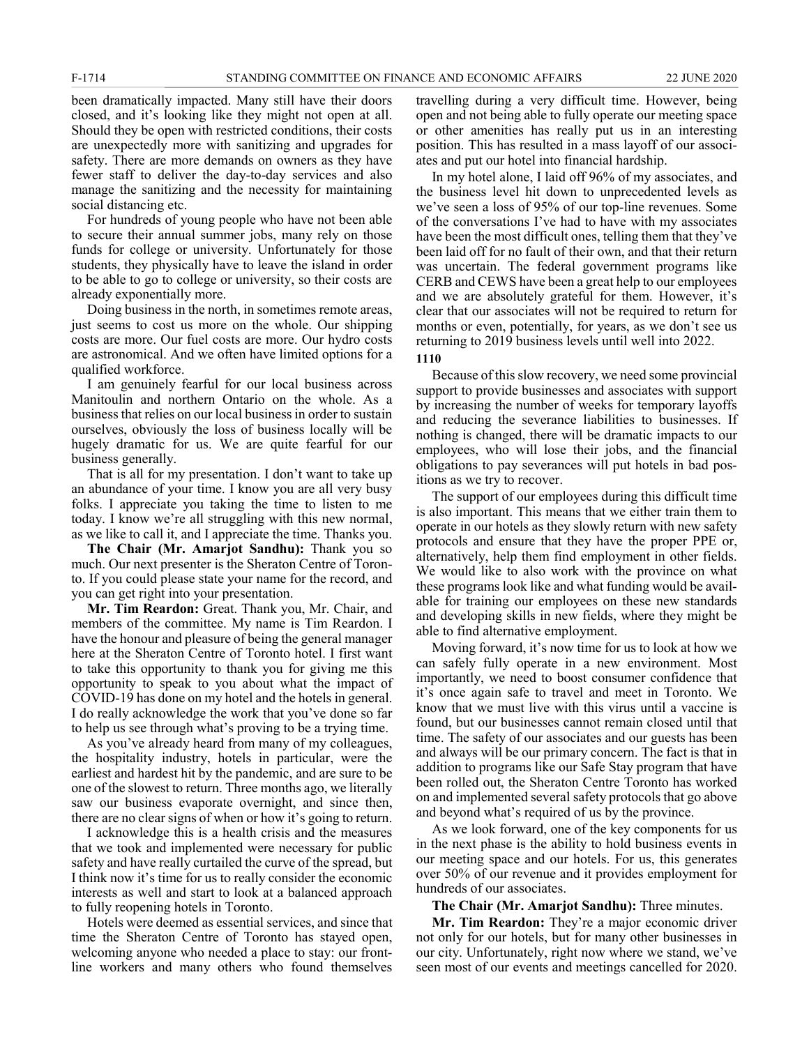been dramatically impacted. Many still have their doors closed, and it's looking like they might not open at all. Should they be open with restricted conditions, their costs are unexpectedly more with sanitizing and upgrades for safety. There are more demands on owners as they have fewer staff to deliver the day-to-day services and also manage the sanitizing and the necessity for maintaining social distancing etc.

For hundreds of young people who have not been able to secure their annual summer jobs, many rely on those funds for college or university. Unfortunately for those students, they physically have to leave the island in order to be able to go to college or university, so their costs are already exponentially more.

Doing business in the north, in sometimes remote areas, just seems to cost us more on the whole. Our shipping costs are more. Our fuel costs are more. Our hydro costs are astronomical. And we often have limited options for a qualified workforce.

I am genuinely fearful for our local business across Manitoulin and northern Ontario on the whole. As a business that relies on our local business in order to sustain ourselves, obviously the loss of business locally will be hugely dramatic for us. We are quite fearful for our business generally.

That is all for my presentation. I don't want to take up an abundance of your time. I know you are all very busy folks. I appreciate you taking the time to listen to me today. I know we're all struggling with this new normal, as we like to call it, and I appreciate the time. Thanks you.

**The Chair (Mr. Amarjot Sandhu):** Thank you so much. Our next presenter is the Sheraton Centre of Toronto. If you could please state your name for the record, and you can get right into your presentation.

**Mr. Tim Reardon:** Great. Thank you, Mr. Chair, and members of the committee. My name is Tim Reardon. I have the honour and pleasure of being the general manager here at the Sheraton Centre of Toronto hotel. I first want to take this opportunity to thank you for giving me this opportunity to speak to you about what the impact of COVID-19 has done on my hotel and the hotels in general. I do really acknowledge the work that you've done so far to help us see through what's proving to be a trying time.

As you've already heard from many of my colleagues, the hospitality industry, hotels in particular, were the earliest and hardest hit by the pandemic, and are sure to be one of the slowest to return. Three months ago, we literally saw our business evaporate overnight, and since then, there are no clear signs of when or how it's going to return.

I acknowledge this is a health crisis and the measures that we took and implemented were necessary for public safety and have really curtailed the curve of the spread, but I think now it's time for us to really consider the economic interests as well and start to look at a balanced approach to fully reopening hotels in Toronto.

Hotels were deemed as essential services, and since that time the Sheraton Centre of Toronto has stayed open, welcoming anyone who needed a place to stay: our front-line workers and many others who found themselves travelling during a very difficult time. However, being open and not being able to fully operate our meeting space or other amenities has really put us in an interesting position. This has resulted in a mass layoff of our associates and put our hotel into financial hardship.

In my hotel alone, I laid off 96% of my associates, and the business level hit down to unprecedented levels as we've seen a loss of 95% of our top-line revenues. Some of the conversations I've had to have with my associates have been the most difficult ones, telling them that they've been laid off for no fault of their own, and that their return was uncertain. The federal government programs like CERB and CEWS have been a great help to our employees and we are absolutely grateful for them. However, it's clear that our associates will not be required to return for months or even, potentially, for years, as we don't see us returning to 2019 business levels until well into 2022.

1110

Because of this slow recovery, we need some provincial support to provide businesses and associates with support by increasing the number of weeks for temporary layoffs and reducing the severance liabilities to businesses. If nothing is changed, there will be dramatic impacts to our employees, who will lose their jobs, and the financial obligations to pay severances will put hotels in bad positions as we try to recover.

The support of our employees during this difficult time is also important. This means that we either train them to operate in our hotels as they slowly return with new safety protocols and ensure that they have the proper PPE or, alternatively, help them find employment in other fields. We would like to also work with the province on what these programs look like and what funding would be available for training our employees on these new standards and developing skills in new fields, where they might be able to find alternative employment.

Moving forward, it's now time for us to look at how we can safely fully operate in a new environment. Most importantly, we need to boost consumer confidence that it's once again safe to travel and meet in Toronto. We know that we must live with this virus until a vaccine is found, but our businesses cannot remain closed until that time. The safety of our associates and our guests has been and always will be our primary concern. The fact is that in addition to programs like our Safe Stay program that have been rolled out, the Sheraton Centre Toronto has worked on and implemented several safety protocols that go above and beyond what's required of us by the province.

As we look forward, one of the key components for us in the next phase is the ability to hold business events in our meeting space and our hotels. For us, this generates over 50% of our revenue and it provides employment for hundreds of our associates.

**The Chair (Mr. Amarjot Sandhu):** Three minutes.

**Mr. Tim Reardon:** They're a major economic driver not only for our hotels, but for many other businesses in our city. Unfortunately, right now where we stand, we've seen most of our events and meetings cancelled for 2020.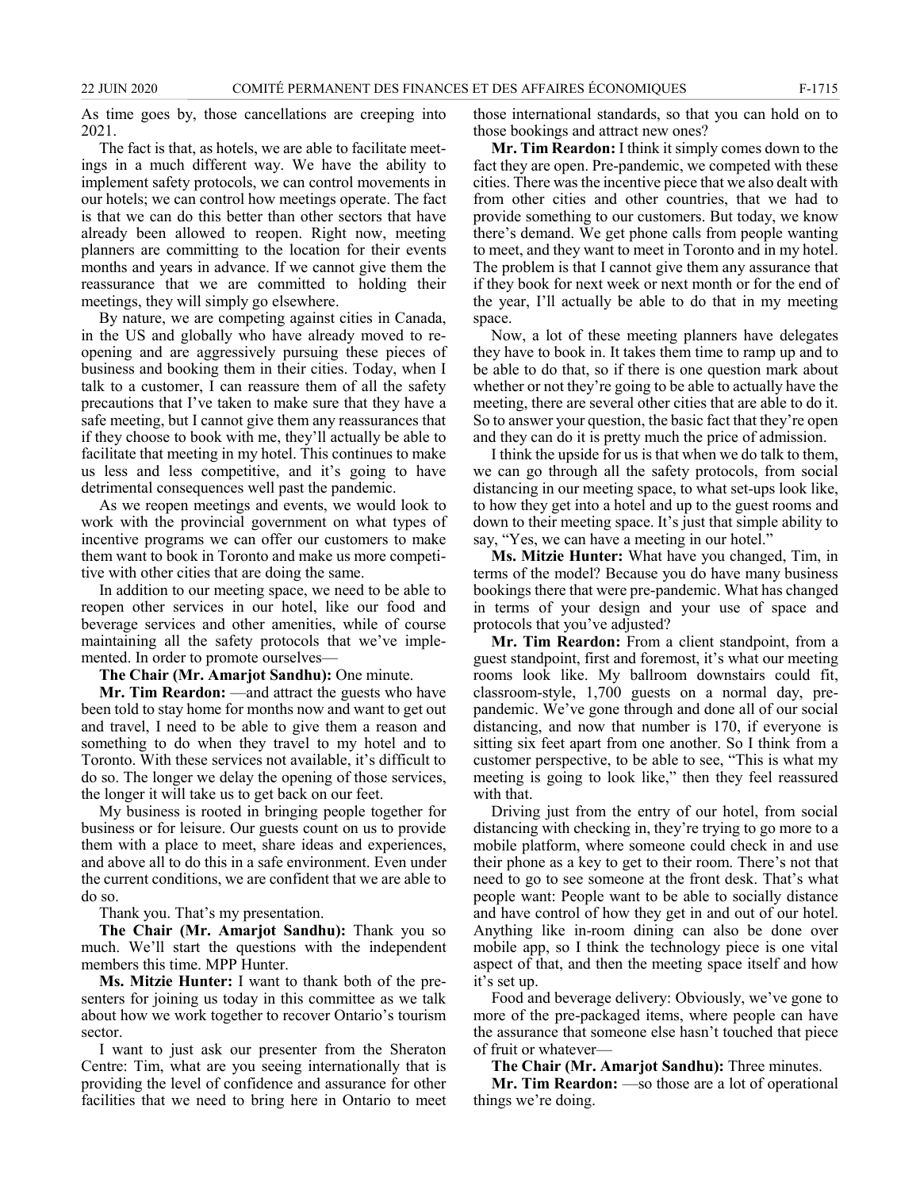As time goes by, those cancellations are creeping into 2021.

The fact is that, as hotels, we are able to facilitate meetings in a much different way. We have the ability to implement safety protocols, we can control movements in our hotels; we can control how meetings operate. The fact is that we can do this better than other sectors that have already been allowed to reopen. Right now, meeting planners are committing to the location for their events months and years in advance. If we cannot give them the reassurance that we are committed to holding their meetings, they will simply go elsewhere.

By nature, we are competing against cities in Canada, in the US and globally who have already moved to re-opening and are aggressively pursuing these pieces of business and booking them in their cities. Today, when I talk to a customer, I can reassure them of all the safety precautions that I've taken to make sure that they have a safe meeting, but I cannot give them any reassurances that if they choose to book with me, they'll actually be able to facilitate that meeting in my hotel. This continues to make us less and less competitive, and it's going to have detrimental consequences well past the pandemic.

As we reopen meetings and events, we would look to work with the provincial government on what types of incentive programs we can offer our customers to make them want to book in Toronto and make us more competitive with other cities that are doing the same.

In addition to our meeting space, we need to be able to reopen other services in our hotel, like our food and beverage services and other amenities, while of course maintaining all the safety protocols that we've implemented. In order to promote ourselves—

**The Chair (Mr. Amarjot Sandhu):** One minute.

**Mr. Tim Reardon:** —and attract the guests who have been told to stay home for months now and want to get out and travel, I need to be able to give them a reason and something to do when they travel to my hotel and to Toronto. With these services not available, it's difficult to do so. The longer we delay the opening of those services, the longer it will take us to get back on our feet.

My business is rooted in bringing people together for business or for leisure. Our guests count on us to provide them with a place to meet, share ideas and experiences, and above all to do this in a safe environment. Even under the current conditions, we are confident that we are able to do so.

Thank you. That's my presentation.

**The Chair (Mr. Amarjot Sandhu):** Thank you so much. We'll start the questions with the independent members this time. MPP Hunter.

**Ms. Mitzie Hunter:** I want to thank both of the presenters for joining us today in this committee as we talk about how we work together to recover Ontario's tourism sector.

I want to just ask our presenter from the Sheraton Centre: Tim, what are you seeing internationally that is providing the level of confidence and assurance for other facilities that we need to bring here in Ontario to meet those international standards, so that you can hold on to those bookings and attract new ones?

**Mr. Tim Reardon:** I think it simply comes down to the fact they are open. Pre-pandemic, we competed with these cities. There was the incentive piece that we also dealt with from other cities and other countries, that we had to provide something to our customers. But today, we know there's demand. We get phone calls from people wanting to meet, and they want to meet in Toronto and in my hotel. The problem is that I cannot give them any assurance that if they book for next week or next month or for the end of the year, I'll actually be able to do that in my meeting space.

Now, a lot of these meeting planners have delegates they have to book in. It takes them time to ramp up and to be able to do that, so if there is one question mark about whether or not they're going to be able to actually have the meeting, there are several other cities that are able to do it. So to answer your question, the basic fact that they're open and they can do it is pretty much the price of admission.

I think the upside for us is that when we do talk to them, we can go through all the safety protocols, from social distancing in our meeting space, to what set-ups look like, to how they get into a hotel and up to the guest rooms and down to their meeting space. It's just that simple ability to say, "Yes, we can have a meeting in our hotel."

**Ms. Mitzie Hunter:** What have you changed, Tim, in terms of the model? Because you do have many business bookings there that were pre-pandemic. What has changed in terms of your design and your use of space and protocols that you've adjusted?

**Mr. Tim Reardon:** From a client standpoint, from a guest standpoint, first and foremost, it's what our meeting rooms look like. My ballroom downstairs could fit, classroom-style, 1,700 guests on a normal day, pre-pandemic. We've gone through and done all of our social distancing, and now that number is 170, if everyone is sitting six feet apart from one another. So I think from a customer perspective, to be able to see, "This is what my meeting is going to look like," then they feel reassured with that.

Driving just from the entry of our hotel, from social distancing with checking in, they're trying to go more to a mobile platform, where someone could check in and use their phone as a key to get to their room. There's not that need to go to see someone at the front desk. That's what people want: People want to be able to socially distance and have control of how they get in and out of our hotel. Anything like in-room dining can also be done over mobile app, so I think the technology piece is one vital aspect of that, and then the meeting space itself and how it's set up.

Food and beverage delivery: Obviously, we've gone to more of the pre-packaged items, where people can have the assurance that someone else hasn't touched that piece of fruit or whatever—

**The Chair (Mr. Amarjot Sandhu):** Three minutes.

**Mr. Tim Reardon:** —so those are a lot of operational things we're doing.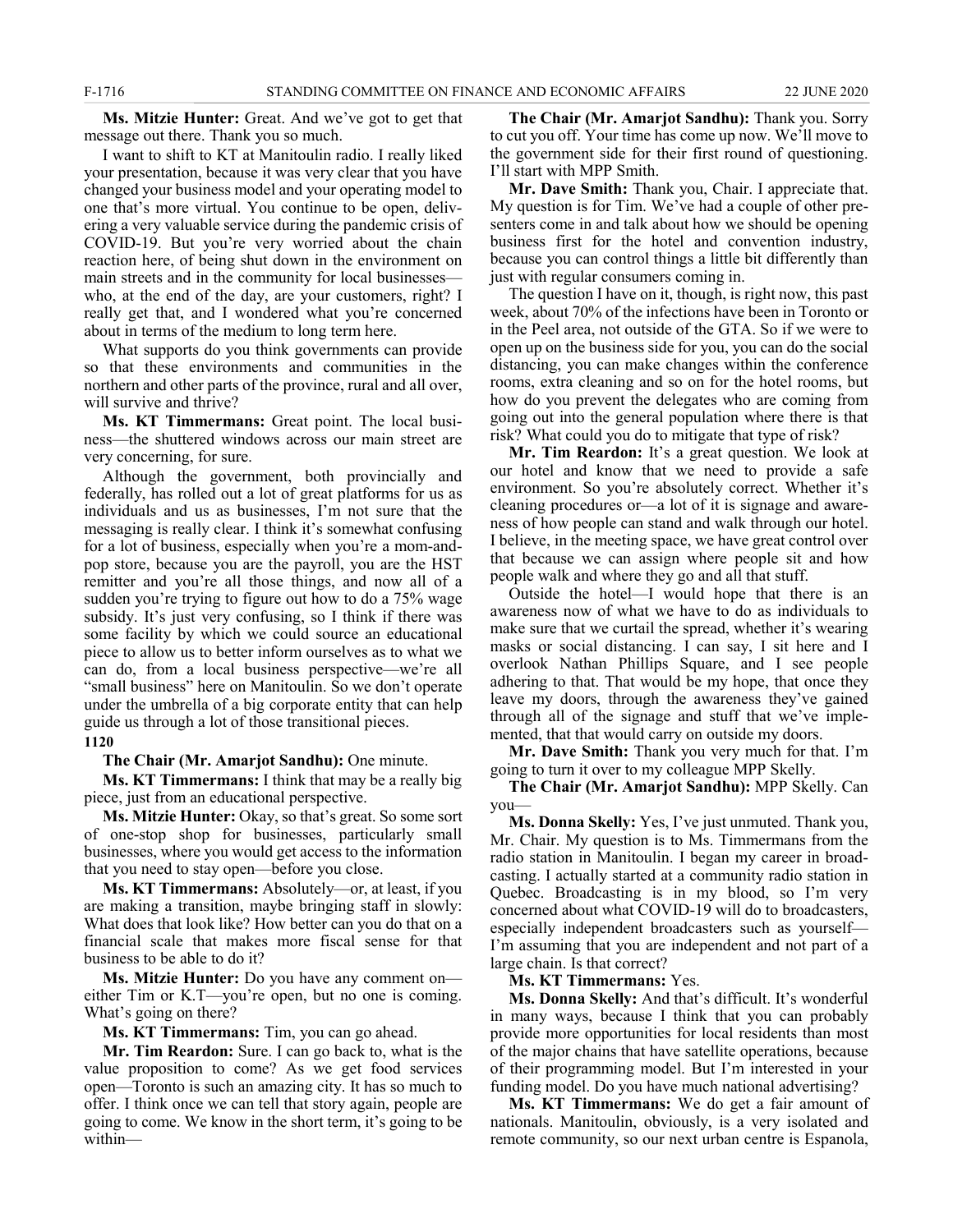**Ms. Mitzie Hunter:** Great. And we've got to get that message out there. Thank you so much.

I want to shift to KT at Manitoulin radio. I really liked your presentation, because it was very clear that you have changed your business model and your operating model to one that's more virtual. You continue to be open, delivering a very valuable service during the pandemic crisis of COVID-19. But you're very worried about the chain reaction here, of being shut down in the environment on main streets and in the community for local businesses—who, at the end of the day, are your customers, right? I really get that, and I wondered what you're concerned about in terms of the medium to long term here.

What supports do you think governments can provide so that these environments and communities in the northern and other parts of the province, rural and all over, will survive and thrive?

**Ms. KT Timmermans:** Great point. The local business—the shuttered windows across our main street are very concerning, for sure.

Although the government, both provincially and federally, has rolled out a lot of great platforms for us as individuals and us as businesses, I'm not sure that the messaging is really clear. I think it's somewhat confusing for a lot of business, especially when you're a mom-and-pop store, because you are the payroll, you are the HST remitter and you're all those things, and now all of a sudden you're trying to figure out how to do a 75% wage subsidy. It's just very confusing, so I think if there was some facility by which we could source an educational piece to allow us to better inform ourselves as to what we can do, from a local business perspective—we're all "small business" here on Manitoulin. So we don't operate under the umbrella of a big corporate entity that can help guide us through a lot of those transitional pieces.

**1120**

**The Chair (Mr. Amarjot Sandhu):** One minute.

**Ms. KT Timmermans:** I think that may be a really big piece, just from an educational perspective.

**Ms. Mitzie Hunter:** Okay, so that's great. So some sort of one-stop shop for businesses, particularly small businesses, where you would get access to the information that you need to stay open—before you close.

**Ms. KT Timmermans:** Absolutely—or, at least, if you are making a transition, maybe bringing staff in slowly: What does that look like? How better can you do that on a financial scale that makes more fiscal sense for that business to be able to do it?

**Ms. Mitzie Hunter:** Do you have any comment on—either Tim or K.T—you're open, but no one is coming. What's going on there?

**Ms. KT Timmermans:** Tim, you can go ahead.

**Mr. Tim Reardon:** Sure. I can go back to, what is the value proposition to come? As we get food services open—Toronto is such an amazing city. It has so much to offer. I think once we can tell that story again, people are going to come. We know in the short term, it's going to be within—

**The Chair (Mr. Amarjot Sandhu):** Thank you. Sorry to cut you off. Your time has come up now. We'll move to the government side for their first round of questioning. I'll start with MPP Smith.

**Mr. Dave Smith:** Thank you, Chair. I appreciate that. My question is for Tim. We've had a couple of other presenters come in and talk about how we should be opening business first for the hotel and convention industry, because you can control things a little bit differently than just with regular consumers coming in.

The question I have on it, though, is right now, this past week, about 70% of the infections have been in Toronto or in the Peel area, not outside of the GTA. So if we were to open up on the business side for you, you can do the social distancing, you can make changes within the conference rooms, extra cleaning and so on for the hotel rooms, but how do you prevent the delegates who are coming from going out into the general population where there is that risk? What could you do to mitigate that type of risk?

**Mr. Tim Reardon:** It's a great question. We look at our hotel and know that we need to provide a safe environment. So you're absolutely correct. Whether it's cleaning procedures or—a lot of it is signage and awareness of how people can stand and walk through our hotel. I believe, in the meeting space, we have great control over that because we can assign where people sit and how people walk and where they go and all that stuff.

Outside the hotel—I would hope that there is an awareness now of what we have to do as individuals to make sure that we curtail the spread, whether it's wearing masks or social distancing. I can say, I sit here and I overlook Nathan Phillips Square, and I see people adhering to that. That would be my hope, that once they leave my doors, through the awareness they've gained through all of the signage and stuff that we've implemented, that that would carry on outside my doors.

**Mr. Dave Smith:** Thank you very much for that. I'm going to turn it over to my colleague MPP Skelly.

**The Chair (Mr. Amarjot Sandhu):** MPP Skelly. Can you—

**Ms. Donna Skelly:** Yes, I've just unmuted. Thank you, Mr. Chair. My question is to Ms. Timmermans from the radio station in Manitoulin. I began my career in broadcasting. I actually started at a community radio station in Quebec. Broadcasting is in my blood, so I'm very concerned about what COVID-19 will do to broadcasters, especially independent broadcasters such as yourself—I'm assuming that you are independent and not part of a large chain. Is that correct?

**Ms. KT Timmermans:** Yes.

**Ms. Donna Skelly:** And that's difficult. It's wonderful in many ways, because I think that you can probably provide more opportunities for local residents than most of the major chains that have satellite operations, because of their programming model. But I'm interested in your funding model. Do you have much national advertising?

**Ms. KT Timmermans:** We do get a fair amount of nationals. Manitoulin, obviously, is a very isolated and remote community, so our next urban centre is Espanola,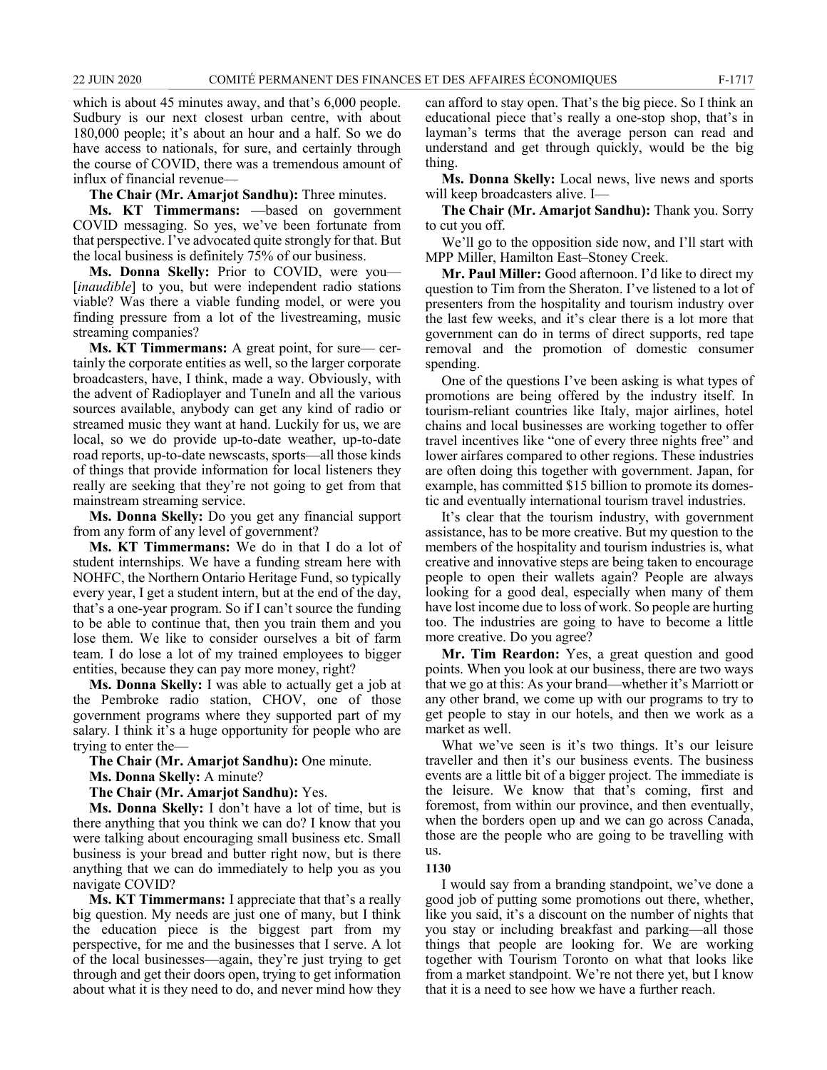which is about 45 minutes away, and that's 6,000 people. Sudbury is our next closest urban centre, with about 180,000 people; it's about an hour and a half. So we do have access to nationals, for sure, and certainly through the course of COVID, there was a tremendous amount of influx of financial revenue—

**The Chair (Mr. Amarjot Sandhu):** Three minutes.

**Ms. KT Timmermans:** —based on government COVID messaging. So yes, we've been fortunate from that perspective. I've advocated quite strongly for that. But the local business is definitely 75% of our business.

**Ms. Donna Skelly:** Prior to COVID, were you—[*inaudible*] to you, but were independent radio stations viable? Was there a viable funding model, or were you finding pressure from a lot of the livestreaming, music streaming companies?

**Ms. KT Timmermans:** A great point, for sure— certainly the corporate entities as well, so the larger corporate broadcasters, have, I think, made a way. Obviously, with the advent of Radioplayer and TuneIn and all the various sources available, anybody can get any kind of radio or streamed music they want at hand. Luckily for us, we are local, so we do provide up-to-date weather, up-to-date road reports, up-to-date newscasts, sports—all those kinds of things that provide information for local listeners they really are seeking that they're not going to get from that mainstream streaming service.

**Ms. Donna Skelly:** Do you get any financial support from any form of any level of government?

**Ms. KT Timmermans:** We do in that I do a lot of student internships. We have a funding stream here with NOHFC, the Northern Ontario Heritage Fund, so typically every year, I get a student intern, but at the end of the day, that's a one-year program. So if I can't source the funding to be able to continue that, then you train them and you lose them. We like to consider ourselves a bit of farm team. I do lose a lot of my trained employees to bigger entities, because they can pay more money, right?

**Ms. Donna Skelly:** I was able to actually get a job at the Pembroke radio station, CHOV, one of those government programs where they supported part of my salary. I think it's a huge opportunity for people who are trying to enter the—

**The Chair (Mr. Amarjot Sandhu):** One minute.

**Ms. Donna Skelly:** A minute?

**The Chair (Mr. Amarjot Sandhu):** Yes.

**Ms. Donna Skelly:** I don't have a lot of time, but is there anything that you think we can do? I know that you were talking about encouraging small business etc. Small business is your bread and butter right now, but is there anything that we can do immediately to help you as you navigate COVID?

**Ms. KT Timmermans:** I appreciate that that's a really big question. My needs are just one of many, but I think the education piece is the biggest part from my perspective, for me and the businesses that I serve. A lot of the local businesses—again, they're just trying to get through and get their doors open, trying to get information about what it is they need to do, and never mind how they can afford to stay open. That's the big piece. So I think an educational piece that's really a one-stop shop, that's in layman's terms that the average person can read and understand and get through quickly, would be the big thing.

**Ms. Donna Skelly:** Local news, live news and sports will keep broadcasters alive. I—

**The Chair (Mr. Amarjot Sandhu):** Thank you. Sorry to cut you off.

We'll go to the opposition side now, and I'll start with MPP Miller, Hamilton East–Stoney Creek.

**Mr. Paul Miller:** Good afternoon. I'd like to direct my question to Tim from the Sheraton. I've listened to a lot of presenters from the hospitality and tourism industry over the last few weeks, and it's clear there is a lot more that government can do in terms of direct supports, red tape removal and the promotion of domestic consumer spending.

One of the questions I've been asking is what types of promotions are being offered by the industry itself. In tourism-reliant countries like Italy, major airlines, hotel chains and local businesses are working together to offer travel incentives like "one of every three nights free" and lower airfares compared to other regions. These industries are often doing this together with government. Japan, for example, has committed $15 billion to promote its domestic and eventually international tourism travel industries.

It's clear that the tourism industry, with government assistance, has to be more creative. But my question to the members of the hospitality and tourism industries is, what creative and innovative steps are being taken to encourage people to open their wallets again? People are always looking for a good deal, especially when many of them have lost income due to loss of work. So people are hurting too. The industries are going to have to become a little more creative. Do you agree?

**Mr. Tim Reardon:** Yes, a great question and good points. When you look at our business, there are two ways that we go at this: As your brand—whether it's Marriott or any other brand, we come up with our programs to try to get people to stay in our hotels, and then we work as a market as well.

What we've seen is it's two things. It's our leisure traveller and then it's our business events. The business events are a little bit of a bigger project. The immediate is the leisure. We know that that's coming, first and foremost, from within our province, and then eventually, when the borders open up and we can go across Canada, those are the people who are going to be travelling with us.

**1130**

I would say from a branding standpoint, we've done a good job of putting some promotions out there, whether, like you said, it's a discount on the number of nights that you stay or including breakfast and parking—all those things that people are looking for. We are working together with Tourism Toronto on what that looks like from a market standpoint. We're not there yet, but I know that it is a need to see how we have a further reach.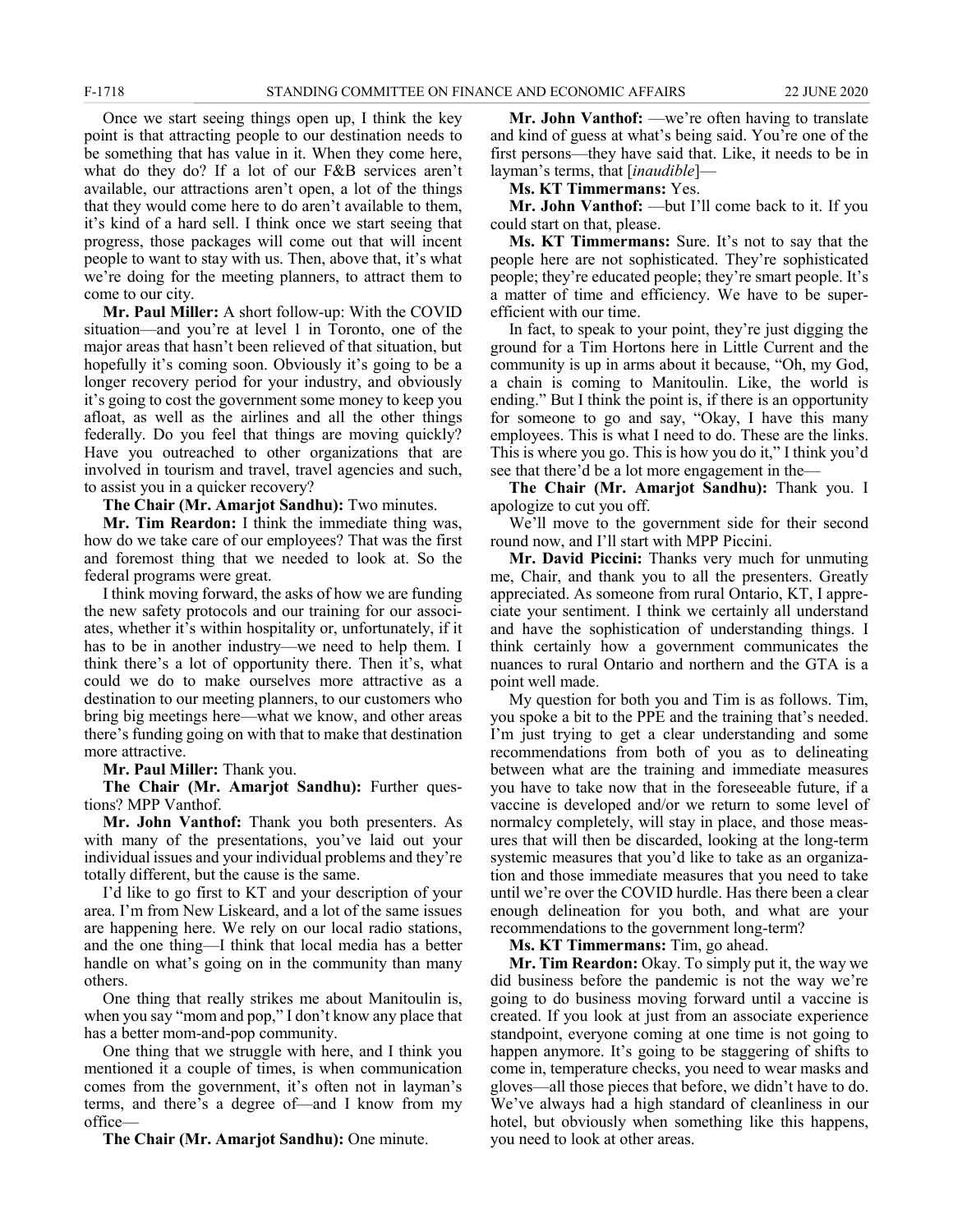Once we start seeing things open up, I think the key point is that attracting people to our destination needs to be something that has value in it. When they come here, what do they do? If a lot of our F&B services aren't available, our attractions aren't open, a lot of the things that they would come here to do aren't available to them, it's kind of a hard sell. I think once we start seeing that progress, those packages will come out that will incent people to want to stay with us. Then, above that, it's what we're doing for the meeting planners, to attract them to come to our city.

**Mr. Paul Miller:** A short follow-up: With the COVID situation—and you're at level 1 in Toronto, one of the major areas that hasn't been relieved of that situation, but hopefully it's coming soon. Obviously it's going to be a longer recovery period for your industry, and obviously it's going to cost the government some money to keep you afloat, as well as the airlines and all the other things federally. Do you feel that things are moving quickly? Have you outreached to other organizations that are involved in tourism and travel, travel agencies and such, to assist you in a quicker recovery?

**The Chair (Mr. Amarjot Sandhu):** Two minutes.

**Mr. Tim Reardon:** I think the immediate thing was, how do we take care of our employees? That was the first and foremost thing that we needed to look at. So the federal programs were great.

I think moving forward, the asks of how we are funding the new safety protocols and our training for our associates, whether it's within hospitality or, unfortunately, if it has to be in another industry—we need to help them. I think there's a lot of opportunity there. Then it's, what could we do to make ourselves more attractive as a destination to our meeting planners, to our customers who bring big meetings here—what we know, and other areas there's funding going on with that to make that destination more attractive.

**Mr. Paul Miller:** Thank you.

**The Chair (Mr. Amarjot Sandhu):** Further questions? MPP Vanthof.

**Mr. John Vanthof:** Thank you both presenters. As with many of the presentations, you've laid out your individual issues and your individual problems and they're totally different, but the cause is the same.

I'd like to go first to KT and your description of your area. I'm from New Liskeard, and a lot of the same issues are happening here. We rely on our local radio stations, and the one thing—I think that local media has a better handle on what's going on in the community than many others.

One thing that really strikes me about Manitoulin is, when you say "mom and pop," I don't know any place that has a better mom-and-pop community.

One thing that we struggle with here, and I think you mentioned it a couple of times, is when communication comes from the government, it's often not in layman's terms, and there's a degree of—and I know from my office—

**The Chair (Mr. Amarjot Sandhu):** One minute.

**Mr. John Vanthof:** —we're often having to translate and kind of guess at what's being said. You're one of the first persons—they have said that. Like, it needs to be in layman's terms, that [*inaudible*]—

**Ms. KT Timmermans:** Yes.

**Mr. John Vanthof:** —but I'll come back to it. If you could start on that, please.

**Ms. KT Timmermans:** Sure. It's not to say that the people here are not sophisticated. They're sophisticated people; they're educated people; they're smart people. It's a matter of time and efficiency. We have to be super-efficient with our time.

In fact, to speak to your point, they're just digging the ground for a Tim Hortons here in Little Current and the community is up in arms about it because, "Oh, my God, a chain is coming to Manitoulin. Like, the world is ending." But I think the point is, if there is an opportunity for someone to go and say, "Okay, I have this many employees. This is what I need to do. These are the links. This is where you go. This is how you do it," I think you'd see that there'd be a lot more engagement in the—

**The Chair (Mr. Amarjot Sandhu):** Thank you. I apologize to cut you off.

We'll move to the government side for their second round now, and I'll start with MPP Piccini.

**Mr. David Piccini:** Thanks very much for unmuting me, Chair, and thank you to all the presenters. Greatly appreciated. As someone from rural Ontario, KT, I appreciate your sentiment. I think we certainly all understand and have the sophistication of understanding things. I think certainly how a government communicates the nuances to rural Ontario and northern and the GTA is a point well made.

My question for both you and Tim is as follows. Tim, you spoke a bit to the PPE and the training that's needed. I'm just trying to get a clear understanding and some recommendations from both of you as to delineating between what are the training and immediate measures you have to take now that in the foreseeable future, if a vaccine is developed and/or we return to some level of normalcy completely, will stay in place, and those measures that will then be discarded, looking at the long-term systemic measures that you'd like to take as an organization and those immediate measures that you need to take until we're over the COVID hurdle. Has there been a clear enough delineation for you both, and what are your recommendations to the government long-term?

**Ms. KT Timmermans:** Tim, go ahead.

**Mr. Tim Reardon:** Okay. To simply put it, the way we did business before the pandemic is not the way we're going to do business moving forward until a vaccine is created. If you look at just from an associate experience standpoint, everyone coming at one time is not going to happen anymore. It's going to be staggering of shifts to come in, temperature checks, you need to wear masks and gloves—all those pieces that before, we didn't have to do. We've always had a high standard of cleanliness in our hotel, but obviously when something like this happens, you need to look at other areas.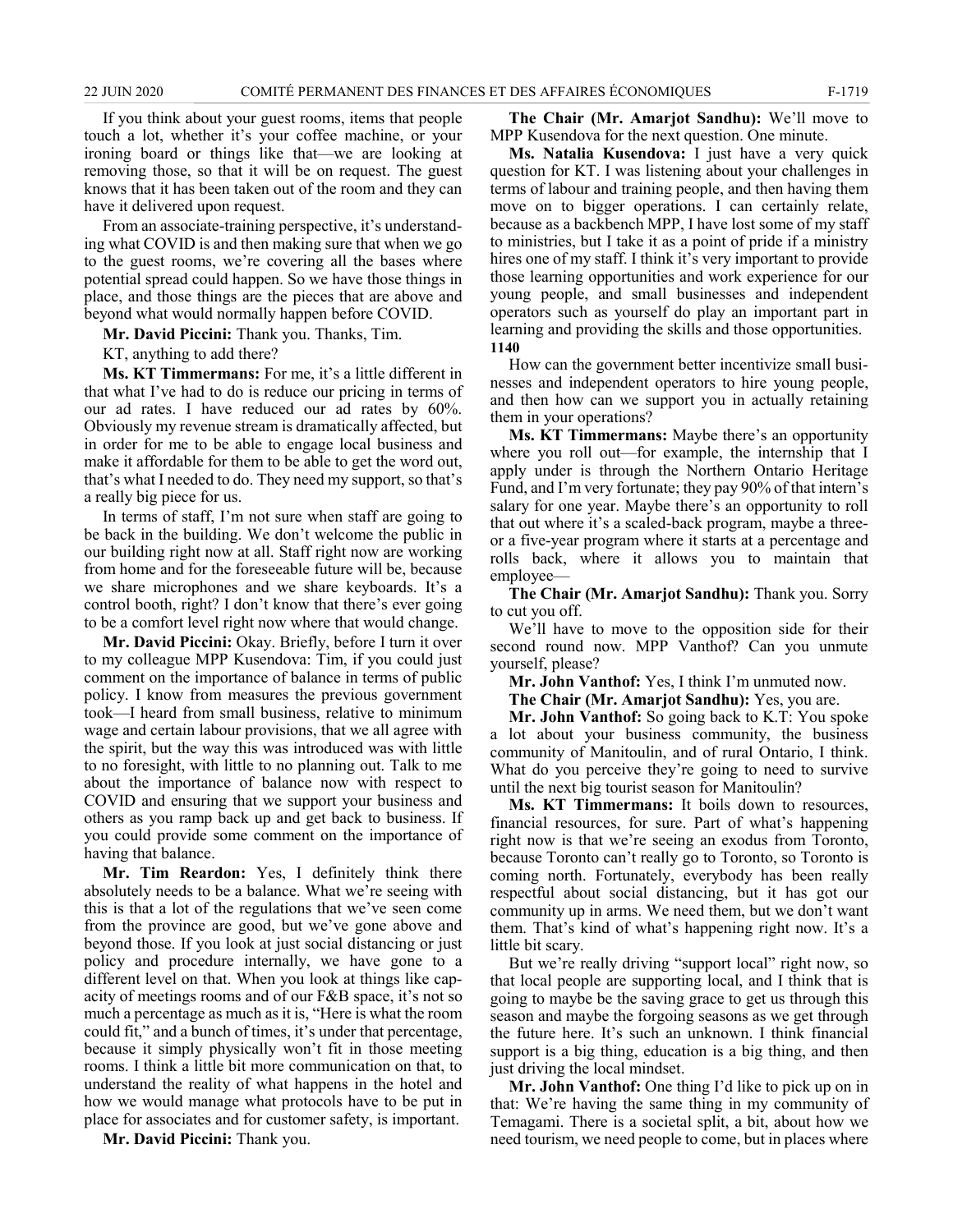If you think about your guest rooms, items that people touch a lot, whether it's your coffee machine, or your ironing board or things like that—we are looking at removing those, so that it will be on request. The guest knows that it has been taken out of the room and they can have it delivered upon request.

From an associate-training perspective, it's understanding what COVID is and then making sure that when we go to the guest rooms, we're covering all the bases where potential spread could happen. So we have those things in place, and those things are the pieces that are above and beyond what would normally happen before COVID.

**Mr. David Piccini:** Thank you. Thanks, Tim.

KT, anything to add there?

**Ms. KT Timmermans:** For me, it's a little different in that what I've had to do is reduce our pricing in terms of our ad rates. I have reduced our ad rates by 60%. Obviously my revenue stream is dramatically affected, but in order for me to be able to engage local business and make it affordable for them to be able to get the word out, that's what I needed to do. They need my support, so that's a really big piece for us.

In terms of staff, I'm not sure when staff are going to be back in the building. We don't welcome the public in our building right now at all. Staff right now are working from home and for the foreseeable future will be, because we share microphones and we share keyboards. It's a control booth, right? I don't know that there's ever going to be a comfort level right now where that would change.

**Mr. David Piccini:** Okay. Briefly, before I turn it over to my colleague MPP Kusendova: Tim, if you could just comment on the importance of balance in terms of public policy. I know from measures the previous government took—I heard from small business, relative to minimum wage and certain labour provisions, that we all agree with the spirit, but the way this was introduced was with little to no foresight, with little to no planning out. Talk to me about the importance of balance now with respect to COVID and ensuring that we support your business and others as you ramp back up and get back to business. If you could provide some comment on the importance of having that balance.

**Mr. Tim Reardon:** Yes, I definitely think there absolutely needs to be a balance. What we're seeing with this is that a lot of the regulations that we've seen come from the province are good, but we've gone above and beyond those. If you look at just social distancing or just policy and procedure internally, we have gone to a different level on that. When you look at things like capacity of meetings rooms and of our F&B space, it's not so much a percentage as much as it is, "Here is what the room could fit," and a bunch of times, it's under that percentage, because it simply physically won't fit in those meeting rooms. I think a little bit more communication on that, to understand the reality of what happens in the hotel and how we would manage what protocols have to be put in place for associates and for customer safety, is important.

**Mr. David Piccini:** Thank you.

**The Chair (Mr. Amarjot Sandhu):** We'll move to MPP Kusendova for the next question. One minute.

**Ms. Natalia Kusendova:** I just have a very quick question for KT. I was listening about your challenges in terms of labour and training people, and then having them move on to bigger operations. I can certainly relate, because as a backbench MPP, I have lost some of my staff to ministries, but I take it as a point of pride if a ministry hires one of my staff. I think it's very important to provide those learning opportunities and work experience for our young people, and small businesses and independent operators such as yourself do play an important part in learning and providing the skills and those opportunities.

**1140**

How can the government better incentivize small businesses and independent operators to hire young people, and then how can we support you in actually retaining them in your operations?

**Ms. KT Timmermans:** Maybe there's an opportunity where you roll out—for example, the internship that I apply under is through the Northern Ontario Heritage Fund, and I'm very fortunate; they pay 90% of that intern's salary for one year. Maybe there's an opportunity to roll that out where it's a scaled-back program, maybe a three- or a five-year program where it starts at a percentage and rolls back, where it allows you to maintain that employee—

**The Chair (Mr. Amarjot Sandhu):** Thank you. Sorry to cut you off.

We'll have to move to the opposition side for their second round now. MPP Vanthof? Can you unmute yourself, please?

**Mr. John Vanthof:** Yes, I think I'm unmuted now.

**The Chair (Mr. Amarjot Sandhu):** Yes, you are.

**Mr. John Vanthof:** So going back to K.T: You spoke a lot about your business community, the business community of Manitoulin, and of rural Ontario, I think. What do you perceive they're going to need to survive until the next big tourist season for Manitoulin?

**Ms. KT Timmermans:** It boils down to resources, financial resources, for sure. Part of what's happening right now is that we're seeing an exodus from Toronto, because Toronto can't really go to Toronto, so Toronto is coming north. Fortunately, everybody has been really respectful about social distancing, but it has got our community up in arms. We need them, but we don't want them. That's kind of what's happening right now. It's a little bit scary.

But we're really driving "support local" right now, so that local people are supporting local, and I think that is going to maybe be the saving grace to get us through this season and maybe the forgoing seasons as we get through the future here. It's such an unknown. I think financial support is a big thing, education is a big thing, and then just driving the local mindset.

**Mr. John Vanthof:** One thing I'd like to pick up on in that: We're having the same thing in my community of Temagami. There is a societal split, a bit, about how we need tourism, we need people to come, but in places where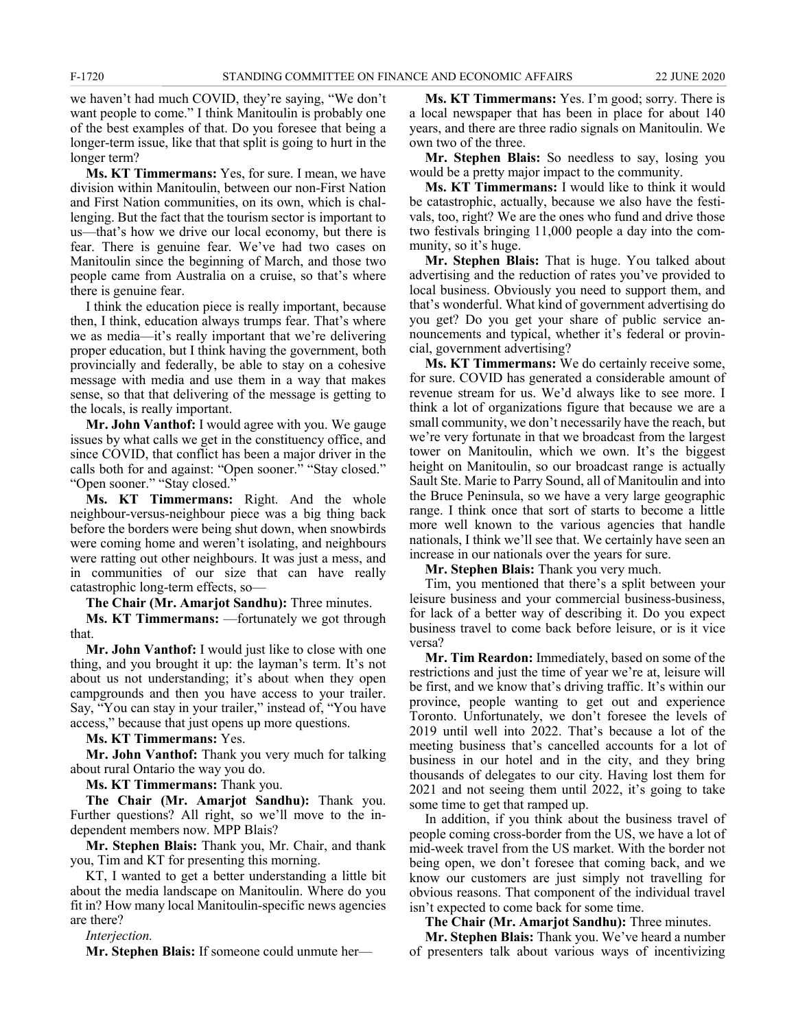we haven't had much COVID, they're saying, "We don't want people to come." I think Manitoulin is probably one of the best examples of that. Do you foresee that being a longer-term issue, like that that split is going to hurt in the longer term?

**Ms. KT Timmermans:** Yes, for sure. I mean, we have division within Manitoulin, between our non-First Nation and First Nation communities, on its own, which is challenging. But the fact that the tourism sector is important to us—that's how we drive our local economy, but there is fear. There is genuine fear. We've had two cases on Manitoulin since the beginning of March, and those two people came from Australia on a cruise, so that's where there is genuine fear.

I think the education piece is really important, because then, I think, education always trumps fear. That's where we as media—it's really important that we're delivering proper education, but I think having the government, both provincially and federally, be able to stay on a cohesive message with media and use them in a way that makes sense, so that that delivering of the message is getting to the locals, is really important.

**Mr. John Vanthof:** I would agree with you. We gauge issues by what calls we get in the constituency office, and since COVID, that conflict has been a major driver in the calls both for and against: "Open sooner." "Stay closed." "Open sooner." "Stay closed."

**Ms. KT Timmermans:** Right. And the whole neighbour-versus-neighbour piece was a big thing back before the borders were being shut down, when snowbirds were coming home and weren't isolating, and neighbours were ratting out other neighbours. It was just a mess, and in communities of our size that can have really catastrophic long-term effects, so—

**The Chair (Mr. Amarjot Sandhu):** Three minutes.

**Ms. KT Timmermans:** —fortunately we got through that.

**Mr. John Vanthof:** I would just like to close with one thing, and you brought it up: the layman's term. It's not about us not understanding; it's about when they open campgrounds and then you have access to your trailer. Say, "You can stay in your trailer," instead of, "You have access," because that just opens up more questions.

**Ms. KT Timmermans:** Yes.

**Mr. John Vanthof:** Thank you very much for talking about rural Ontario the way you do.

**Ms. KT Timmermans:** Thank you.

**The Chair (Mr. Amarjot Sandhu):** Thank you. Further questions? All right, so we'll move to the independent members now. MPP Blais?

**Mr. Stephen Blais:** Thank you, Mr. Chair, and thank you, Tim and KT for presenting this morning.

KT, I wanted to get a better understanding a little bit about the media landscape on Manitoulin. Where do you fit in? How many local Manitoulin-specific news agencies are there?

*Interjection.*

**Mr. Stephen Blais:** If someone could unmute her—

**Ms. KT Timmermans:** Yes. I'm good; sorry. There is a local newspaper that has been in place for about 140 years, and there are three radio signals on Manitoulin. We own two of the three.

**Mr. Stephen Blais:** So needless to say, losing you would be a pretty major impact to the community.

**Ms. KT Timmermans:** I would like to think it would be catastrophic, actually, because we also have the festivals, too, right? We are the ones who fund and drive those two festivals bringing 11,000 people a day into the community, so it's huge.

**Mr. Stephen Blais:** That is huge. You talked about advertising and the reduction of rates you've provided to local business. Obviously you need to support them, and that's wonderful. What kind of government advertising do you get? Do you get your share of public service announcements and typical, whether it's federal or provincial, government advertising?

**Ms. KT Timmermans:** We do certainly receive some, for sure. COVID has generated a considerable amount of revenue stream for us. We'd always like to see more. I think a lot of organizations figure that because we are a small community, we don't necessarily have the reach, but we're very fortunate in that we broadcast from the largest tower on Manitoulin, which we own. It's the biggest height on Manitoulin, so our broadcast range is actually Sault Ste. Marie to Parry Sound, all of Manitoulin and into the Bruce Peninsula, so we have a very large geographic range. I think once that sort of starts to become a little more well known to the various agencies that handle nationals, I think we'll see that. We certainly have seen an increase in our nationals over the years for sure.

**Mr. Stephen Blais:** Thank you very much.

Tim, you mentioned that there's a split between your leisure business and your commercial business-business, for lack of a better way of describing it. Do you expect business travel to come back before leisure, or is it vice versa?

**Mr. Tim Reardon:** Immediately, based on some of the restrictions and just the time of year we're at, leisure will be first, and we know that's driving traffic. It's within our province, people wanting to get out and experience Toronto. Unfortunately, we don't foresee the levels of 2019 until well into 2022. That's because a lot of the meeting business that's cancelled accounts for a lot of business in our hotel and in the city, and they bring thousands of delegates to our city. Having lost them for 2021 and not seeing them until 2022, it's going to take some time to get that ramped up.

In addition, if you think about the business travel of people coming cross-border from the US, we have a lot of mid-week travel from the US market. With the border not being open, we don't foresee that coming back, and we know our customers are just simply not travelling for obvious reasons. That component of the individual travel isn't expected to come back for some time.

**The Chair (Mr. Amarjot Sandhu):** Three minutes.

**Mr. Stephen Blais:** Thank you. We've heard a number of presenters talk about various ways of incentivizing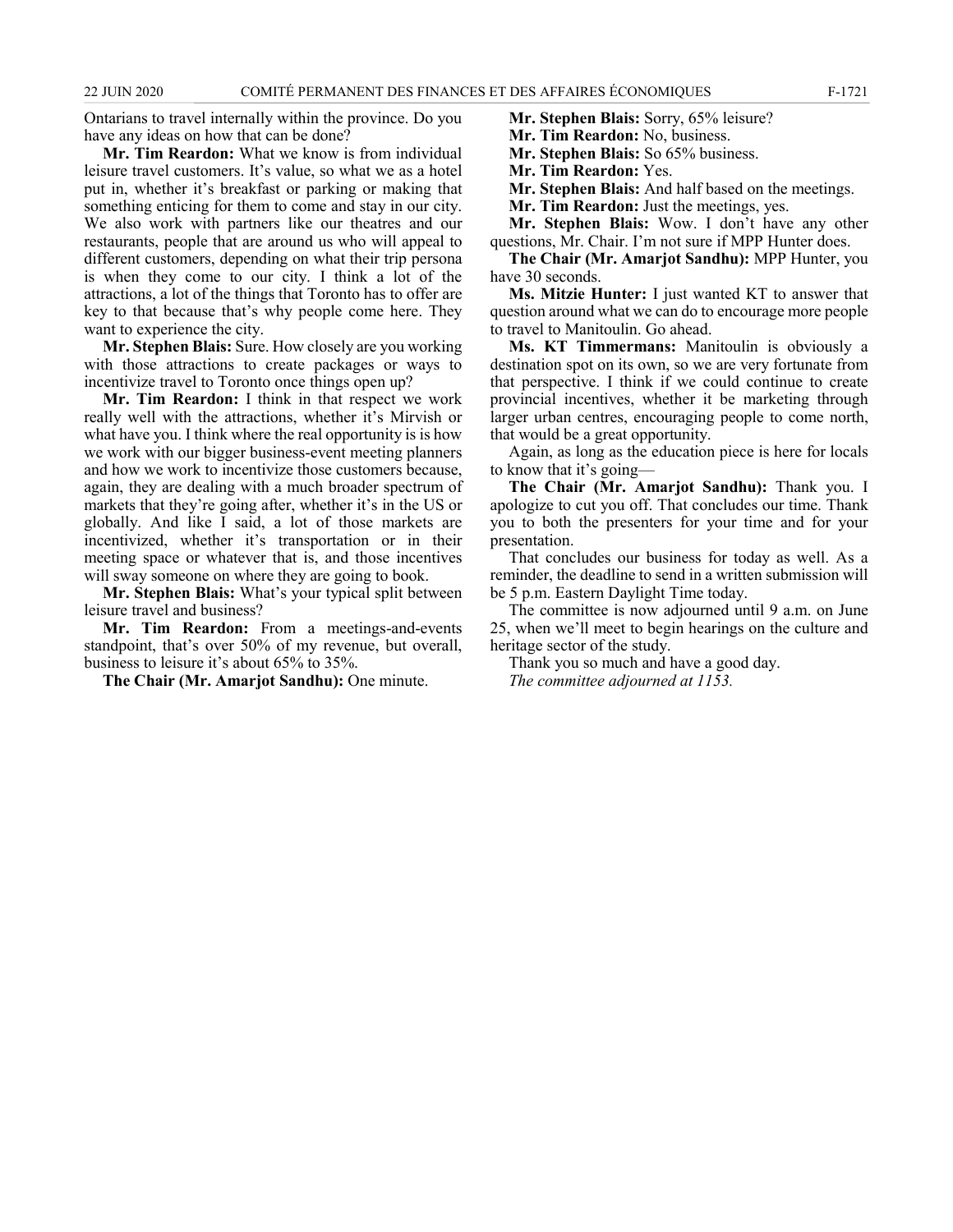Ontarians to travel internally within the province. Do you have any ideas on how that can be done?

**Mr. Tim Reardon:** What we know is from individual leisure travel customers. It's value, so what we as a hotel put in, whether it's breakfast or parking or making that something enticing for them to come and stay in our city. We also work with partners like our theatres and our restaurants, people that are around us who will appeal to different customers, depending on what their trip persona is when they come to our city. I think a lot of the attractions, a lot of the things that Toronto has to offer are key to that because that's why people come here. They want to experience the city.

**Mr. Stephen Blais:** Sure. How closely are you working with those attractions to create packages or ways to incentivize travel to Toronto once things open up?

**Mr. Tim Reardon:** I think in that respect we work really well with the attractions, whether it's Mirvish or what have you. I think where the real opportunity is is how we work with our bigger business-event meeting planners and how we work to incentivize those customers because, again, they are dealing with a much broader spectrum of markets that they're going after, whether it's in the US or globally. And like I said, a lot of those markets are incentivized, whether it's transportation or in their meeting space or whatever that is, and those incentives will sway someone on where they are going to book.

**Mr. Stephen Blais:** What's your typical split between leisure travel and business?

**Mr. Tim Reardon:** From a meetings-and-events standpoint, that's over 50% of my revenue, but overall, business to leisure it's about 65% to 35%.

**The Chair (Mr. Amarjot Sandhu):** One minute.

**Mr. Stephen Blais:** Sorry, 65% leisure?

**Mr. Tim Reardon:** No, business.

**Mr. Stephen Blais:** So 65% business.

**Mr. Tim Reardon:** Yes.

**Mr. Stephen Blais:** And half based on the meetings.

**Mr. Tim Reardon:** Just the meetings, yes.

**Mr. Stephen Blais:** Wow. I don't have any other questions, Mr. Chair. I'm not sure if MPP Hunter does.

**The Chair (Mr. Amarjot Sandhu):** MPP Hunter, you have 30 seconds.

**Ms. Mitzie Hunter:** I just wanted KT to answer that question around what we can do to encourage more people to travel to Manitoulin. Go ahead.

**Ms. KT Timmermans:** Manitoulin is obviously a destination spot on its own, so we are very fortunate from that perspective. I think if we could continue to create provincial incentives, whether it be marketing through larger urban centres, encouraging people to come north, that would be a great opportunity.

Again, as long as the education piece is here for locals to know that it's going—

**The Chair (Mr. Amarjot Sandhu):** Thank you. I apologize to cut you off. That concludes our time. Thank you to both the presenters for your time and for your presentation.

That concludes our business for today as well. As a reminder, the deadline to send in a written submission will be 5 p.m. Eastern Daylight Time today.

The committee is now adjourned until 9 a.m. on June 25, when we'll meet to begin hearings on the culture and heritage sector of the study.

Thank you so much and have a good day.

*The committee adjourned at 1153.*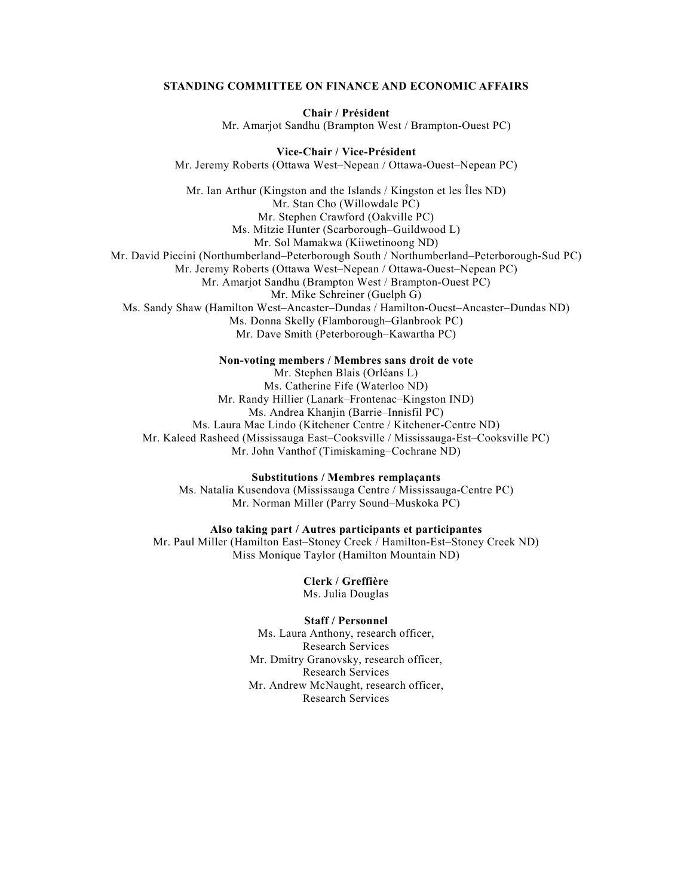**STANDING COMMITTEE ON FINANCE AND ECONOMIC AFFAIRS**

**Chair / Président**
Mr. Amarjot Sandhu (Brampton West / Brampton-Ouest PC)

**Vice-Chair / Vice-Président**
Mr. Jeremy Roberts (Ottawa West–Nepean / Ottawa-Ouest–Nepean PC)

Mr. Ian Arthur (Kingston and the Islands / Kingston et les Îles ND)
Mr. Stan Cho (Willowdale PC)
Mr. Stephen Crawford (Oakville PC)
Ms. Mitzie Hunter (Scarborough–Guildwood L)
Mr. Sol Mamakwa (Kiiwetinoong ND)
Mr. David Piccini (Northumberland–Peterborough South / Northumberland–Peterborough-Sud PC)
Mr. Jeremy Roberts (Ottawa West–Nepean / Ottawa-Ouest–Nepean PC)
Mr. Amarjot Sandhu (Brampton West / Brampton-Ouest PC)
Mr. Mike Schreiner (Guelph G)
Ms. Sandy Shaw (Hamilton West–Ancaster–Dundas / Hamilton-Ouest–Ancaster–Dundas ND)
Ms. Donna Skelly (Flamborough–Glanbrook PC)
Mr. Dave Smith (Peterborough–Kawartha PC)

**Non-voting members / Membres sans droit de vote**
Mr. Stephen Blais (Orléans L)
Ms. Catherine Fife (Waterloo ND)
Mr. Randy Hillier (Lanark–Frontenac–Kingston IND)
Ms. Andrea Khanjin (Barrie–Innisfil PC)
Ms. Laura Mae Lindo (Kitchener Centre / Kitchener-Centre ND)
Mr. Kaleed Rasheed (Mississauga East–Cooksville / Mississauga-Est–Cooksville PC)
Mr. John Vanthof (Timiskaming–Cochrane ND)

**Substitutions / Membres remplaçants**
Ms. Natalia Kusendova (Mississauga Centre / Mississauga-Centre PC)
Mr. Norman Miller (Parry Sound–Muskoka PC)

**Also taking part / Autres participants et participantes**
Mr. Paul Miller (Hamilton East–Stoney Creek / Hamilton-Est–Stoney Creek ND)
Miss Monique Taylor (Hamilton Mountain ND)

**Clerk / Greffière**
Ms. Julia Douglas

**Staff / Personnel**
Ms. Laura Anthony, research officer,
Research Services
Mr. Dmitry Granovsky, research officer,
Research Services
Mr. Andrew McNaught, research officer,
Research Services